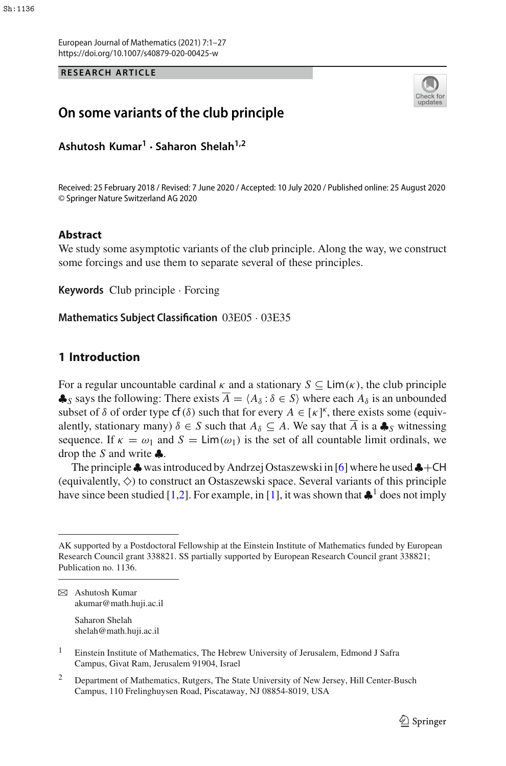RESEARCH ARTICLE

# On some variants of the club principle

**Ashutosh Kumar[1] · Saharon Shelah[1,2]**

Received: 25 February 2018 / Revised: 7 June 2020 / Accepted: 10 July 2020 / Published online: 25 August 2020
© Springer Nature Switzerland AG 2020

## Abstract

We study some asymptotic variants of the club principle. Along the way, we construct some forcings and use them to separate several of these principles.

**Keywords** Club principle · Forcing

**Mathematics Subject Classification** 03E05 · 03E35

## 1 Introduction

For a regular uncountable cardinal $\kappa$ and a stationary $S \subseteq \mathsf{Lim}(\kappa)$, the club principle $\clubsuit_S$ says the following: There exists $\overline{A} = \langle A_\delta : \delta \in S\rangle$ where each $A_\delta$ is an unbounded subset of $\delta$ of order type $\mathsf{cf}(\delta)$ such that for every $A \in [\kappa]^\kappa$, there exists some (equivalently, stationary many) $\delta \in S$ such that $A_\delta \subseteq A$. We say that $\overline{A}$ is a $\clubsuit_S$ witnessing sequence. If $\kappa = \omega_1$ and $S = \mathsf{Lim}(\omega_1)$ is the set of all countable limit ordinals, we drop the $S$ and write $\clubsuit$.

The principle $\clubsuit$ was introduced by Andrzej Ostaszewski in [6] where he used $\clubsuit$+CH (equivalently, $\diamondsuit$) to construct an Ostaszewski space. Several variants of this principle have since been studied [1,2]. For example, in [1], it was shown that $\clubsuit^1$ does not imply

---

AK supported by a Postdoctoral Fellowship at the Einstein Institute of Mathematics funded by European Research Council grant 338821. SS partially supported by European Research Council grant 338821; Publication no. 1136.

✉ Ashutosh Kumar
akumar@math.huji.ac.il

Saharon Shelah
shelah@math.huji.ac.il

[1] Einstein Institute of Mathematics, The Hebrew University of Jerusalem, Edmond J Safra Campus, Givat Ram, Jerusalem 91904, Israel

[2] Department of Mathematics, Rutgers, The State University of New Jersey, Hill Center-Busch Campus, 110 Frelinghuysen Road, Piscataway, NJ 08854-8019, USA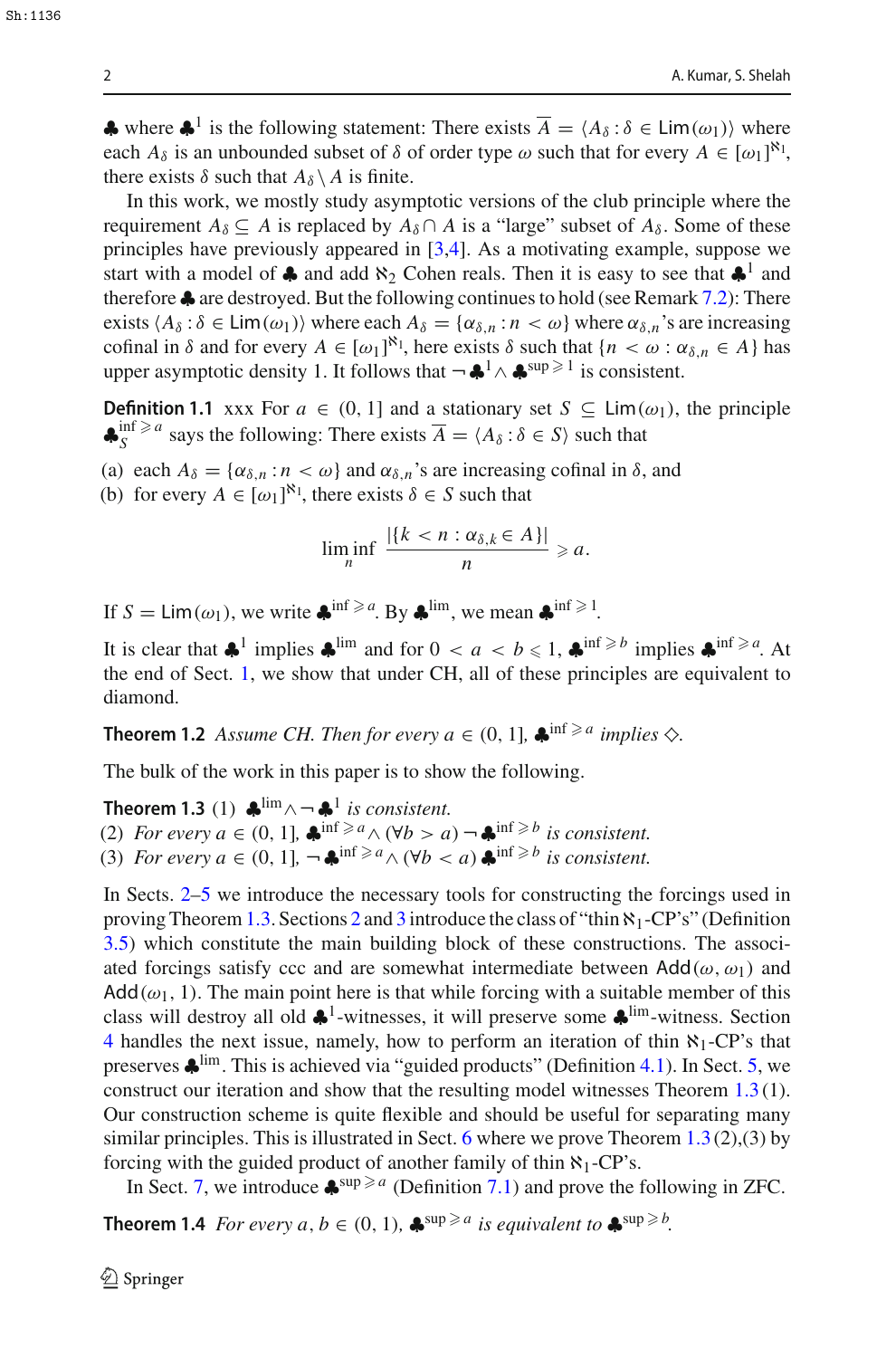$\clubsuit$ where $\clubsuit^1$ is the following statement: There exists $\overline{A} = \langle A_\delta : \delta \in \mathsf{Lim}(\omega_1)\rangle$ where each $A_\delta$ is an unbounded subset of $\delta$ of order type $\omega$ such that for every $A \in [\omega_1]^{\aleph_1}$, there exists $\delta$ such that $A_\delta \setminus A$ is finite.

In this work, we mostly study asymptotic versions of the club principle where the requirement $A_\delta \subseteq A$ is replaced by $A_\delta \cap A$ is a "large" subset of $A_\delta$. Some of these principles have previously appeared in [3,4]. As a motivating example, suppose we start with a model of $\clubsuit$ and add $\aleph_2$ Cohen reals. Then it is easy to see that $\clubsuit^1$ and therefore $\clubsuit$ are destroyed. But the following continues to hold (see Remark 7.2): There exists $\langle A_\delta : \delta \in \mathsf{Lim}(\omega_1)\rangle$ where each $A_\delta = \{\alpha_{\delta,n} : n < \omega\}$ where $\alpha_{\delta,n}$'s are increasing cofinal in $\delta$ and for every $A \in [\omega_1]^{\aleph_1}$, here exists $\delta$ such that $\{n < \omega : \alpha_{\delta,n} \in A\}$ has upper asymptotic density 1. It follows that $\neg\clubsuit^1 \wedge \clubsuit^{\sup \geqslant 1}$ is consistent.

**Definition 1.1** xxx For $a \in (0, 1]$ and a stationary set $S \subseteq \mathsf{Lim}(\omega_1)$, the principle $\clubsuit_S^{\inf \geqslant a}$ says the following: There exists $\overline{A} = \langle A_\delta : \delta \in S\rangle$ such that

(a) each $A_\delta = \{\alpha_{\delta,n} : n < \omega\}$ and $\alpha_{\delta,n}$'s are increasing cofinal in $\delta$, and
(b) for every $A \in [\omega_1]^{\aleph_1}$, there exists $\delta \in S$ such that

$$\liminf_n \frac{|\{k < n : \alpha_{\delta,k} \in A\}|}{n} \geqslant a.$$

If $S = \mathsf{Lim}(\omega_1)$, we write $\clubsuit^{\inf \geqslant a}$. By $\clubsuit^{\lim}$, we mean $\clubsuit^{\inf \geqslant 1}$.

It is clear that $\clubsuit^1$ implies $\clubsuit^{\lim}$ and for $0 < a < b \leqslant 1$, $\clubsuit^{\inf \geqslant b}$ implies $\clubsuit^{\inf \geqslant a}$. At the end of Sect. 1, we show that under CH, all of these principles are equivalent to diamond.

**Theorem 1.2** *Assume CH. Then for every $a \in (0, 1]$, $\clubsuit^{\inf \geqslant a}$ implies $\diamondsuit$.*

The bulk of the work in this paper is to show the following.

**Theorem 1.3** (1) *$\clubsuit^{\lim} \wedge \neg\clubsuit^1$ is consistent.*
(2) *For every $a \in (0, 1]$, $\clubsuit^{\inf \geqslant a} \wedge (\forall b > a)\, \neg\clubsuit^{\inf \geqslant b}$ is consistent.*
(3) *For every $a \in (0, 1]$, $\neg\clubsuit^{\inf \geqslant a} \wedge (\forall b < a)\, \clubsuit^{\inf \geqslant b}$ is consistent.*

In Sects. 2–5 we introduce the necessary tools for constructing the forcings used in proving Theorem 1.3. Sections 2 and 3 introduce the class of "thin $\aleph_1$-CP's" (Definition 3.5) which constitute the main building block of these constructions. The associated forcings satisfy ccc and are somewhat intermediate between $\mathsf{Add}(\omega, \omega_1)$ and $\mathsf{Add}(\omega_1, 1)$. The main point here is that while forcing with a suitable member of this class will destroy all old $\clubsuit^1$-witnesses, it will preserve some $\clubsuit^{\lim}$-witness. Section 4 handles the next issue, namely, how to perform an iteration of thin $\aleph_1$-CP's that preserves $\clubsuit^{\lim}$. This is achieved via "guided products" (Definition 4.1). In Sect. 5, we construct our iteration and show that the resulting model witnesses Theorem 1.3 (1). Our construction scheme is quite flexible and should be useful for separating many similar principles. This is illustrated in Sect. 6 where we prove Theorem 1.3 (2),(3) by forcing with the guided product of another family of thin $\aleph_1$-CP's.

In Sect. 7, we introduce $\clubsuit^{\sup \geqslant a}$ (Definition 7.1) and prove the following in ZFC.

**Theorem 1.4** *For every $a, b \in (0, 1)$, $\clubsuit^{\sup \geqslant a}$ is equivalent to $\clubsuit^{\sup \geqslant b}$.*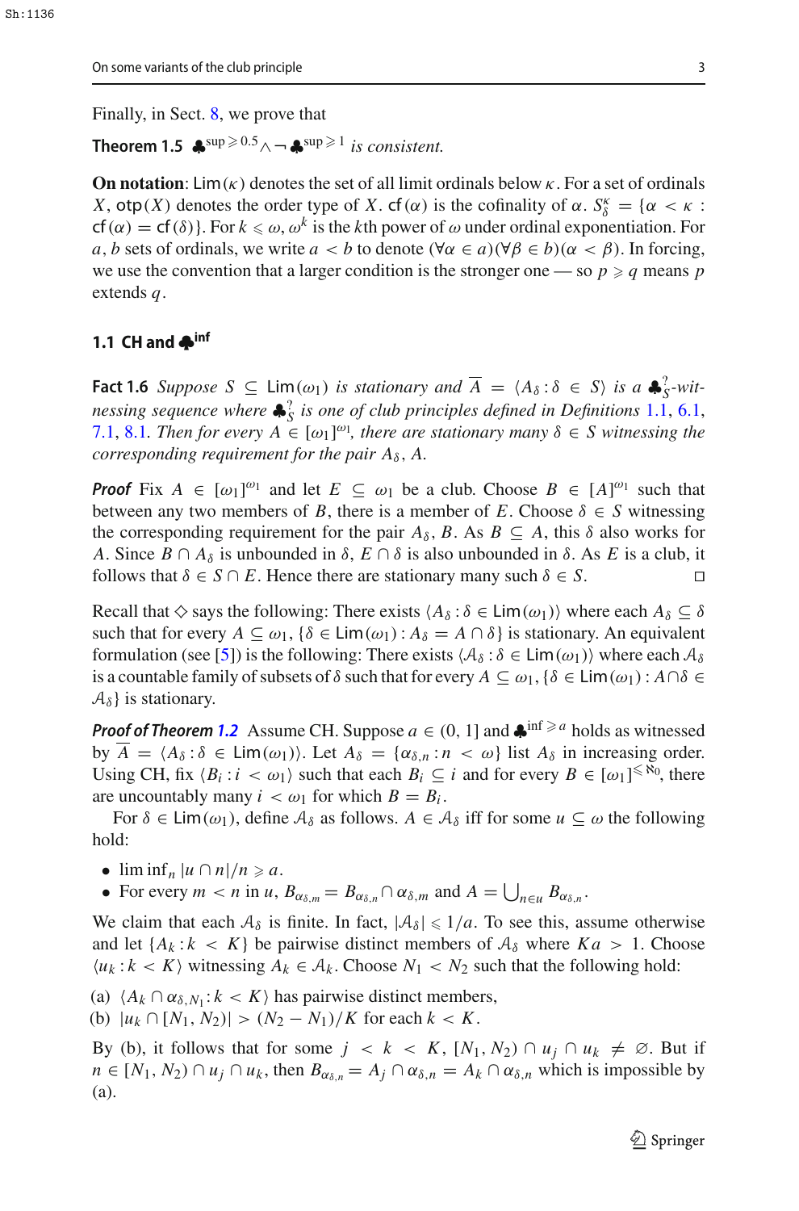Finally, in Sect. 8, we prove that

**Theorem 1.5** $\clubsuit^{\sup \geqslant 0.5} \wedge \neg \clubsuit^{\sup \geqslant 1}$ *is consistent.*

**On notation**: $\mathsf{Lim}(\kappa)$ denotes the set of all limit ordinals below $\kappa$. For a set of ordinals $X$, $\mathsf{otp}(X)$ denotes the order type of $X$. $\mathsf{cf}(\alpha)$ is the cofinality of $\alpha$. $S^{\kappa}_{\delta} = \{\alpha < \kappa : \mathsf{cf}(\alpha) = \mathsf{cf}(\delta)\}$. For $k \leqslant \omega$, $\omega^k$ is the $k$th power of $\omega$ under ordinal exponentiation. For $a, b$ sets of ordinals, we write $a < b$ to denote $(\forall \alpha \in a)(\forall \beta \in b)(\alpha < \beta)$. In forcing, we use the convention that a larger condition is the stronger one — so $p \geqslant q$ means $p$ extends $q$.

### 1.1 CH and $\clubsuit^{\inf}$

**Fact 1.6** *Suppose $S \subseteq \mathsf{Lim}(\omega_1)$ is stationary and $\overline{A} = \langle A_\delta : \delta \in S\rangle$ is a $\clubsuit^{?}_{S}$-witnessing sequence where $\clubsuit^{?}_{S}$ is one of club principles defined in Definitions 1.1, 6.1, 7.1, 8.1. Then for every $A \in [\omega_1]^{\omega_1}$, there are stationary many $\delta \in S$ witnessing the corresponding requirement for the pair $A_\delta, A$.*

***Proof*** Fix $A \in [\omega_1]^{\omega_1}$ and let $E \subseteq \omega_1$ be a club. Choose $B \in [A]^{\omega_1}$ such that between any two members of $B$, there is a member of $E$. Choose $\delta \in S$ witnessing the corresponding requirement for the pair $A_\delta, B$. As $B \subseteq A$, this $\delta$ also works for $A$. Since $B \cap A_\delta$ is unbounded in $\delta$, $E \cap \delta$ is also unbounded in $\delta$. As $E$ is a club, it follows that $\delta \in S \cap E$. Hence there are stationary many such $\delta \in S$. □

Recall that $\diamondsuit$ says the following: There exists $\langle A_\delta : \delta \in \mathsf{Lim}(\omega_1)\rangle$ where each $A_\delta \subseteq \delta$ such that for every $A \subseteq \omega_1$, $\{\delta \in \mathsf{Lim}(\omega_1) : A_\delta = A \cap \delta\}$ is stationary. An equivalent formulation (see [5]) is the following: There exists $\langle \mathcal{A}_\delta : \delta \in \mathsf{Lim}(\omega_1)\rangle$ where each $\mathcal{A}_\delta$ is a countable family of subsets of $\delta$ such that for every $A \subseteq \omega_1$, $\{\delta \in \mathsf{Lim}(\omega_1) : A \cap \delta \in \mathcal{A}_\delta\}$ is stationary.

***Proof of Theorem 1.2*** Assume CH. Suppose $a \in (0, 1]$ and $\clubsuit^{\inf \geqslant a}$ holds as witnessed by $\overline{A} = \langle A_\delta : \delta \in \mathsf{Lim}(\omega_1)\rangle$. Let $A_\delta = \{\alpha_{\delta,n} : n < \omega\}$ list $A_\delta$ in increasing order. Using CH, fix $\langle B_i : i < \omega_1\rangle$ such that each $B_i \subseteq i$ and for every $B \in [\omega_1]^{\leqslant \aleph_0}$, there are uncountably many $i < \omega_1$ for which $B = B_i$.

For $\delta \in \mathsf{Lim}(\omega_1)$, define $\mathcal{A}_\delta$ as follows. $A \in \mathcal{A}_\delta$ iff for some $u \subseteq \omega$ the following hold:

- $\liminf_n |u \cap n|/n \geqslant a$.
- For every $m < n$ in $u$, $B_{\alpha_{\delta,m}} = B_{\alpha_{\delta,n}} \cap \alpha_{\delta,m}$ and $A = \bigcup_{n \in u} B_{\alpha_{\delta,n}}$.

We claim that each $\mathcal{A}_\delta$ is finite. In fact, $|\mathcal{A}_\delta| \leqslant 1/a$. To see this, assume otherwise and let $\{A_k : k < K\}$ be pairwise distinct members of $\mathcal{A}_\delta$ where $Ka > 1$. Choose $\langle u_k : k < K\rangle$ witnessing $A_k \in \mathcal{A}_k$. Choose $N_1 < N_2$ such that the following hold:

(a) $\langle A_k \cap \alpha_{\delta,N_1} : k < K\rangle$ has pairwise distinct members,
(b) $|u_k \cap [N_1, N_2)| > (N_2 - N_1)/K$ for each $k < K$.

By (b), it follows that for some $j < k < K$, $[N_1, N_2) \cap u_j \cap u_k \neq \varnothing$. But if $n \in [N_1, N_2) \cap u_j \cap u_k$, then $B_{\alpha_{\delta,n}} = A_j \cap \alpha_{\delta,n} = A_k \cap \alpha_{\delta,n}$ which is impossible by (a).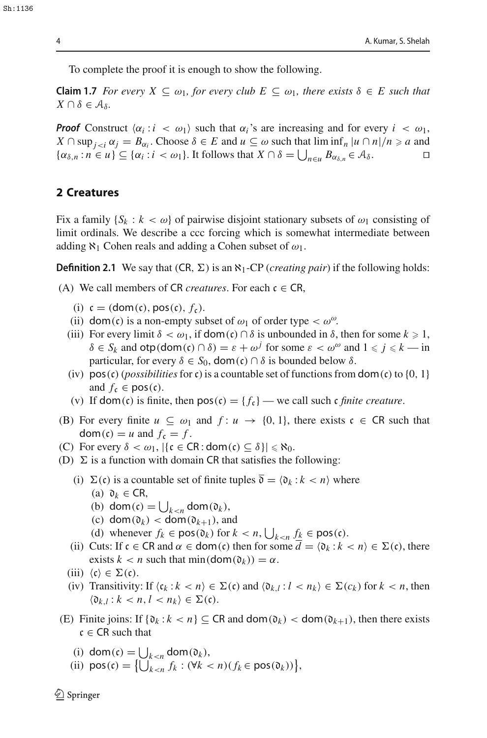To complete the proof it is enough to show the following.

**Claim 1.7** *For every $X \subseteq \omega_1$, for every club $E \subseteq \omega_1$, there exists $\delta \in E$ such that $X \cap \delta \in \mathcal{A}_\delta$.*

***Proof*** Construct $\langle \alpha_i : i < \omega_1 \rangle$ such that $\alpha_i$'s are increasing and for every $i < \omega_1$, $X \cap \sup_{j<i} \alpha_j = B_{\alpha_i}$. Choose $\delta \in E$ and $u \subseteq \omega$ such that $\liminf_n |u \cap n|/n \geqslant a$ and $\{\alpha_{\delta,n} : n \in u\} \subseteq \{\alpha_i : i < \omega_1\}$. It follows that $X \cap \delta = \bigcup_{n \in u} B_{\alpha_{\delta,n}} \in \mathcal{A}_\delta$. □

## 2 Creatures

Fix a family $\{S_k : k < \omega\}$ of pairwise disjoint stationary subsets of $\omega_1$ consisting of limit ordinals. We describe a ccc forcing which is somewhat intermediate between adding $\aleph_1$ Cohen reals and adding a Cohen subset of $\omega_1$.

**Definition 2.1** We say that $(\mathsf{CR}, \Sigma)$ is an $\aleph_1$-CP (*creating pair*) if the following holds:

(A) We call members of $\mathsf{CR}$ *creatures*. For each $\mathfrak{c} \in \mathsf{CR}$,

  (i) $\mathfrak{c} = (\mathsf{dom}(\mathfrak{c}), \mathsf{pos}(\mathfrak{c}), f_\mathfrak{c})$.
  
  (ii) $\mathsf{dom}(\mathfrak{c})$ is a non-empty subset of $\omega_1$ of order type $< \omega^\omega$.
  
  (iii) For every limit $\delta < \omega_1$, if $\mathsf{dom}(\mathfrak{c}) \cap \delta$ is unbounded in $\delta$, then for some $k \geqslant 1$, $\delta \in S_k$ and $\mathsf{otp}(\mathsf{dom}(\mathfrak{c}) \cap \delta) = \varepsilon + \omega^j$ for some $\varepsilon < \omega^\omega$ and $1 \leqslant j \leqslant k$ — in particular, for every $\delta \in S_0$, $\mathsf{dom}(\mathfrak{c}) \cap \delta$ is bounded below $\delta$.
  
  (iv) $\mathsf{pos}(\mathfrak{c})$ (*possibilities* for $\mathfrak{c}$) is a countable set of functions from $\mathsf{dom}(\mathfrak{c})$ to $\{0, 1\}$ and $f_\mathfrak{c} \in \mathsf{pos}(\mathfrak{c})$.
  
  (v) If $\mathsf{dom}(\mathfrak{c})$ is finite, then $\mathsf{pos}(\mathfrak{c}) = \{f_\mathfrak{c}\}$ — we call such $\mathfrak{c}$ *finite creature*.

(B) For every finite $u \subseteq \omega_1$ and $f : u \to \{0, 1\}$, there exists $\mathfrak{c} \in \mathsf{CR}$ such that $\mathsf{dom}(\mathfrak{c}) = u$ and $f_\mathfrak{c} = f$.

(C) For every $\delta < \omega_1$, $|\{\mathfrak{c} \in \mathsf{CR} : \mathsf{dom}(\mathfrak{c}) \subseteq \delta\}| \leqslant \aleph_0$.

(D) $\Sigma$ is a function with domain $\mathsf{CR}$ that satisfies the following:

  (i) $\Sigma(\mathfrak{c})$ is a countable set of finite tuples $\overline{\mathfrak{d}} = \langle \mathfrak{d}_k : k < n \rangle$ where
  
    (a) $\mathfrak{d}_k \in \mathsf{CR}$,
    
    (b) $\mathsf{dom}(\mathfrak{c}) = \bigcup_{k<n} \mathsf{dom}(\mathfrak{d}_k)$,
    
    (c) $\mathsf{dom}(\mathfrak{d}_k) < \mathsf{dom}(\mathfrak{d}_{k+1})$, and
    
    (d) whenever $f_k \in \mathsf{pos}(\mathfrak{d}_k)$ for $k < n$, $\bigcup_{k<n} f_k \in \mathsf{pos}(\mathfrak{c})$.
    
  (ii) Cuts: If $\mathfrak{c} \in \mathsf{CR}$ and $\alpha \in \mathsf{dom}(\mathfrak{c})$ then for some $\overline{d} = \langle \mathfrak{d}_k : k < n \rangle \in \Sigma(\mathfrak{c})$, there exists $k < n$ such that $\min(\mathsf{dom}(\mathfrak{d}_k)) = \alpha$.
  
  (iii) $\langle \mathfrak{c} \rangle \in \Sigma(\mathfrak{c})$.
  
  (iv) Transitivity: If $\langle \mathfrak{c}_k : k < n \rangle \in \Sigma(\mathfrak{c})$ and $\langle \mathfrak{d}_{k,l} : l < n_k \rangle \in \Sigma(c_k)$ for $k < n$, then $\langle \mathfrak{d}_{k,l} : k < n, l < n_k \rangle \in \Sigma(\mathfrak{c})$.

(E) Finite joins: If $\{\mathfrak{d}_k : k < n\} \subseteq \mathsf{CR}$ and $\mathsf{dom}(\mathfrak{d}_k) < \mathsf{dom}(\mathfrak{d}_{k+1})$, then there exists $\mathfrak{c} \in \mathsf{CR}$ such that

  (i) $\mathsf{dom}(\mathfrak{c}) = \bigcup_{k<n} \mathsf{dom}(\mathfrak{d}_k)$,
  
  (ii) $\mathsf{pos}(\mathfrak{c}) = \left\{\bigcup_{k<n} f_k : (\forall k < n)(f_k \in \mathsf{pos}(\mathfrak{d}_k))\right\}$,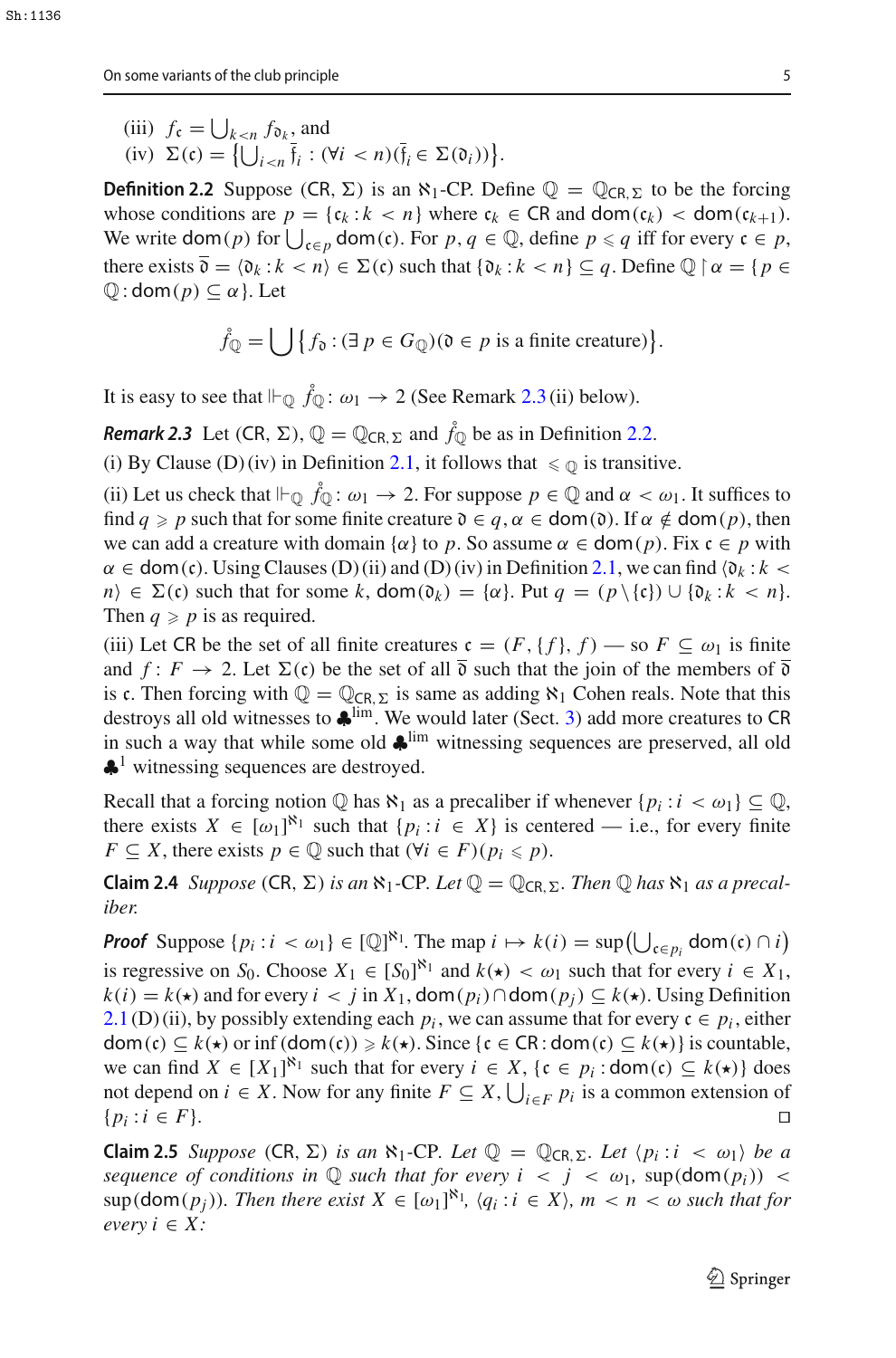(iii) $f_{\mathfrak{c}} = \bigcup_{k<n} f_{\mathfrak{d}_k}$, and

(iv) $\Sigma(\mathfrak{c}) = \left\{\bigcup_{i<n} \bar{\mathfrak{f}}_i : (\forall i < n)(\bar{\mathfrak{f}}_i \in \Sigma(\mathfrak{d}_i))\right\}$.

**Definition 2.2** Suppose $(\mathsf{CR}, \Sigma)$ is an $\aleph_1$-CP. Define $\mathbb{Q} = \mathbb{Q}_{\mathsf{CR},\Sigma}$ to be the forcing whose conditions are $p = \{\mathfrak{c}_k : k < n\}$ where $\mathfrak{c}_k \in \mathsf{CR}$ and $\mathsf{dom}(\mathfrak{c}_k) < \mathsf{dom}(\mathfrak{c}_{k+1})$. We write $\mathsf{dom}(p)$ for $\bigcup_{\mathfrak{c}\in p} \mathsf{dom}(\mathfrak{c})$. For $p, q \in \mathbb{Q}$, define $p \leqslant q$ iff for every $\mathfrak{c} \in p$, there exists $\bar{\mathfrak{d}} = \langle \mathfrak{d}_k : k < n\rangle \in \Sigma(\mathfrak{c})$ such that $\{\mathfrak{d}_k : k < n\} \subseteq q$. Define $\mathbb{Q} \restriction \alpha = \{p \in \mathbb{Q} : \mathsf{dom}(p) \subseteq \alpha\}$. Let

$$\mathring{f}_{\mathbb{Q}} = \bigcup \left\{ f_{\mathfrak{d}} : (\exists\, p \in G_{\mathbb{Q}})(\mathfrak{d} \in p \text{ is a finite creature})\right\}.$$

It is easy to see that $\Vdash_{\mathbb{Q}} \mathring{f}_{\mathbb{Q}} \colon \omega_1 \to 2$ (See Remark 2.3 (ii) below).

***Remark 2.3*** Let $(\mathsf{CR}, \Sigma)$, $\mathbb{Q} = \mathbb{Q}_{\mathsf{CR},\Sigma}$ and $\mathring{f}_{\mathbb{Q}}$ be as in Definition 2.2.

(i) By Clause (D) (iv) in Definition 2.1, it follows that $\leqslant_{\mathbb{Q}}$ is transitive.

(ii) Let us check that $\Vdash_{\mathbb{Q}} \mathring{f}_{\mathbb{Q}} \colon \omega_1 \to 2$. For suppose $p \in \mathbb{Q}$ and $\alpha < \omega_1$. It suffices to find $q \geqslant p$ such that for some finite creature $\mathfrak{d} \in q$, $\alpha \in \mathsf{dom}(\mathfrak{d})$. If $\alpha \notin \mathsf{dom}(p)$, then we can add a creature with domain $\{\alpha\}$ to $p$. So assume $\alpha \in \mathsf{dom}(p)$. Fix $\mathfrak{c} \in p$ with $\alpha \in \mathsf{dom}(\mathfrak{c})$. Using Clauses (D) (ii) and (D) (iv) in Definition 2.1, we can find $\langle \mathfrak{d}_k : k < n\rangle \in \Sigma(\mathfrak{c})$ such that for some $k$, $\mathsf{dom}(\mathfrak{d}_k) = \{\alpha\}$. Put $q = (p\setminus\{\mathfrak{c}\}) \cup \{\mathfrak{d}_k : k < n\}$. Then $q \geqslant p$ is as required.

(iii) Let $\mathsf{CR}$ be the set of all finite creatures $\mathfrak{c} = (F, \{f\}, f)$ — so $F \subseteq \omega_1$ is finite and $f : F \to 2$. Let $\Sigma(\mathfrak{c})$ be the set of all $\bar{\mathfrak{d}}$ such that the join of the members of $\bar{\mathfrak{d}}$ is $\mathfrak{c}$. Then forcing with $\mathbb{Q} = \mathbb{Q}_{\mathsf{CR},\Sigma}$ is same as adding $\aleph_1$ Cohen reals. Note that this destroys all old witnesses to $\clubsuit^{\mathrm{lim}}$. We would later (Sect. 3) add more creatures to $\mathsf{CR}$ in such a way that while some old $\clubsuit^{\mathrm{lim}}$ witnessing sequences are preserved, all old $\clubsuit^{1}$ witnessing sequences are destroyed.

Recall that a forcing notion $\mathbb{Q}$ has $\aleph_1$ as a precaliber if whenever $\{p_i : i < \omega_1\} \subseteq \mathbb{Q}$, there exists $X \in [\omega_1]^{\aleph_1}$ such that $\{p_i : i \in X\}$ is centered — i.e., for every finite $F \subseteq X$, there exists $p \in \mathbb{Q}$ such that $(\forall i \in F)(p_i \leqslant p)$.

**Claim 2.4** *Suppose $(\mathsf{CR}, \Sigma)$ is an $\aleph_1$-CP. Let $\mathbb{Q} = \mathbb{Q}_{\mathsf{CR},\Sigma}$. Then $\mathbb{Q}$ has $\aleph_1$ as a precaliber.*

***Proof*** Suppose $\{p_i : i < \omega_1\} \in [\mathbb{Q}]^{\aleph_1}$. The map $i \mapsto k(i) = \sup\left(\bigcup_{\mathfrak{c}\in p_i} \mathsf{dom}(\mathfrak{c}) \cap i\right)$ is regressive on $S_0$. Choose $X_1 \in [S_0]^{\aleph_1}$ and $k(\star) < \omega_1$ such that for every $i \in X_1$, $k(i) = k(\star)$ and for every $i < j$ in $X_1$, $\mathsf{dom}(p_i) \cap \mathsf{dom}(p_j) \subseteq k(\star)$. Using Definition 2.1 (D) (ii), by possibly extending each $p_i$, we can assume that for every $\mathfrak{c} \in p_i$, either $\mathsf{dom}(\mathfrak{c}) \subseteq k(\star)$ or $\inf(\mathsf{dom}(\mathfrak{c})) \geqslant k(\star)$. Since $\{\mathfrak{c} \in \mathsf{CR} : \mathsf{dom}(\mathfrak{c}) \subseteq k(\star)\}$ is countable, we can find $X \in [X_1]^{\aleph_1}$ such that for every $i \in X$, $\{\mathfrak{c} \in p_i : \mathsf{dom}(\mathfrak{c}) \subseteq k(\star)\}$ does not depend on $i \in X$. Now for any finite $F \subseteq X$, $\bigcup_{i\in F} p_i$ is a common extension of $\{p_i : i \in F\}$. $\square$

**Claim 2.5** *Suppose $(\mathsf{CR}, \Sigma)$ is an $\aleph_1$-CP. Let $\mathbb{Q} = \mathbb{Q}_{\mathsf{CR},\Sigma}$. Let $\langle p_i : i < \omega_1\rangle$ be a sequence of conditions in $\mathbb{Q}$ such that for every $i < j < \omega_1$, $\sup(\mathsf{dom}(p_i)) < \sup(\mathsf{dom}(p_j))$. Then there exist $X \in [\omega_1]^{\aleph_1}$, $\langle q_i : i \in X\rangle$, $m < n < \omega$ such that for every $i \in X$:*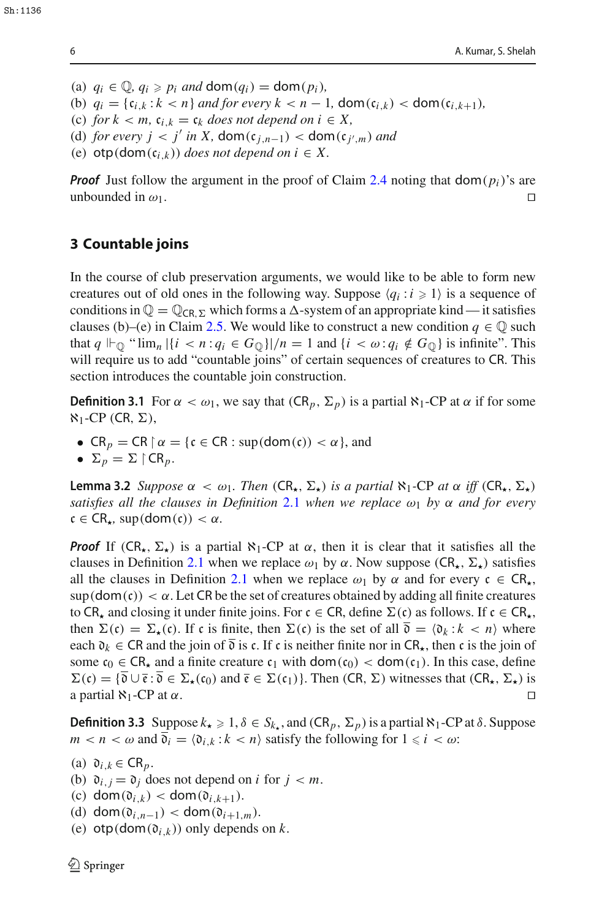(a) $q_i \in \mathbb{Q}$, $q_i \geqslant p_i$ and $\mathsf{dom}(q_i) = \mathsf{dom}(p_i)$,
(b) $q_i = \{\mathfrak{c}_{i,k} : k < n\}$ and for every $k < n - 1$, $\mathsf{dom}(\mathfrak{c}_{i,k}) < \mathsf{dom}(\mathfrak{c}_{i,k+1})$,
(c) for $k < m$, $\mathfrak{c}_{i,k} = \mathfrak{c}_k$ does not depend on $i \in X$,
(d) for every $j < j'$ in $X$, $\mathsf{dom}(\mathfrak{c}_{j,n-1}) < \mathsf{dom}(\mathfrak{c}_{j',m})$ and
(e) $\mathsf{otp}(\mathsf{dom}(\mathfrak{c}_{i,k}))$ does not depend on $i \in X$.

***Proof*** Just follow the argument in the proof of Claim 2.4 noting that $\mathsf{dom}(p_i)$'s are unbounded in $\omega_1$. □

## 3 Countable joins

In the course of club preservation arguments, we would like to be able to form new creatures out of old ones in the following way. Suppose $\langle q_i : i \geqslant 1\rangle$ is a sequence of conditions in $\mathbb{Q} = \mathbb{Q}_{\mathsf{CR},\Sigma}$ which forms a $\Delta$-system of an appropriate kind — it satisfies clauses (b)–(e) in Claim 2.5. We would like to construct a new condition $q \in \mathbb{Q}$ such that $q \Vdash_{\mathbb{Q}}$ "$\lim_n |\{i < n : q_i \in G_{\mathbb{Q}}\}|/n = 1$ and $\{i < \omega : q_i \notin G_{\mathbb{Q}}\}$ is infinite". This will require us to add "countable joins" of certain sequences of creatures to $\mathsf{CR}$. This section introduces the countable join construction.

**Definition 3.1** For $\alpha < \omega_1$, we say that $(\mathsf{CR}_p, \Sigma_p)$ is a partial $\aleph_1$-CP at $\alpha$ if for some $\aleph_1$-CP $(\mathsf{CR}, \Sigma)$,

- $\mathsf{CR}_p = \mathsf{CR} \restriction \alpha = \{\mathfrak{c} \in \mathsf{CR} : \sup(\mathsf{dom}(\mathfrak{c})) < \alpha\}$, and
- $\Sigma_p = \Sigma \restriction \mathsf{CR}_p$.

**Lemma 3.2** *Suppose $\alpha < \omega_1$. Then $(\mathsf{CR}_\star, \Sigma_\star)$ is a partial $\aleph_1$-CP at $\alpha$ iff $(\mathsf{CR}_\star, \Sigma_\star)$ satisfies all the clauses in Definition 2.1 when we replace $\omega_1$ by $\alpha$ and for every $\mathfrak{c} \in \mathsf{CR}_\star$, $\sup(\mathsf{dom}(\mathfrak{c})) < \alpha$.*

***Proof*** If $(\mathsf{CR}_\star, \Sigma_\star)$ is a partial $\aleph_1$-CP at $\alpha$, then it is clear that it satisfies all the clauses in Definition 2.1 when we replace $\omega_1$ by $\alpha$. Now suppose $(\mathsf{CR}_\star, \Sigma_\star)$ satisfies all the clauses in Definition 2.1 when we replace $\omega_1$ by $\alpha$ and for every $\mathfrak{c} \in \mathsf{CR}_\star$, $\sup(\mathsf{dom}(\mathfrak{c})) < \alpha$. Let $\mathsf{CR}$ be the set of creatures obtained by adding all finite creatures to $\mathsf{CR}_\star$ and closing it under finite joins. For $\mathfrak{c} \in \mathsf{CR}$, define $\Sigma(\mathfrak{c})$ as follows. If $\mathfrak{c} \in \mathsf{CR}_\star$, then $\Sigma(\mathfrak{c}) = \Sigma_\star(\mathfrak{c})$. If $\mathfrak{c}$ is finite, then $\Sigma(\mathfrak{c})$ is the set of all $\overline{\mathfrak{d}} = \langle \mathfrak{d}_k : k < n\rangle$ where each $\mathfrak{d}_k \in \mathsf{CR}$ and the join of $\overline{\mathfrak{d}}$ is $\mathfrak{c}$. If $\mathfrak{c}$ is neither finite nor in $\mathsf{CR}_\star$, then $\mathfrak{c}$ is the join of some $\mathfrak{c}_0 \in \mathsf{CR}_\star$ and a finite creature $\mathfrak{c}_1$ with $\mathsf{dom}(\mathfrak{c}_0) < \mathsf{dom}(\mathfrak{c}_1)$. In this case, define $\Sigma(\mathfrak{c}) = \{\overline{\mathfrak{d}} \cup \overline{\mathfrak{e}} : \overline{\mathfrak{d}} \in \Sigma_\star(\mathfrak{c}_0) \text{ and } \overline{\mathfrak{e}} \in \Sigma(\mathfrak{c}_1)\}$. Then $(\mathsf{CR}, \Sigma)$ witnesses that $(\mathsf{CR}_\star, \Sigma_\star)$ is a partial $\aleph_1$-CP at $\alpha$. □

**Definition 3.3** Suppose $k_\star \geqslant 1$, $\delta \in S_{k_\star}$, and $(\mathsf{CR}_p, \Sigma_p)$ is a partial $\aleph_1$-CP at $\delta$. Suppose $m < n < \omega$ and $\overline{\mathfrak{d}}_i = \langle \mathfrak{d}_{i,k} : k < n\rangle$ satisfy the following for $1 \leqslant i < \omega$:

(a) $\mathfrak{d}_{i,k} \in \mathsf{CR}_p$.
(b) $\mathfrak{d}_{i,j} = \mathfrak{d}_j$ does not depend on $i$ for $j < m$.
(c) $\mathsf{dom}(\mathfrak{d}_{i,k}) < \mathsf{dom}(\mathfrak{d}_{i,k+1})$.
(d) $\mathsf{dom}(\mathfrak{d}_{i,n-1}) < \mathsf{dom}(\mathfrak{d}_{i+1,m})$.
(e) $\mathsf{otp}(\mathsf{dom}(\mathfrak{d}_{i,k}))$ only depends on $k$.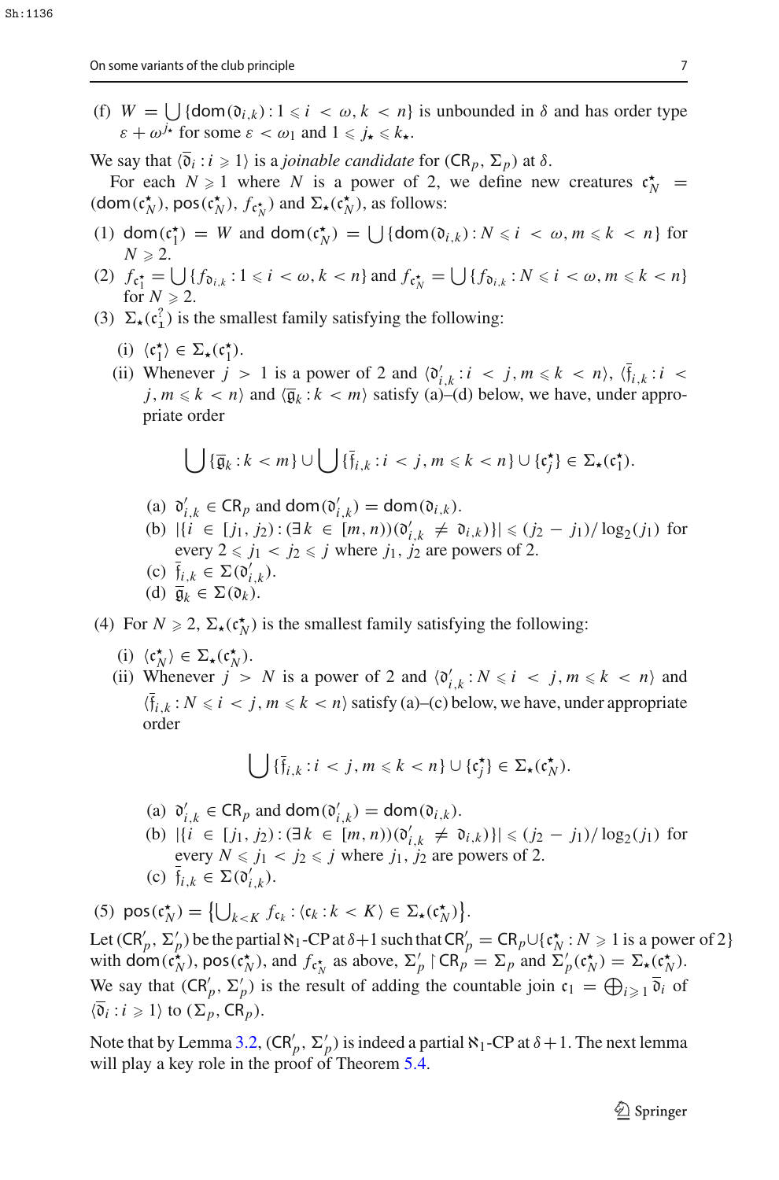(f) $W = \bigcup\{\mathrm{dom}(\mathfrak{d}_{i,k}) : 1 \leqslant i < \omega, k < n\}$ is unbounded in $\delta$ and has order type $\varepsilon + \omega^{j_\star}$ for some $\varepsilon < \omega_1$ and $1 \leqslant j_\star \leqslant k_\star$.

We say that $\langle \bar{\mathfrak{d}}_i : i \geqslant 1 \rangle$ is a *joinable candidate* for $(\mathsf{CR}_p, \Sigma_p)$ at $\delta$.

For each $N \geqslant 1$ where $N$ is a power of 2, we define new creatures $\mathfrak{c}_N^\star = (\mathrm{dom}(\mathfrak{c}_N^\star), \mathrm{pos}(\mathfrak{c}_N^\star), f_{\mathfrak{c}_N^\star})$ and $\Sigma_\star(\mathfrak{c}_N^\star)$, as follows:

(1) $\mathrm{dom}(\mathfrak{c}_1^\star) = W$ and $\mathrm{dom}(\mathfrak{c}_N^\star) = \bigcup\{\mathrm{dom}(\mathfrak{d}_{i,k}) : N \leqslant i < \omega, m \leqslant k < n\}$ for $N \geqslant 2$.

(2) $f_{\mathfrak{c}_1^\star} = \bigcup\{f_{\mathfrak{d}_{i,k}} : 1 \leqslant i < \omega, k < n\}$ and $f_{\mathfrak{c}_N^\star} = \bigcup\{f_{\mathfrak{d}_{i,k}} : N \leqslant i < \omega, m \leqslant k < n\}$ for $N \geqslant 2$.

(3) $\Sigma_\star(\mathfrak{c}_1^?)$ is the smallest family satisfying the following:

  (i) $\langle \mathfrak{c}_1^\star \rangle \in \Sigma_\star(\mathfrak{c}_1^\star)$.

  (ii) Whenever $j > 1$ is a power of 2 and $\langle \mathfrak{d}'_{i,k} : i < j, m \leqslant k < n \rangle$, $\langle \bar{\mathfrak{f}}_{i,k} : i < j, m \leqslant k < n \rangle$ and $\langle \bar{\mathfrak{g}}_k : k < m \rangle$ satisfy (a)–(d) below, we have, under appropriate order

$$\bigcup\{\bar{\mathfrak{g}}_k : k < m\} \cup \bigcup\{\bar{\mathfrak{f}}_{i,k} : i < j, m \leqslant k < n\} \cup \{\mathfrak{c}_j^\star\} \in \Sigma_\star(\mathfrak{c}_1^\star).$$

   (a) $\mathfrak{d}'_{i,k} \in \mathsf{CR}_p$ and $\mathrm{dom}(\mathfrak{d}'_{i,k}) = \mathrm{dom}(\mathfrak{d}_{i,k})$.

   (b) $|\{i \in [j_1, j_2) : (\exists k \in [m, n))(\mathfrak{d}'_{i,k} \neq \mathfrak{d}_{i,k})\}| \leqslant (j_2 - j_1)/\log_2(j_1)$ for every $2 \leqslant j_1 < j_2 \leqslant j$ where $j_1, j_2$ are powers of 2.

   (c) $\bar{\mathfrak{f}}_{i,k} \in \Sigma(\mathfrak{d}'_{i,k})$.

   (d) $\bar{\mathfrak{g}}_k \in \Sigma(\mathfrak{d}_k)$.

(4) For $N \geqslant 2$, $\Sigma_\star(\mathfrak{c}_N^\star)$ is the smallest family satisfying the following:

  (i) $\langle \mathfrak{c}_N^\star \rangle \in \Sigma_\star(\mathfrak{c}_N^\star)$.

  (ii) Whenever $j > N$ is a power of 2 and $\langle \mathfrak{d}'_{i,k} : N \leqslant i < j, m \leqslant k < n \rangle$ and $\langle \bar{\mathfrak{f}}_{i,k} : N \leqslant i < j, m \leqslant k < n \rangle$ satisfy (a)–(c) below, we have, under appropriate order

$$\bigcup\{\bar{\mathfrak{f}}_{i,k} : i < j, m \leqslant k < n\} \cup \{\mathfrak{c}_j^\star\} \in \Sigma_\star(\mathfrak{c}_N^\star).$$

   (a) $\mathfrak{d}'_{i,k} \in \mathsf{CR}_p$ and $\mathrm{dom}(\mathfrak{d}'_{i,k}) = \mathrm{dom}(\mathfrak{d}_{i,k})$.

   (b) $|\{i \in [j_1, j_2) : (\exists k \in [m, n))(\mathfrak{d}'_{i,k} \neq \mathfrak{d}_{i,k})\}| \leqslant (j_2 - j_1)/\log_2(j_1)$ for every $N \leqslant j_1 < j_2 \leqslant j$ where $j_1, j_2$ are powers of 2.

   (c) $\bar{\mathfrak{f}}_{i,k} \in \Sigma(\mathfrak{d}'_{i,k})$.

(5) $\mathrm{pos}(\mathfrak{c}_N^\star) = \left\{\bigcup_{k<K} f_{\mathfrak{c}_k} : \langle \mathfrak{c}_k : k < K \rangle \in \Sigma_\star(\mathfrak{c}_N^\star)\right\}$.

Let $(\mathsf{CR}'_p, \Sigma'_p)$ be the partial $\aleph_1$-CP at $\delta+1$ such that $\mathsf{CR}'_p = \mathsf{CR}_p \cup \{\mathfrak{c}_N^\star : N \geqslant 1 \text{ is a power of } 2\}$ with $\mathrm{dom}(\mathfrak{c}_N^\star)$, $\mathrm{pos}(\mathfrak{c}_N^\star)$, and $f_{\mathfrak{c}_N^\star}$ as above, $\Sigma'_p \restriction \mathsf{CR}_p = \Sigma_p$ and $\Sigma'_p(\mathfrak{c}_N^\star) = \Sigma_\star(\mathfrak{c}_N^\star)$. We say that $(\mathsf{CR}'_p, \Sigma'_p)$ is the result of adding the countable join $\mathfrak{c}_1 = \bigoplus_{i \geqslant 1} \bar{\mathfrak{d}}_i$ of $\langle \bar{\mathfrak{d}}_i : i \geqslant 1 \rangle$ to $(\Sigma_p, \mathsf{CR}_p)$.

Note that by Lemma 3.2, $(\mathsf{CR}'_p, \Sigma'_p)$ is indeed a partial $\aleph_1$-CP at $\delta+1$. The next lemma will play a key role in the proof of Theorem 5.4.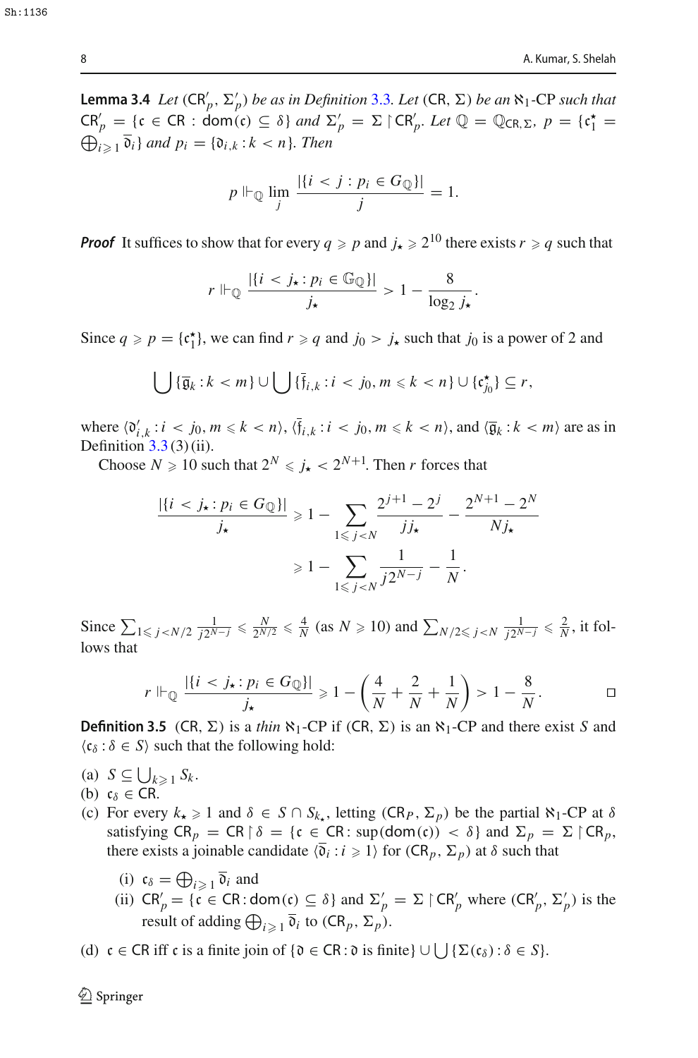**Lemma 3.4** *Let* $(\mathsf{CR}'_p, \Sigma'_p)$ *be as in Definition 3.3. Let* $(\mathsf{CR}, \Sigma)$ *be an* $\aleph_1$*-CP such that* $\mathsf{CR}'_p = \{\mathfrak{c} \in \mathsf{CR} : \mathrm{dom}(\mathfrak{c}) \subseteq \delta\}$ *and* $\Sigma'_p = \Sigma \restriction \mathsf{CR}'_p$*. Let* $\mathbb{Q} = \mathbb{Q}_{\mathsf{CR},\Sigma}$*,* $p = \{\mathfrak{c}^\star_1 = \bigoplus_{i \geqslant 1} \bar{\mathfrak{d}}_i\}$ *and* $p_i = \{\mathfrak{d}_{i,k} : k < n\}$*. Then*

$$p \Vdash_{\mathbb{Q}} \lim_j \frac{|\{i < j : p_i \in G_{\mathbb{Q}}\}|}{j} = 1.$$

***Proof*** It suffices to show that for every $q \geqslant p$ and $j_\star \geqslant 2^{10}$ there exists $r \geqslant q$ such that

$$r \Vdash_{\mathbb{Q}} \frac{|\{i < j_\star : p_i \in \mathbb{G}_{\mathbb{Q}}\}|}{j_\star} > 1 - \frac{8}{\log_2 j_\star}.$$

Since $q \geqslant p = \{\mathfrak{c}^\star_1\}$, we can find $r \geqslant q$ and $j_0 > j_\star$ such that $j_0$ is a power of 2 and

$$\bigcup\{\bar{\mathfrak{g}}_k : k < m\} \cup \bigcup\{\bar{\mathfrak{f}}_{i,k} : i < j_0, m \leqslant k < n\} \cup \{\mathfrak{c}^\star_{j_0}\} \subseteq r,$$

where $\langle \mathfrak{d}'_{i,k} : i < j_0, m \leqslant k < n\rangle$, $\langle \bar{\mathfrak{f}}_{i,k} : i < j_0, m \leqslant k < n\rangle$, and $\langle \bar{\mathfrak{g}}_k : k < m\rangle$ are as in Definition 3.3 (3) (ii).

Choose $N \geqslant 10$ such that $2^N \leqslant j_\star < 2^{N+1}$. Then $r$ forces that

$$\begin{aligned}\frac{|\{i < j_\star : p_i \in G_{\mathbb{Q}}\}|}{j_\star} &\geqslant 1 - \sum_{1 \leqslant j < N} \frac{2^{j+1} - 2^j}{j j_\star} - \frac{2^{N+1} - 2^N}{N j_\star} \\ &\geqslant 1 - \sum_{1 \leqslant j < N} \frac{1}{j 2^{N-j}} - \frac{1}{N}.\end{aligned}$$

Since $\sum_{1 \leqslant j < N/2} \frac{1}{j 2^{N-j}} \leqslant \frac{N}{2^{N/2}} \leqslant \frac{4}{N}$ (as $N \geqslant 10$) and $\sum_{N/2 \leqslant j < N} \frac{1}{j 2^{N-j}} \leqslant \frac{2}{N}$, it follows that

$$r \Vdash_{\mathbb{Q}} \frac{|\{i < j_\star : p_i \in G_{\mathbb{Q}}\}|}{j_\star} \geqslant 1 - \left(\frac{4}{N} + \frac{2}{N} + \frac{1}{N}\right) > 1 - \frac{8}{N}.$$ ◻

**Definition 3.5** $(\mathsf{CR}, \Sigma)$ is a *thin* $\aleph_1$-CP if $(\mathsf{CR}, \Sigma)$ is an $\aleph_1$-CP and there exist $S$ and $\langle \mathfrak{c}_\delta : \delta \in S\rangle$ such that the following hold:

(a) $S \subseteq \bigcup_{k \geqslant 1} S_k$.

(b) $\mathfrak{c}_\delta \in \mathsf{CR}$.

(c) For every $k_\star \geqslant 1$ and $\delta \in S \cap S_{k_\star}$, letting $(\mathsf{CR}_p, \Sigma_p)$ be the partial $\aleph_1$-CP at $\delta$ satisfying $\mathsf{CR}_p = \mathsf{CR} \restriction \delta = \{\mathfrak{c} \in \mathsf{CR} : \sup(\mathrm{dom}(\mathfrak{c})) < \delta\}$ and $\Sigma_p = \Sigma \restriction \mathsf{CR}_p$, there exists a joinable candidate $\langle \bar{\mathfrak{d}}_i : i \geqslant 1\rangle$ for $(\mathsf{CR}_p, \Sigma_p)$ at $\delta$ such that

  - (i) $\mathfrak{c}_\delta = \bigoplus_{i \geqslant 1} \bar{\mathfrak{d}}_i$ and
  - (ii) $\mathsf{CR}'_p = \{\mathfrak{c} \in \mathsf{CR} : \mathrm{dom}(\mathfrak{c}) \subseteq \delta\}$ and $\Sigma'_p = \Sigma \restriction \mathsf{CR}'_p$ where $(\mathsf{CR}'_p, \Sigma'_p)$ is the result of adding $\bigoplus_{i \geqslant 1} \bar{\mathfrak{d}}_i$ to $(\mathsf{CR}_p, \Sigma_p)$.

(d) $\mathfrak{c} \in \mathsf{CR}$ iff $\mathfrak{c}$ is a finite join of $\{\mathfrak{d} \in \mathsf{CR} : \mathfrak{d} \text{ is finite}\} \cup \bigcup\{\Sigma(\mathfrak{c}_\delta) : \delta \in S\}$.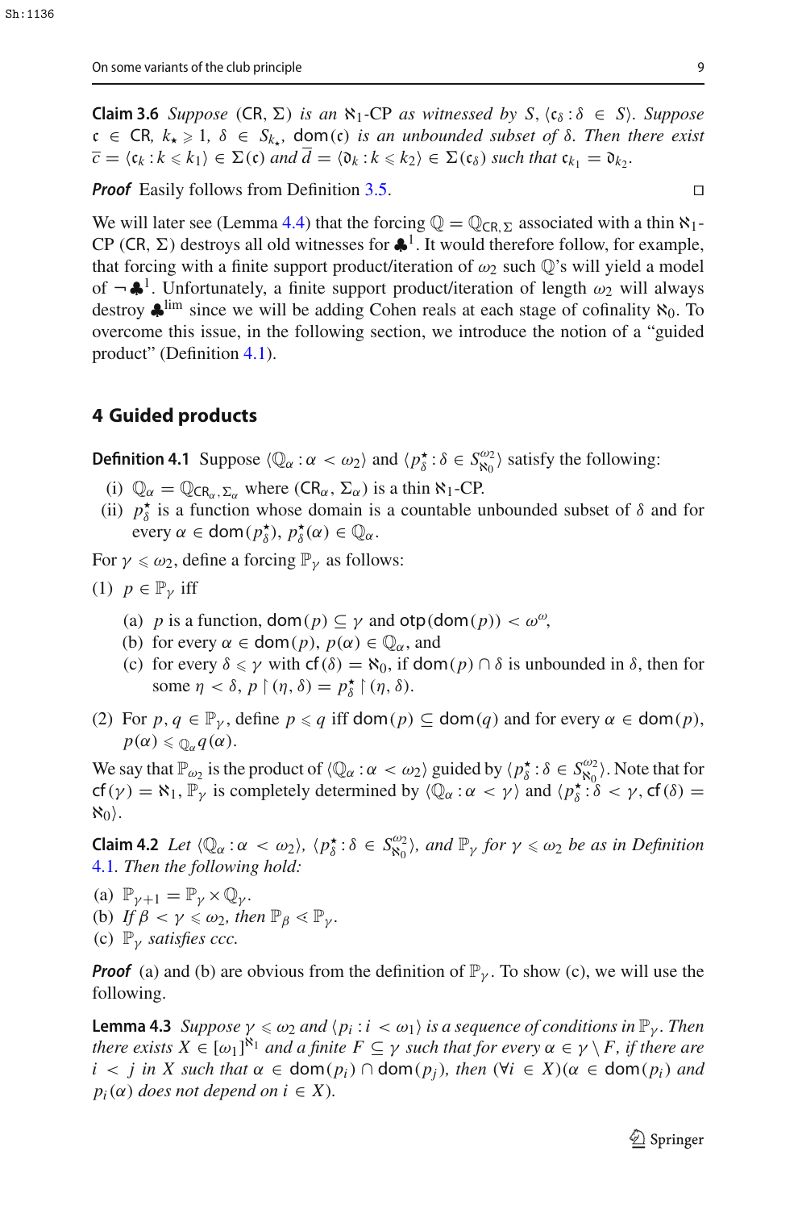**Claim 3.6** *Suppose* $(\mathsf{CR}, \Sigma)$ *is an* $\aleph_1$*-CP as witnessed by* $S$, $\langle \mathfrak{c}_\delta : \delta \in S \rangle$. *Suppose* $\mathfrak{c} \in \mathsf{CR}$, $k_\star \geqslant 1$, $\delta \in S_{k_\star}$, $\mathsf{dom}(\mathfrak{c})$ *is an unbounded subset of* $\delta$. *Then there exist* $\bar{c} = \langle \mathfrak{c}_k : k \leqslant k_1 \rangle \in \Sigma(\mathfrak{c})$ *and* $\bar{d} = \langle \mathfrak{d}_k : k \leqslant k_2 \rangle \in \Sigma(\mathfrak{c}_\delta)$ *such that* $\mathfrak{c}_{k_1} = \mathfrak{d}_{k_2}$.

***Proof*** Easily follows from Definition 3.5. □

We will later see (Lemma 4.4) that the forcing $\mathbb{Q} = \mathbb{Q}_{\mathsf{CR},\Sigma}$ associated with a thin $\aleph_1$-CP $(\mathsf{CR}, \Sigma)$ destroys all old witnesses for $\clubsuit^1$. It would therefore follow, for example, that forcing with a finite support product/iteration of $\omega_2$ such $\mathbb{Q}$'s will yield a model of $\neg\clubsuit^1$. Unfortunately, a finite support product/iteration of length $\omega_2$ will always destroy $\clubsuit^{\mathrm{lim}}$ since we will be adding Cohen reals at each stage of cofinality $\aleph_0$. To overcome this issue, in the following section, we introduce the notion of a "guided product" (Definition 4.1).

## 4 Guided products

**Definition 4.1** Suppose $\langle \mathbb{Q}_\alpha : \alpha < \omega_2 \rangle$ and $\langle p^\star_\delta : \delta \in S^{\omega_2}_{\aleph_0} \rangle$ satisfy the following:

- (i) $\mathbb{Q}_\alpha = \mathbb{Q}_{\mathsf{CR}_\alpha, \Sigma_\alpha}$ where $(\mathsf{CR}_\alpha, \Sigma_\alpha)$ is a thin $\aleph_1$-CP.
- (ii) $p^\star_\delta$ is a function whose domain is a countable unbounded subset of $\delta$ and for every $\alpha \in \mathsf{dom}(p^\star_\delta)$, $p^\star_\delta(\alpha) \in \mathbb{Q}_\alpha$.

For $\gamma \leqslant \omega_2$, define a forcing $\mathbb{P}_\gamma$ as follows:

(1) $p \in \mathbb{P}_\gamma$ iff

- (a) $p$ is a function, $\mathsf{dom}(p) \subseteq \gamma$ and $\mathsf{otp}(\mathsf{dom}(p)) < \omega^\omega$,
- (b) for every $\alpha \in \mathsf{dom}(p)$, $p(\alpha) \in \mathbb{Q}_\alpha$, and
- (c) for every $\delta \leqslant \gamma$ with $\mathsf{cf}(\delta) = \aleph_0$, if $\mathsf{dom}(p) \cap \delta$ is unbounded in $\delta$, then for some $\eta < \delta$, $p \restriction (\eta, \delta) = p^\star_\delta \restriction (\eta, \delta)$.

(2) For $p, q \in \mathbb{P}_\gamma$, define $p \leqslant q$ iff $\mathsf{dom}(p) \subseteq \mathsf{dom}(q)$ and for every $\alpha \in \mathsf{dom}(p)$, $p(\alpha) \leqslant_{\mathbb{Q}_\alpha} q(\alpha)$.

We say that $\mathbb{P}_{\omega_2}$ is the product of $\langle \mathbb{Q}_\alpha : \alpha < \omega_2 \rangle$ guided by $\langle p^\star_\delta : \delta \in S^{\omega_2}_{\aleph_0} \rangle$. Note that for $\mathsf{cf}(\gamma) = \aleph_1$, $\mathbb{P}_\gamma$ is completely determined by $\langle \mathbb{Q}_\alpha : \alpha < \gamma \rangle$ and $\langle p^\star_\delta : \delta < \gamma, \mathsf{cf}(\delta) = \aleph_0 \rangle$.

**Claim 4.2** *Let* $\langle \mathbb{Q}_\alpha : \alpha < \omega_2 \rangle$, $\langle p^\star_\delta : \delta \in S^{\omega_2}_{\aleph_0} \rangle$, *and* $\mathbb{P}_\gamma$ *for* $\gamma \leqslant \omega_2$ *be as in Definition 4.1. Then the following hold:*

- (a) $\mathbb{P}_{\gamma+1} = \mathbb{P}_\gamma \times \mathbb{Q}_\gamma$.
- (b) *If* $\beta < \gamma \leqslant \omega_2$, *then* $\mathbb{P}_\beta \lessdot \mathbb{P}_\gamma$.
- (c) $\mathbb{P}_\gamma$ *satisfies ccc.*

***Proof*** (a) and (b) are obvious from the definition of $\mathbb{P}_\gamma$. To show (c), we will use the following.

**Lemma 4.3** *Suppose* $\gamma \leqslant \omega_2$ *and* $\langle p_i : i < \omega_1 \rangle$ *is a sequence of conditions in* $\mathbb{P}_\gamma$. *Then there exists* $X \in [\omega_1]^{\aleph_1}$ *and a finite* $F \subseteq \gamma$ *such that for every* $\alpha \in \gamma \setminus F$, *if there are* $i < j$ *in* $X$ *such that* $\alpha \in \mathsf{dom}(p_i) \cap \mathsf{dom}(p_j)$, *then* $(\forall i \in X)(\alpha \in \mathsf{dom}(p_i)$ *and* $p_i(\alpha)$ *does not depend on* $i \in X)$.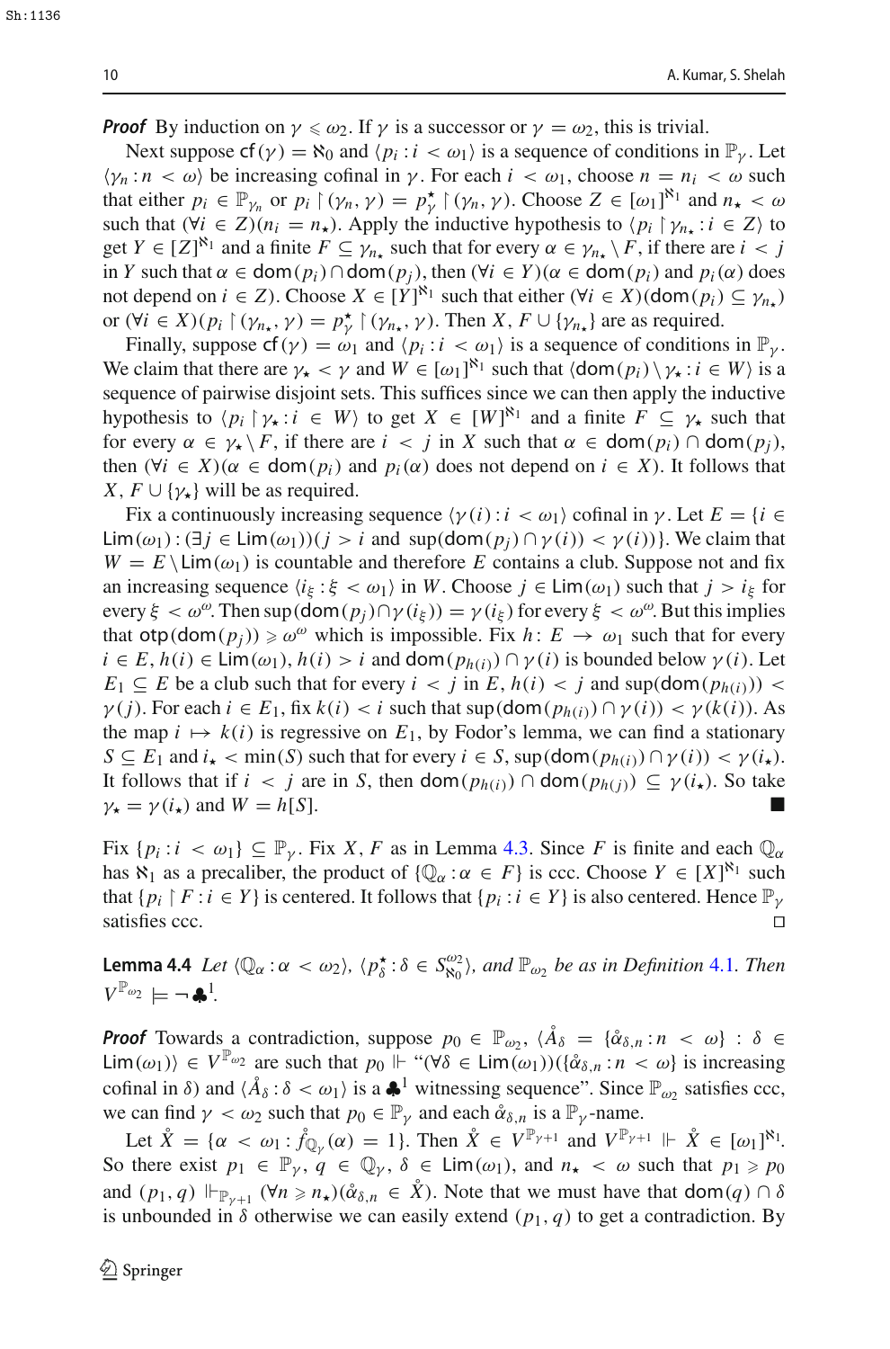***Proof*** By induction on $\gamma \leqslant \omega_2$. If $\gamma$ is a successor or $\gamma = \omega_2$, this is trivial.

Next suppose $\mathsf{cf}(\gamma) = \aleph_0$ and $\langle p_i : i < \omega_1\rangle$ is a sequence of conditions in $\mathbb{P}_\gamma$. Let $\langle \gamma_n : n < \omega\rangle$ be increasing cofinal in $\gamma$. For each $i < \omega_1$, choose $n = n_i < \omega$ such that either $p_i \in \mathbb{P}_{\gamma_n}$ or $p_i \upharpoonright (\gamma_n, \gamma) = p^\star_\gamma \upharpoonright (\gamma_n, \gamma)$. Choose $Z \in [\omega_1]^{\aleph_1}$ and $n_\star < \omega$ such that $(\forall i \in Z)(n_i = n_\star)$. Apply the inductive hypothesis to $\langle p_i \upharpoonright \gamma_{n_\star} : i \in Z\rangle$ to get $Y \in [Z]^{\aleph_1}$ and a finite $F \subseteq \gamma_{n_\star}$ such that for every $\alpha \in \gamma_{n_\star} \setminus F$, if there are $i < j$ in $Y$ such that $\alpha \in \mathsf{dom}(p_i) \cap \mathsf{dom}(p_j)$, then $(\forall i \in Y)(\alpha \in \mathsf{dom}(p_i)$ and $p_i(\alpha)$ does not depend on $i \in Z)$. Choose $X \in [Y]^{\aleph_1}$ such that either $(\forall i \in X)(\mathsf{dom}(p_i) \subseteq \gamma_{n_\star})$ or $(\forall i \in X)(p_i \upharpoonright (\gamma_{n_\star}, \gamma) = p^\star_\gamma \upharpoonright (\gamma_{n_\star}, \gamma)$. Then $X, F \cup \{\gamma_{n_\star}\}$ are as required.

Finally, suppose $\mathsf{cf}(\gamma) = \omega_1$ and $\langle p_i : i < \omega_1\rangle$ is a sequence of conditions in $\mathbb{P}_\gamma$. We claim that there are $\gamma_\star < \gamma$ and $W \in [\omega_1]^{\aleph_1}$ such that $\langle \mathsf{dom}(p_i) \setminus \gamma_\star : i \in W\rangle$ is a sequence of pairwise disjoint sets. This suffices since we can then apply the inductive hypothesis to $\langle p_i \upharpoonright \gamma_\star : i \in W\rangle$ to get $X \in [W]^{\aleph_1}$ and a finite $F \subseteq \gamma_\star$ such that for every $\alpha \in \gamma_\star \setminus F$, if there are $i < j$ in $X$ such that $\alpha \in \mathsf{dom}(p_i) \cap \mathsf{dom}(p_j)$, then $(\forall i \in X)(\alpha \in \mathsf{dom}(p_i)$ and $p_i(\alpha)$ does not depend on $i \in X)$. It follows that $X, F \cup \{\gamma_\star\}$ will be as required.

Fix a continuously increasing sequence $\langle \gamma(i) : i < \omega_1\rangle$ cofinal in $\gamma$. Let $E = \{i \in \mathsf{Lim}(\omega_1) : (\exists j \in \mathsf{Lim}(\omega_1))(j > i$ and $\sup(\mathsf{dom}(p_j) \cap \gamma(i)) < \gamma(i))\}$. We claim that $W = E \setminus \mathsf{Lim}(\omega_1)$ is countable and therefore $E$ contains a club. Suppose not and fix an increasing sequence $\langle i_\xi : \xi < \omega_1\rangle$ in $W$. Choose $j \in \mathsf{Lim}(\omega_1)$ such that $j > i_\xi$ for every $\xi < \omega^\omega$. Then $\sup(\mathsf{dom}(p_j) \cap \gamma(i_\xi)) = \gamma(i_\xi)$ for every $\xi < \omega^\omega$. But this implies that $\mathsf{otp}(\mathsf{dom}(p_j)) \geqslant \omega^\omega$ which is impossible. Fix $h : E \to \omega_1$ such that for every $i \in E$, $h(i) \in \mathsf{Lim}(\omega_1)$, $h(i) > i$ and $\mathsf{dom}(p_{h(i)}) \cap \gamma(i)$ is bounded below $\gamma(i)$. Let $E_1 \subseteq E$ be a club such that for every $i < j$ in $E$, $h(i) < j$ and $\sup(\mathsf{dom}(p_{h(i)})) < \gamma(j)$. For each $i \in E_1$, fix $k(i) < i$ such that $\sup(\mathsf{dom}(p_{h(i)}) \cap \gamma(i)) < \gamma(k(i))$. As the map $i \mapsto k(i)$ is regressive on $E_1$, by Fodor's lemma, we can find a stationary $S \subseteq E_1$ and $i_\star < \min(S)$ such that for every $i \in S$, $\sup(\mathsf{dom}(p_{h(i)}) \cap \gamma(i)) < \gamma(i_\star)$. It follows that if $i < j$ are in $S$, then $\mathsf{dom}(p_{h(i)}) \cap \mathsf{dom}(p_{h(j)}) \subseteq \gamma(i_\star)$. So take $\gamma_\star = \gamma(i_\star)$ and $W = h[S]$. ■

Fix $\{p_i : i < \omega_1\} \subseteq \mathbb{P}_\gamma$. Fix $X, F$ as in Lemma 4.3. Since $F$ is finite and each $\mathbb{Q}_\alpha$ has $\aleph_1$ as a precaliber, the product of $\{\mathbb{Q}_\alpha : \alpha \in F\}$ is ccc. Choose $Y \in [X]^{\aleph_1}$ such that $\{p_i \upharpoonright F : i \in Y\}$ is centered. It follows that $\{p_i : i \in Y\}$ is also centered. Hence $\mathbb{P}_\gamma$ satisfies ccc. □

**Lemma 4.4** *Let $\langle \mathbb{Q}_\alpha : \alpha < \omega_2\rangle$, $\langle p^\star_\delta : \delta \in S^{\omega_2}_{\aleph_0}\rangle$, and $\mathbb{P}_{\omega_2}$ be as in Definition 4.1. Then $V^{\mathbb{P}_{\omega_2}} \models \neg \clubsuit^1$.*

***Proof*** Towards a contradiction, suppose $p_0 \in \mathbb{P}_{\omega_2}$, $\langle \mathring{A}_\delta = \{\mathring{\alpha}_{\delta,n} : n < \omega\} : \delta \in \mathsf{Lim}(\omega_1)\rangle \in V^{\mathbb{P}_{\omega_2}}$ are such that $p_0 \Vdash$ "$(\forall \delta \in \mathsf{Lim}(\omega_1))(\{\mathring{\alpha}_{\delta,n} : n < \omega\}$ is increasing cofinal in $\delta)$ and $\langle \mathring{A}_\delta : \delta < \omega_1\rangle$ is a $\clubsuit^1$ witnessing sequence". Since $\mathbb{P}_{\omega_2}$ satisfies ccc, we can find $\gamma < \omega_2$ such that $p_0 \in \mathbb{P}_\gamma$ and each $\mathring{\alpha}_{\delta,n}$ is a $\mathbb{P}_\gamma$-name.

Let $\mathring{X} = \{\alpha < \omega_1 : \mathring{f}_{\mathbb{Q}_\gamma}(\alpha) = 1\}$. Then $\mathring{X} \in V^{\mathbb{P}_{\gamma+1}}$ and $V^{\mathbb{P}_{\gamma+1}} \Vdash \mathring{X} \in [\omega_1]^{\aleph_1}$. So there exist $p_1 \in \mathbb{P}_\gamma$, $q \in \mathbb{Q}_\gamma$, $\delta \in \mathsf{Lim}(\omega_1)$, and $n_\star < \omega$ such that $p_1 \geqslant p_0$ and $(p_1, q) \Vdash_{\mathbb{P}_{\gamma+1}} (\forall n \geqslant n_\star)(\mathring{\alpha}_{\delta,n} \in \mathring{X})$. Note that we must have that $\mathsf{dom}(q) \cap \delta$ is unbounded in $\delta$ otherwise we can easily extend $(p_1, q)$ to get a contradiction. By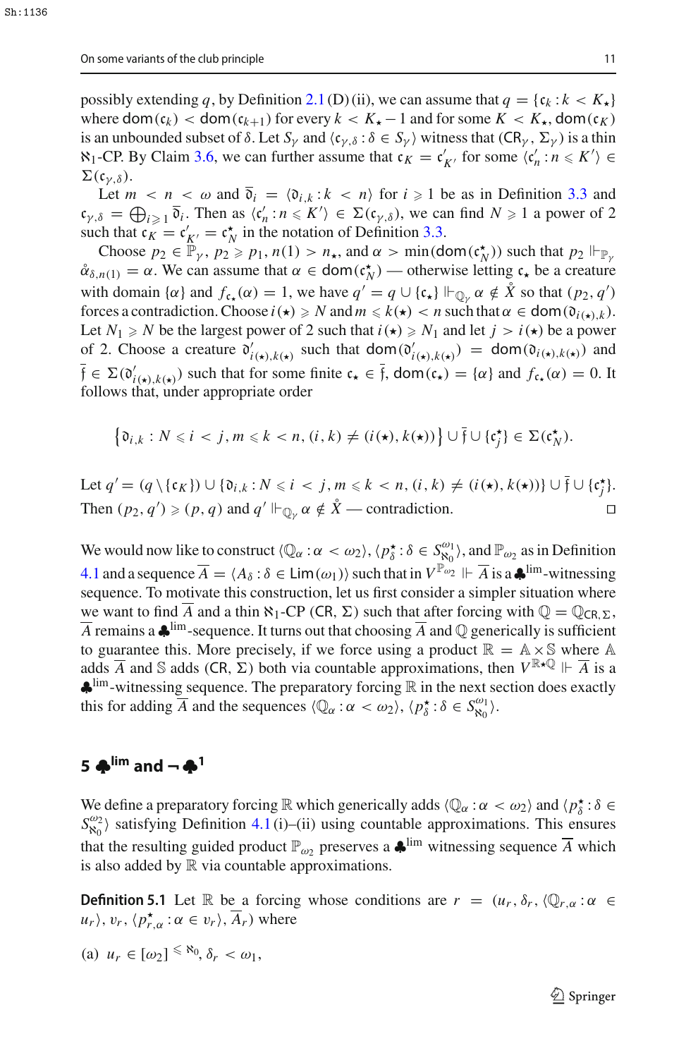possibly extending $q$, by Definition 2.1 (D)(ii), we can assume that $q = \{\mathfrak{c}_k : k < K_\star\}$ where $\mathsf{dom}(\mathfrak{c}_k) < \mathsf{dom}(\mathfrak{c}_{k+1})$ for every $k < K_\star - 1$ and for some $K < K_\star$, $\mathsf{dom}(\mathfrak{c}_K)$ is an unbounded subset of $\delta$. Let $S_\gamma$ and $\langle \mathfrak{c}_{\gamma,\delta} : \delta \in S_\gamma \rangle$ witness that $(\mathsf{CR}_\gamma, \Sigma_\gamma)$ is a thin $\aleph_1$-CP. By Claim 3.6, we can further assume that $\mathfrak{c}_K = \mathfrak{c}'_{K'}$ for some $\langle \mathfrak{c}'_n : n \leqslant K' \rangle \in \Sigma(\mathfrak{c}_{\gamma,\delta})$.

Let $m < n < \omega$ and $\bar{\mathfrak{d}}_i = \langle \mathfrak{d}_{i,k} : k < n \rangle$ for $i \geqslant 1$ be as in Definition 3.3 and $\mathfrak{c}_{\gamma,\delta} = \bigoplus_{i \geqslant 1} \bar{\mathfrak{d}}_i$. Then as $\langle \mathfrak{c}'_n : n \leqslant K' \rangle \in \Sigma(\mathfrak{c}_{\gamma,\delta})$, we can find $N \geqslant 1$ a power of 2 such that $\mathfrak{c}_K = \mathfrak{c}'_{K'} = \mathfrak{c}^\star_N$ in the notation of Definition 3.3.

Choose $p_2 \in \mathbb{P}_\gamma$, $p_2 \geqslant p_1$, $n(1) > n_\star$, and $\alpha > \min(\mathsf{dom}(\mathfrak{c}^\star_N))$ such that $p_2 \Vdash_{\mathbb{P}_\gamma} \mathring{\alpha}_{\delta,n(1)} = \alpha$. We can assume that $\alpha \in \mathsf{dom}(\mathfrak{c}^\star_N)$ — otherwise letting $\mathfrak{c}_\star$ be a creature with domain $\{\alpha\}$ and $f_{\mathfrak{c}_\star}(\alpha) = 1$, we have $q' = q \cup \{\mathfrak{c}_\star\} \Vdash_{\mathbb{Q}_\gamma} \alpha \notin \mathring{X}$ so that $(p_2, q')$ forces a contradiction. Choose $i(\star) \geqslant N$ and $m \leqslant k(\star) < n$ such that $\alpha \in \mathsf{dom}(\mathfrak{d}_{i(\star),k})$. Let $N_1 \geqslant N$ be the largest power of 2 such that $i(\star) \geqslant N_1$ and let $j > i(\star)$ be a power of 2. Choose a creature $\mathfrak{d}'_{i(\star),k(\star)}$ such that $\mathsf{dom}(\mathfrak{d}'_{i(\star),k(\star)}) = \mathsf{dom}(\mathfrak{d}_{i(\star),k(\star)})$ and $\bar{\mathfrak{f}} \in \Sigma(\mathfrak{d}'_{i(\star),k(\star)})$ such that for some finite $\mathfrak{c}_\star \in \bar{\mathfrak{f}}$, $\mathsf{dom}(\mathfrak{c}_\star) = \{\alpha\}$ and $f_{\mathfrak{c}_\star}(\alpha) = 0$. It follows that, under appropriate order

$$\left\{\mathfrak{d}_{i,k} : N \leqslant i < j, m \leqslant k < n, (i,k) \neq (i(\star), k(\star))\right\} \cup \bar{\mathfrak{f}} \cup \{\mathfrak{c}^\star_j\} \in \Sigma(\mathfrak{c}^\star_N).$$

Let $q' = (q \setminus \{\mathfrak{c}_K\}) \cup \{\mathfrak{d}_{i,k} : N \leqslant i < j, m \leqslant k < n, (i,k) \neq (i(\star), k(\star))\} \cup \bar{\mathfrak{f}} \cup \{\mathfrak{c}^\star_j\}$. Then $(p_2, q') \geqslant (p, q)$ and $q' \Vdash_{\mathbb{Q}_\gamma} \alpha \notin \mathring{X}$ — contradiction. $\square$

We would now like to construct $\langle \mathbb{Q}_\alpha : \alpha < \omega_2 \rangle$, $\langle p^\star_\delta : \delta \in S^{\omega_1}_{\aleph_0} \rangle$, and $\mathbb{P}_{\omega_2}$ as in Definition 4.1 and a sequence $\overline{A} = \langle A_\delta : \delta \in \mathsf{Lim}(\omega_1) \rangle$ such that in $V^{\mathbb{P}_{\omega_2}} \Vdash \overline{A}$ is a $\clubsuit^{\mathrm{lim}}$-witnessing sequence. To motivate this construction, let us first consider a simpler situation where we want to find $\overline{A}$ and a thin $\aleph_1$-CP $(\mathsf{CR}, \Sigma)$ such that after forcing with $\mathbb{Q} = \mathbb{Q}_{\mathsf{CR},\Sigma}$, $\overline{A}$ remains a $\clubsuit^{\mathrm{lim}}$-sequence. It turns out that choosing $\overline{A}$ and $\mathbb{Q}$ generically is sufficient to guarantee this. More precisely, if we force using a product $\mathbb{R} = \mathbb{A} \times \mathbb{S}$ where $\mathbb{A}$ adds $\overline{A}$ and $\mathbb{S}$ adds $(\mathsf{CR}, \Sigma)$ both via countable approximations, then $V^{\mathbb{R} \star \mathbb{Q}} \Vdash \overline{A}$ is a $\clubsuit^{\mathrm{lim}}$-witnessing sequence. The preparatory forcing $\mathbb{R}$ in the next section does exactly this for adding $\overline{A}$ and the sequences $\langle \mathbb{Q}_\alpha : \alpha < \omega_2 \rangle$, $\langle p^\star_\delta : \delta \in S^{\omega_1}_{\aleph_0} \rangle$.

## 5 $\clubsuit^{\mathrm{lim}}$ and $\neg\clubsuit^1$

We define a preparatory forcing $\mathbb{R}$ which generically adds $\langle \mathbb{Q}_\alpha : \alpha < \omega_2 \rangle$ and $\langle p^\star_\delta : \delta \in S^{\omega_2}_{\aleph_0} \rangle$ satisfying Definition 4.1 (i)–(ii) using countable approximations. This ensures that the resulting guided product $\mathbb{P}_{\omega_2}$ preserves a $\clubsuit^{\mathrm{lim}}$ witnessing sequence $\overline{A}$ which is also added by $\mathbb{R}$ via countable approximations.

**Definition 5.1** Let $\mathbb{R}$ be a forcing whose conditions are $r = (u_r, \delta_r, \langle \mathbb{Q}_{r,\alpha} : \alpha \in u_r \rangle, v_r, \langle p^\star_{r,\alpha} : \alpha \in v_r \rangle, \overline{A}_r)$ where

(a) $u_r \in [\omega_2]^{\leqslant \aleph_0}$, $\delta_r < \omega_1$,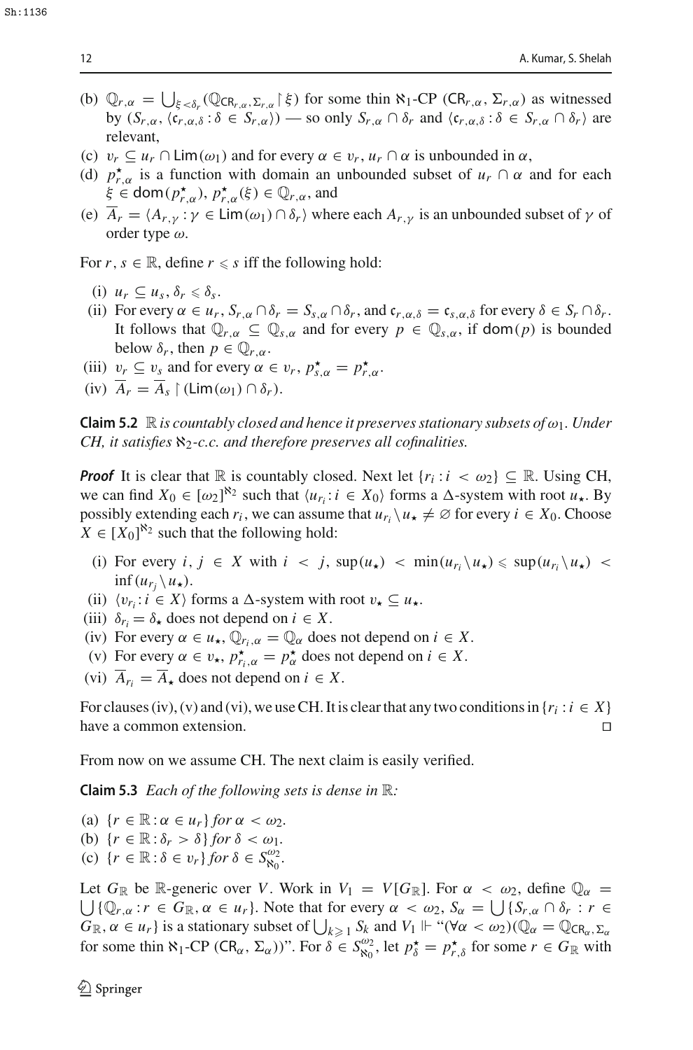(b) $\mathbb{Q}_{r,\alpha} = \bigcup_{\xi<\delta_r}(\mathbb{Q}_{\mathsf{CR}_{r,\alpha},\Sigma_{r,\alpha}} \restriction \xi)$ for some thin $\aleph_1$-CP $(\mathsf{CR}_{r,\alpha}, \Sigma_{r,\alpha})$ as witnessed by $(S_{r,\alpha}, \langle \mathfrak{c}_{r,\alpha,\delta} : \delta \in S_{r,\alpha}\rangle)$ — so only $S_{r,\alpha} \cap \delta_r$ and $\langle \mathfrak{c}_{r,\alpha,\delta} : \delta \in S_{r,\alpha} \cap \delta_r\rangle$ are relevant,

(c) $v_r \subseteq u_r \cap \mathsf{Lim}(\omega_1)$ and for every $\alpha \in v_r$, $u_r \cap \alpha$ is unbounded in $\alpha$,

(d) $p^\star_{r,\alpha}$ is a function with domain an unbounded subset of $u_r \cap \alpha$ and for each $\xi \in \mathsf{dom}(p^\star_{r,\alpha})$, $p^\star_{r,\alpha}(\xi) \in \mathbb{Q}_{r,\alpha}$, and

(e) $\overline{A}_r = \langle A_{r,\gamma} : \gamma \in \mathsf{Lim}(\omega_1) \cap \delta_r\rangle$ where each $A_{r,\gamma}$ is an unbounded subset of $\gamma$ of order type $\omega$.

For $r, s \in \mathbb{R}$, define $r \leqslant s$ iff the following hold:

(i) $u_r \subseteq u_s$, $\delta_r \leqslant \delta_s$.

(ii) For every $\alpha \in u_r$, $S_{r,\alpha} \cap \delta_r = S_{s,\alpha} \cap \delta_r$, and $\mathfrak{c}_{r,\alpha,\delta} = \mathfrak{c}_{s,\alpha,\delta}$ for every $\delta \in S_r \cap \delta_r$. It follows that $\mathbb{Q}_{r,\alpha} \subseteq \mathbb{Q}_{s,\alpha}$ and for every $p \in \mathbb{Q}_{s,\alpha}$, if $\mathsf{dom}(p)$ is bounded below $\delta_r$, then $p \in \mathbb{Q}_{r,\alpha}$.

(iii) $v_r \subseteq v_s$ and for every $\alpha \in v_r$, $p^\star_{s,\alpha} = p^\star_{r,\alpha}$.

(iv) $\overline{A}_r = \overline{A}_s \restriction (\mathsf{Lim}(\omega_1) \cap \delta_r)$.

**Claim 5.2** *$\mathbb{R}$ is countably closed and hence it preserves stationary subsets of $\omega_1$. Under CH, it satisfies $\aleph_2$-c.c. and therefore preserves all cofinalities.*

***Proof*** It is clear that $\mathbb{R}$ is countably closed. Next let $\{r_i : i < \omega_2\} \subseteq \mathbb{R}$. Using CH, we can find $X_0 \in [\omega_2]^{\aleph_2}$ such that $\langle u_{r_i} : i \in X_0\rangle$ forms a $\Delta$-system with root $u_\star$. By possibly extending each $r_i$, we can assume that $u_{r_i} \setminus u_\star \neq \varnothing$ for every $i \in X_0$. Choose $X \in [X_0]^{\aleph_2}$ such that the following hold:

(i) For every $i, j \in X$ with $i < j$, $\sup(u_\star) < \min(u_{r_i} \setminus u_\star) \leqslant \sup(u_{r_i} \setminus u_\star) < \inf(u_{r_j} \setminus u_\star)$.

(ii) $\langle v_{r_i} : i \in X\rangle$ forms a $\Delta$-system with root $v_\star \subseteq u_\star$.

(iii) $\delta_{r_i} = \delta_\star$ does not depend on $i \in X$.

(iv) For every $\alpha \in u_\star$, $\mathbb{Q}_{r_i,\alpha} = \mathbb{Q}_\alpha$ does not depend on $i \in X$.

(v) For every $\alpha \in v_\star$, $p^\star_{r_i,\alpha} = p^\star_\alpha$ does not depend on $i \in X$.

(vi) $\overline{A}_{r_i} = \overline{A}_\star$ does not depend on $i \in X$.

For clauses (iv), (v) and (vi), we use CH. It is clear that any two conditions in $\{r_i : i \in X\}$ have a common extension. $\square$

From now on we assume CH. The next claim is easily verified.

**Claim 5.3** *Each of the following sets is dense in $\mathbb{R}$:*

(a) $\{r \in \mathbb{R} : \alpha \in u_r\}$ *for* $\alpha < \omega_2$.

(b) $\{r \in \mathbb{R} : \delta_r > \delta\}$ *for* $\delta < \omega_1$.

(c) $\{r \in \mathbb{R} : \delta \in v_r\}$ *for* $\delta \in S^{\omega_2}_{\aleph_0}$.

Let $G_{\mathbb{R}}$ be $\mathbb{R}$-generic over $V$. Work in $V_1 = V[G_{\mathbb{R}}]$. For $\alpha < \omega_2$, define $\mathbb{Q}_\alpha = \bigcup\{\mathbb{Q}_{r,\alpha} : r \in G_{\mathbb{R}}, \alpha \in u_r\}$. Note that for every $\alpha < \omega_2$, $S_\alpha = \bigcup\{S_{r,\alpha} \cap \delta_r : r \in G_{\mathbb{R}}, \alpha \in u_r\}$ is a stationary subset of $\bigcup_{k\geqslant 1} S_k$ and $V_1 \Vdash$ "$(\forall \alpha < \omega_2)(\mathbb{Q}_\alpha = \mathbb{Q}_{\mathsf{CR}_\alpha, \Sigma_\alpha}$ for some thin $\aleph_1$-CP $(\mathsf{CR}_\alpha, \Sigma_\alpha))$". For $\delta \in S^{\omega_2}_{\aleph_0}$, let $p^\star_\delta = p^\star_{r,\delta}$ for some $r \in G_{\mathbb{R}}$ with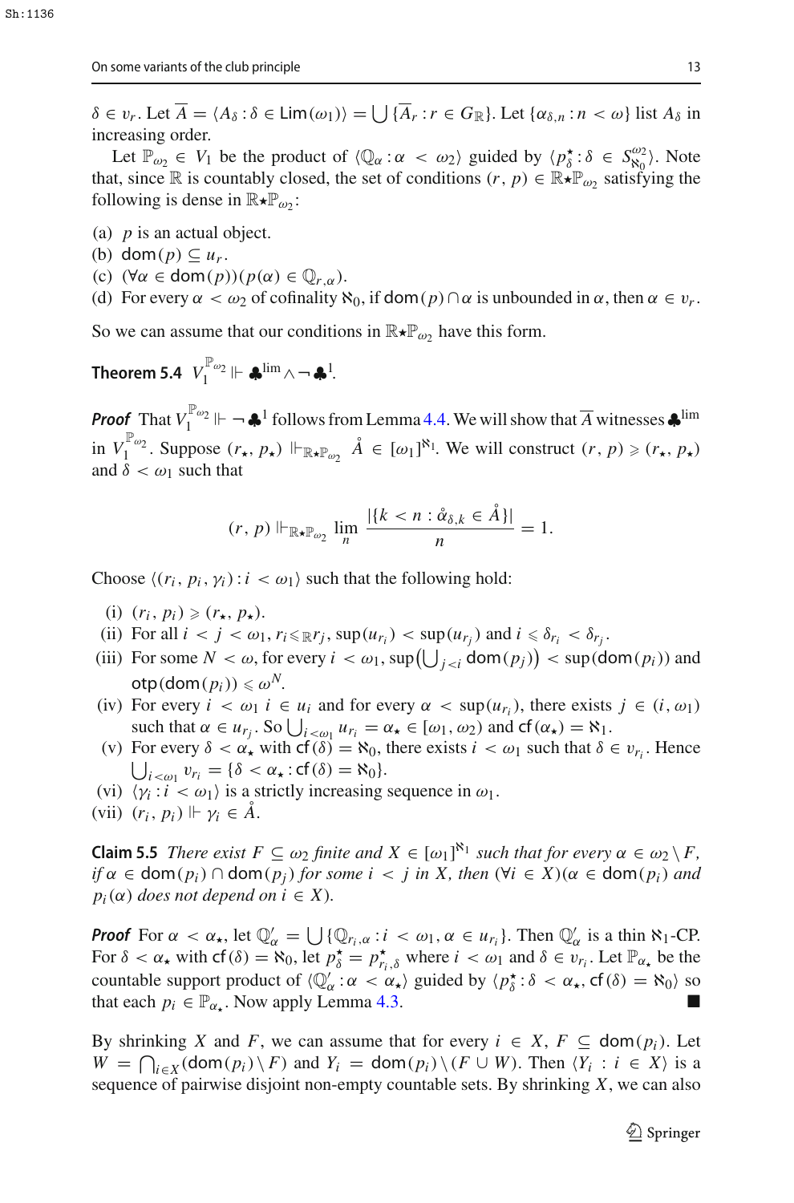$\delta \in v_r$. Let $\overline{A} = \langle A_\delta : \delta \in \mathsf{Lim}(\omega_1)\rangle = \bigcup\{\overline{A}_r : r \in G_{\mathbb{R}}\}$. Let $\{\alpha_{\delta,n} : n < \omega\}$ list $A_\delta$ in increasing order.

Let $\mathbb{P}_{\omega_2} \in V_1$ be the product of $\langle \mathbb{Q}_\alpha : \alpha < \omega_2\rangle$ guided by $\langle p^\star_\delta : \delta \in S^{\omega_2}_{\aleph_0}\rangle$. Note that, since $\mathbb{R}$ is countably closed, the set of conditions $(r, p) \in \mathbb{R}\star\mathbb{P}_{\omega_2}$ satisfying the following is dense in $\mathbb{R}\star\mathbb{P}_{\omega_2}$:

(a) $p$ is an actual object.
(b) $\mathsf{dom}(p) \subseteq u_r$.
(c) $(\forall \alpha \in \mathsf{dom}(p))(p(\alpha) \in \mathbb{Q}_{r,\alpha})$.
(d) For every $\alpha < \omega_2$ of cofinality $\aleph_0$, if $\mathsf{dom}(p) \cap \alpha$ is unbounded in $\alpha$, then $\alpha \in v_r$.

So we can assume that our conditions in $\mathbb{R}\star\mathbb{P}_{\omega_2}$ have this form.

**Theorem 5.4** $V_1^{\mathbb{P}_{\omega_2}} \Vdash \clubsuit^{\lim} \wedge \neg\clubsuit^1$.

***Proof*** That $V_1^{\mathbb{P}_{\omega_2}} \Vdash \neg\clubsuit^1$ follows from Lemma 4.4. We will show that $\overline{A}$ witnesses $\clubsuit^{\lim}$ in $V_1^{\mathbb{P}_{\omega_2}}$. Suppose $(r_\star, p_\star) \Vdash_{\mathbb{R}\star\mathbb{P}_{\omega_2}} \mathring{A} \in [\omega_1]^{\aleph_1}$. We will construct $(r, p) \geqslant (r_\star, p_\star)$ and $\delta < \omega_1$ such that

$$(r, p) \Vdash_{\mathbb{R}\star\mathbb{P}_{\omega_2}} \lim_n \frac{|\{k < n : \mathring{\alpha}_{\delta,k} \in \mathring{A}\}|}{n} = 1.$$

Choose $\langle (r_i, p_i, \gamma_i) : i < \omega_1\rangle$ such that the following hold:

(i) $(r_i, p_i) \geqslant (r_\star, p_\star)$.
(ii) For all $i < j < \omega_1$, $r_i \leqslant_{\mathbb{R}} r_j$, $\sup(u_{r_i}) < \sup(u_{r_j})$ and $i \leqslant \delta_{r_i} < \delta_{r_j}$.
(iii) For some $N < \omega$, for every $i < \omega_1$, $\sup\big(\bigcup_{j<i} \mathsf{dom}(p_j)\big) < \sup(\mathsf{dom}(p_i))$ and $\mathsf{otp}(\mathsf{dom}(p_i)) \leqslant \omega^N$.
(iv) For every $i < \omega_1$ $i \in u_i$ and for every $\alpha < \sup(u_{r_i})$, there exists $j \in (i, \omega_1)$ such that $\alpha \in u_{r_j}$. So $\bigcup_{i<\omega_1} u_{r_i} = \alpha_\star \in [\omega_1, \omega_2)$ and $\mathsf{cf}(\alpha_\star) = \aleph_1$.
(v) For every $\delta < \alpha_\star$ with $\mathsf{cf}(\delta) = \aleph_0$, there exists $i < \omega_1$ such that $\delta \in v_{r_i}$. Hence $\bigcup_{i<\omega_1} v_{r_i} = \{\delta < \alpha_\star : \mathsf{cf}(\delta) = \aleph_0\}$.
(vi) $\langle \gamma_i : i < \omega_1\rangle$ is a strictly increasing sequence in $\omega_1$.
(vii) $(r_i, p_i) \Vdash \gamma_i \in \mathring{A}$.

**Claim 5.5** *There exist $F \subseteq \omega_2$ finite and $X \in [\omega_1]^{\aleph_1}$ such that for every $\alpha \in \omega_2 \setminus F$, if $\alpha \in \mathsf{dom}(p_i) \cap \mathsf{dom}(p_j)$ for some $i < j$ in $X$, then $(\forall i \in X)(\alpha \in \mathsf{dom}(p_i)$ and $p_i(\alpha)$ does not depend on $i \in X)$.*

***Proof*** For $\alpha < \alpha_\star$, let $\mathbb{Q}'_\alpha = \bigcup\{\mathbb{Q}_{r_i,\alpha} : i < \omega_1, \alpha \in u_{r_i}\}$. Then $\mathbb{Q}'_\alpha$ is a thin $\aleph_1$-CP. For $\delta < \alpha_\star$ with $\mathsf{cf}(\delta) = \aleph_0$, let $p^\star_\delta = p^\star_{r_i,\delta}$ where $i < \omega_1$ and $\delta \in v_{r_i}$. Let $\mathbb{P}_{\alpha_\star}$ be the countable support product of $\langle \mathbb{Q}'_\alpha : \alpha < \alpha_\star\rangle$ guided by $\langle p^\star_\delta : \delta < \alpha_\star, \mathsf{cf}(\delta) = \aleph_0\rangle$ so that each $p_i \in \mathbb{P}_{\alpha_\star}$. Now apply Lemma 4.3. ∎

By shrinking $X$ and $F$, we can assume that for every $i \in X$, $F \subseteq \mathsf{dom}(p_i)$. Let $W = \bigcap_{i\in X}(\mathsf{dom}(p_i) \setminus F)$ and $Y_i = \mathsf{dom}(p_i) \setminus (F \cup W)$. Then $\langle Y_i : i \in X\rangle$ is a sequence of pairwise disjoint non-empty countable sets. By shrinking $X$, we can also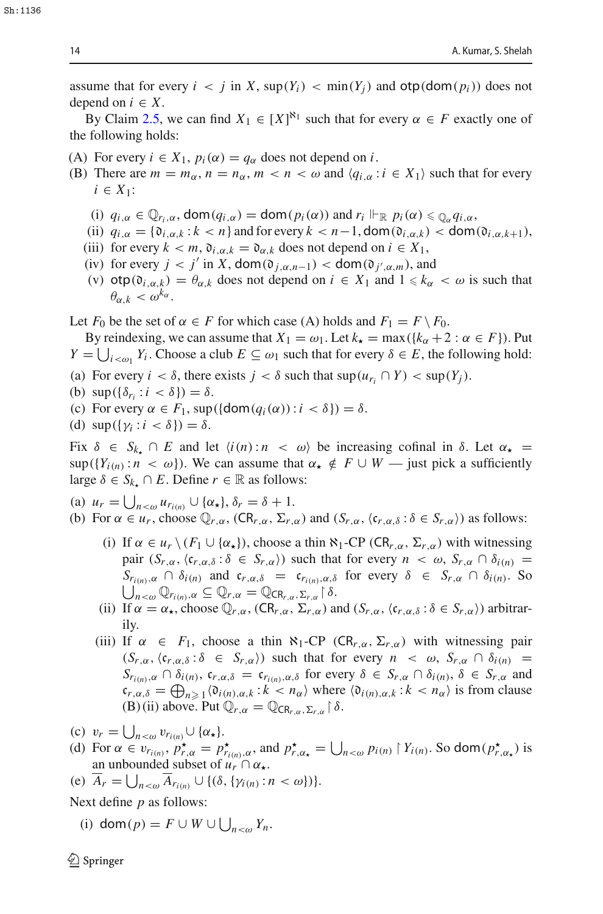assume that for every $i < j$ in $X$, $\sup(Y_i) < \min(Y_j)$ and $\mathsf{otp}(\mathsf{dom}(p_i))$ does not depend on $i \in X$.

By Claim 2.5, we can find $X_1 \in [X]^{\aleph_1}$ such that for every $\alpha \in F$ exactly one of the following holds:

(A) For every $i \in X_1$, $p_i(\alpha) = q_\alpha$ does not depend on $i$.

(B) There are $m = m_\alpha$, $n = n_\alpha$, $m < n < \omega$ and $\langle q_{i,\alpha} : i \in X_1 \rangle$ such that for every $i \in X_1$:

  (i) $q_{i,\alpha} \in \mathbb{Q}_{r_i,\alpha}$, $\mathsf{dom}(q_{i,\alpha}) = \mathsf{dom}(p_i(\alpha))$ and $r_i \Vdash_{\mathbb{R}} p_i(\alpha) \leqslant_{\mathbb{Q}_\alpha} q_{i,\alpha}$,

  (ii) $q_{i,\alpha} = \{\mathfrak{d}_{i,\alpha,k} : k < n\}$ and for every $k < n-1$, $\mathsf{dom}(\mathfrak{d}_{i,\alpha,k}) < \mathsf{dom}(\mathfrak{d}_{i,\alpha,k+1})$,

  (iii) for every $k < m$, $\mathfrak{d}_{i,\alpha,k} = \mathfrak{d}_{\alpha,k}$ does not depend on $i \in X_1$,

  (iv) for every $j < j'$ in $X$, $\mathsf{dom}(\mathfrak{d}_{j,\alpha,n-1}) < \mathsf{dom}(\mathfrak{d}_{j',\alpha,m})$, and

  (v) $\mathsf{otp}(\mathfrak{d}_{i,\alpha,k}) = \theta_{\alpha,k}$ does not depend on $i \in X_1$ and $1 \leqslant k_\alpha < \omega$ is such that $\theta_{\alpha,k} < \omega^{k_\alpha}$.

Let $F_0$ be the set of $\alpha \in F$ for which case (A) holds and $F_1 = F \setminus F_0$.

By reindexing, we can assume that $X_1 = \omega_1$. Let $k_\star = \max(\{k_\alpha + 2 : \alpha \in F\})$. Put $Y = \bigcup_{i<\omega_1} Y_i$. Choose a club $E \subseteq \omega_1$ such that for every $\delta \in E$, the following hold:

(a) For every $i < \delta$, there exists $j < \delta$ such that $\sup(u_{r_i} \cap Y) < \sup(Y_j)$.

(b) $\sup(\{\delta_{r_i} : i < \delta\}) = \delta$.

(c) For every $\alpha \in F_1$, $\sup(\{\mathsf{dom}(q_i(\alpha)) : i < \delta\}) = \delta$.

(d) $\sup(\{\gamma_i : i < \delta\}) = \delta$.

Fix $\delta \in S_{k_\star} \cap E$ and let $\langle i(n) : n < \omega \rangle$ be increasing cofinal in $\delta$. Let $\alpha_\star = \sup(\{Y_{i(n)} : n < \omega\})$. We can assume that $\alpha_\star \notin F \cup W$ — just pick a sufficiently large $\delta \in S_{k_\star} \cap E$. Define $r \in \mathbb{R}$ as follows:

(a) $u_r = \bigcup_{n<\omega} u_{r_{i(n)}} \cup \{\alpha_\star\}$, $\delta_r = \delta + 1$.

(b) For $\alpha \in u_r$, choose $\mathbb{Q}_{r,\alpha}$, $(\mathsf{CR}_{r,\alpha}, \Sigma_{r,\alpha})$ and $(S_{r,\alpha}, \langle \mathfrak{c}_{r,\alpha,\delta} : \delta \in S_{r,\alpha} \rangle)$ as follows:

  (i) If $\alpha \in u_r \setminus (F_1 \cup \{\alpha_\star\})$, choose a thin $\aleph_1$-CP $(\mathsf{CR}_{r,\alpha}, \Sigma_{r,\alpha})$ with witnessing pair $(S_{r,\alpha}, \langle \mathfrak{c}_{r,\alpha,\delta} : \delta \in S_{r,\alpha} \rangle)$ such that for every $n < \omega$, $S_{r,\alpha} \cap \delta_{i(n)} = S_{r_{i(n)},\alpha} \cap \delta_{i(n)}$ and $\mathfrak{c}_{r,\alpha,\delta} = \mathfrak{c}_{r_{i(n)},\alpha,\delta}$ for every $\delta \in S_{r,\alpha} \cap \delta_{i(n)}$. So $\bigcup_{n<\omega} \mathbb{Q}_{r_{i(n)},\alpha} \subseteq \mathbb{Q}_{r,\alpha} = \mathbb{Q}_{\mathsf{CR}_{r,\alpha},\Sigma_{r,\alpha}} \restriction \delta$.

  (ii) If $\alpha = \alpha_\star$, choose $\mathbb{Q}_{r,\alpha}$, $(\mathsf{CR}_{r,\alpha}, \Sigma_{r,\alpha})$ and $(S_{r,\alpha}, \langle \mathfrak{c}_{r,\alpha,\delta} : \delta \in S_{r,\alpha} \rangle)$ arbitrarily.

  (iii) If $\alpha \in F_1$, choose a thin $\aleph_1$-CP $(\mathsf{CR}_{r,\alpha}, \Sigma_{r,\alpha})$ with witnessing pair $(S_{r,\alpha}, \langle \mathfrak{c}_{r,\alpha,\delta} : \delta \in S_{r,\alpha} \rangle)$ such that for every $n < \omega$, $S_{r,\alpha} \cap \delta_{i(n)} = S_{r_{i(n)},\alpha} \cap \delta_{i(n)}$, $\mathfrak{c}_{r,\alpha,\delta} = \mathfrak{c}_{r_{i(n)},\alpha,\delta}$ for every $\delta \in S_{r,\alpha} \cap \delta_{i(n)}$, $\delta \in S_{r,\alpha}$ and $\mathfrak{c}_{r,\alpha,\delta} = \bigoplus_{n \geqslant 1} \langle \mathfrak{d}_{i(n),\alpha,k} : k < n_\alpha \rangle$ where $\langle \mathfrak{d}_{i(n),\alpha,k} : k < n_\alpha \rangle$ is from clause (B)(ii) above. Put $\mathbb{Q}_{r,\alpha} = \mathbb{Q}_{\mathsf{CR}_{r,\alpha},\Sigma_{r,\alpha}} \restriction \delta$.

(c) $v_r = \bigcup_{n<\omega} v_{r_{i(n)}} \cup \{\alpha_\star\}$.

(d) For $\alpha \in v_{r_{i(n)}}$, $p^\star_{r,\alpha} = p^\star_{r_{i(n)},\alpha}$, and $p^\star_{r,\alpha_\star} = \bigcup_{n<\omega} p_{i(n)} \restriction Y_{i(n)}$. So $\mathsf{dom}(p^\star_{r,\alpha_\star})$ is an unbounded subset of $u_r \cap \alpha_\star$.

(e) $\overline{A}_r = \bigcup_{n<\omega} \overline{A}_{r_{i(n)}} \cup \{(\delta, \{\gamma_{i(n)} : n < \omega\})\}$.

Next define $p$ as follows:

(i) $\mathsf{dom}(p) = F \cup W \cup \bigcup_{n<\omega} Y_n$.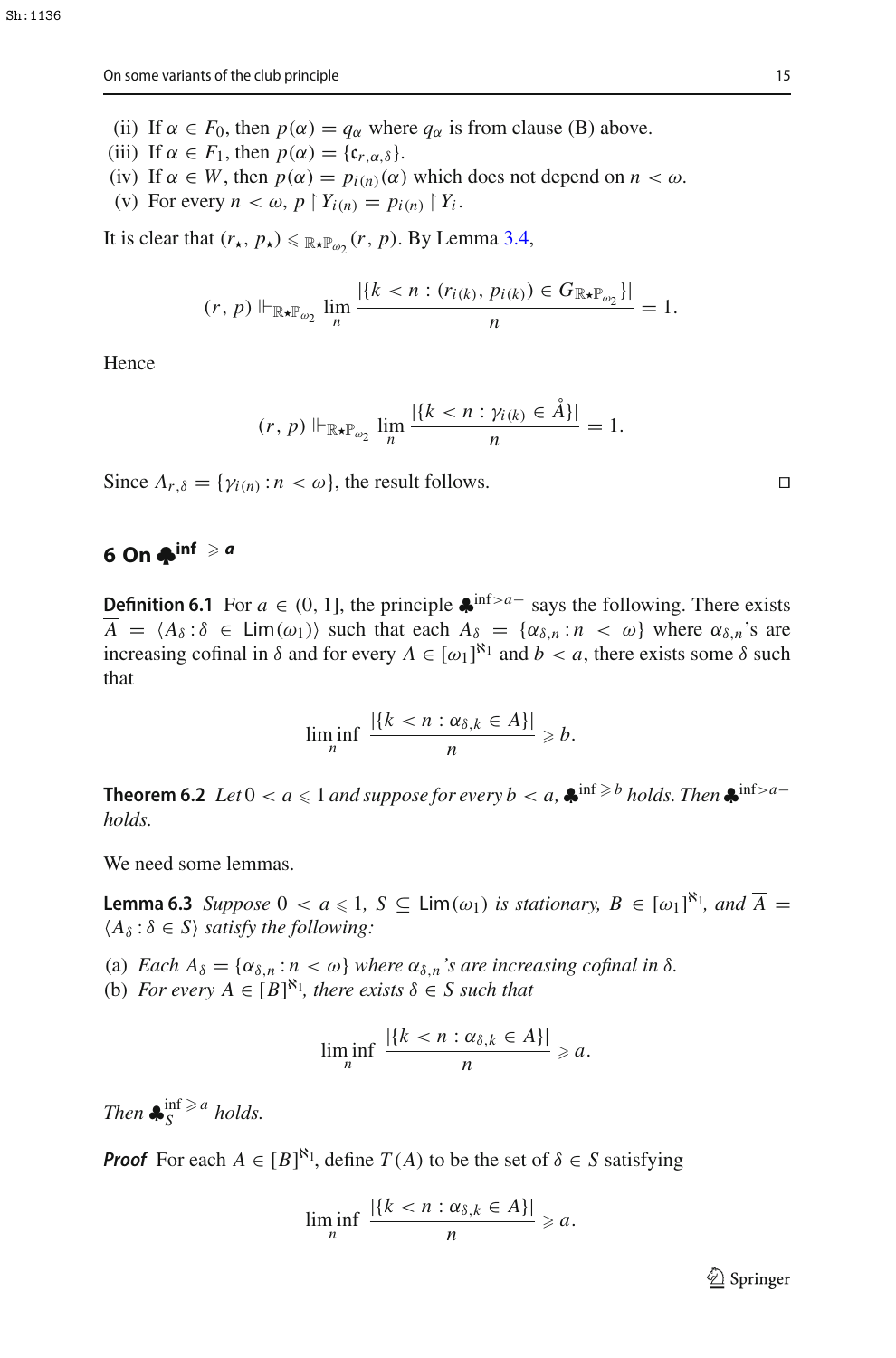(ii) If $\alpha \in F_0$, then $p(\alpha) = q_\alpha$ where $q_\alpha$ is from clause (B) above.
(iii) If $\alpha \in F_1$, then $p(\alpha) = \{\mathfrak{c}_{r,\alpha,\delta}\}$.
(iv) If $\alpha \in W$, then $p(\alpha) = p_{i(n)}(\alpha)$ which does not depend on $n < \omega$.
(v) For every $n < \omega$, $p \restriction Y_{i(n)} = p_{i(n)} \restriction Y_i$.

It is clear that $(r_\star, p_\star) \leqslant_{\mathbb{R}\star\mathbb{P}_{\omega_2}} (r, p)$. By Lemma 3.4,

$$(r, p) \Vdash_{\mathbb{R}\star\mathbb{P}_{\omega_2}} \lim_n \frac{|\{k < n : (r_{i(k)}, p_{i(k)}) \in G_{\mathbb{R}\star\mathbb{P}_{\omega_2}}\}|}{n} = 1.$$

Hence

$$(r, p) \Vdash_{\mathbb{R}\star\mathbb{P}_{\omega_2}} \lim_n \frac{|\{k < n : \gamma_{i(k)} \in \mathring{A}\}|}{n} = 1.$$

Since $A_{r,\delta} = \{\gamma_{i(n)} : n < \omega\}$, the result follows. □

## 6 On $\clubsuit^{\inf} \geqslant a$

**Definition 6.1** For $a \in (0, 1]$, the principle $\clubsuit^{\inf > a-}$ says the following. There exists $\overline{A} = \langle A_\delta : \delta \in \mathsf{Lim}(\omega_1)\rangle$ such that each $A_\delta = \{\alpha_{\delta,n} : n < \omega\}$ where $\alpha_{\delta,n}$'s are increasing cofinal in $\delta$ and for every $A \in [\omega_1]^{\aleph_1}$ and $b < a$, there exists some $\delta$ such that

$$\liminf_n \frac{|\{k < n : \alpha_{\delta,k} \in A\}|}{n} \geqslant b.$$

**Theorem 6.2** *Let $0 < a \leqslant 1$ and suppose for every $b < a$, $\clubsuit^{\inf \geqslant b}$ holds. Then $\clubsuit^{\inf > a-}$ holds.*

We need some lemmas.

**Lemma 6.3** *Suppose $0 < a \leqslant 1$, $S \subseteq \mathsf{Lim}(\omega_1)$ is stationary, $B \in [\omega_1]^{\aleph_1}$, and $\overline{A} = \langle A_\delta : \delta \in S\rangle$ satisfy the following:*

(a) *Each $A_\delta = \{\alpha_{\delta,n} : n < \omega\}$ where $\alpha_{\delta,n}$'s are increasing cofinal in $\delta$.*
(b) *For every $A \in [B]^{\aleph_1}$, there exists $\delta \in S$ such that*

$$\liminf_n \frac{|\{k < n : \alpha_{\delta,k} \in A\}|}{n} \geqslant a.$$

*Then $\clubsuit_S^{\inf \geqslant a}$ holds.*

***Proof*** For each $A \in [B]^{\aleph_1}$, define $T(A)$ to be the set of $\delta \in S$ satisfying

$$\liminf_n \frac{|\{k < n : \alpha_{\delta,k} \in A\}|}{n} \geqslant a.$$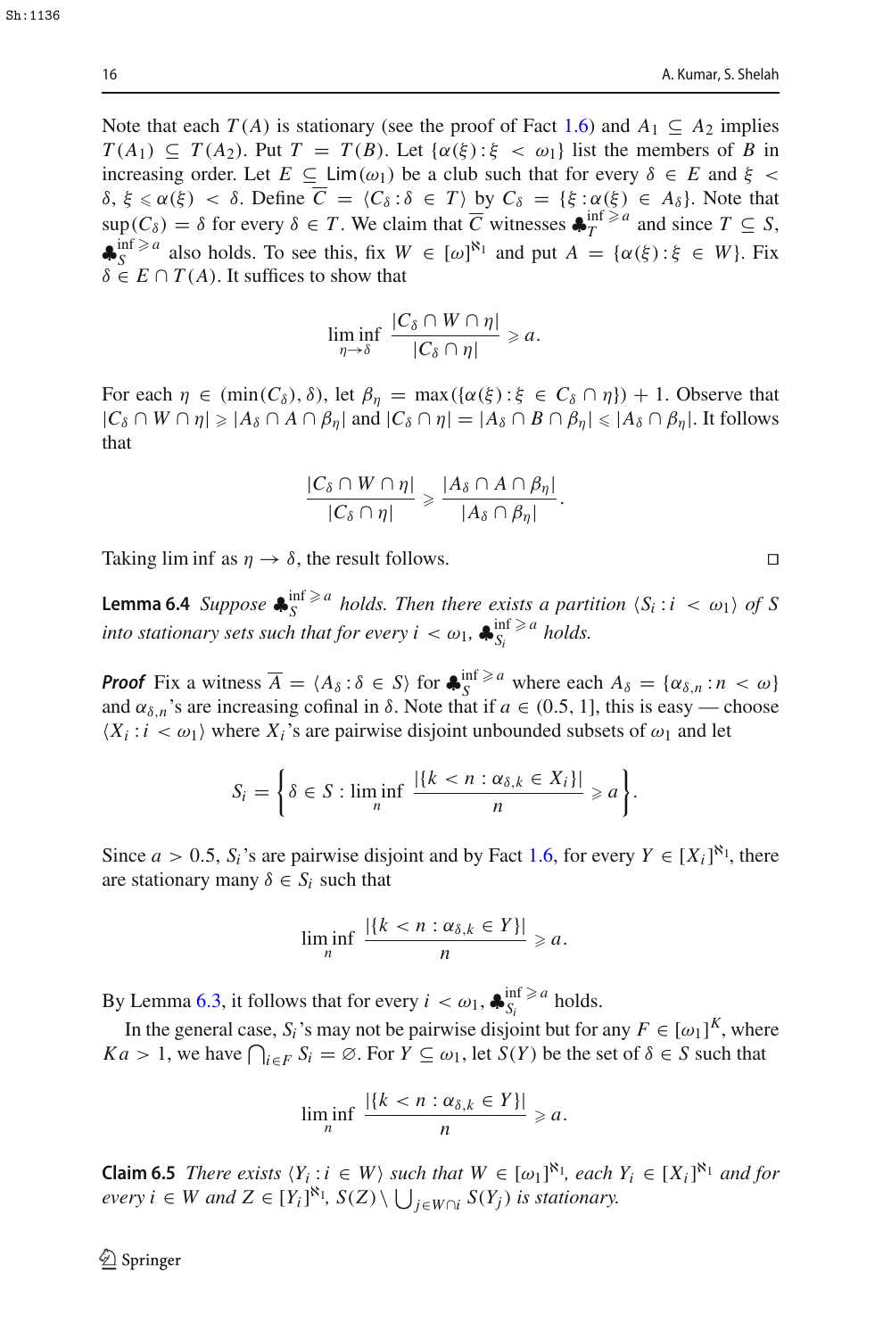Note that each $T(A)$ is stationary (see the proof of Fact 1.6) and $A_1 \subseteq A_2$ implies $T(A_1) \subseteq T(A_2)$. Put $T = T(B)$. Let $\{\alpha(\xi) : \xi < \omega_1\}$ list the members of $B$ in increasing order. Let $E \subseteq \mathsf{Lim}(\omega_1)$ be a club such that for every $\delta \in E$ and $\xi < \delta$, $\xi \leqslant \alpha(\xi) < \delta$. Define $\overline{C} = \langle C_\delta : \delta \in T\rangle$ by $C_\delta = \{\xi : \alpha(\xi) \in A_\delta\}$. Note that $\sup(C_\delta) = \delta$ for every $\delta \in T$. We claim that $\overline{C}$ witnesses $\clubsuit_T^{\inf \geqslant a}$ and since $T \subseteq S$, $\clubsuit_S^{\inf \geqslant a}$ also holds. To see this, fix $W \in [\omega]^{\aleph_1}$ and put $A = \{\alpha(\xi) : \xi \in W\}$. Fix $\delta \in E \cap T(A)$. It suffices to show that

$$\liminf_{\eta \to \delta} \frac{|C_\delta \cap W \cap \eta|}{|C_\delta \cap \eta|} \geqslant a.$$

For each $\eta \in (\min(C_\delta), \delta)$, let $\beta_\eta = \max(\{\alpha(\xi) : \xi \in C_\delta \cap \eta\}) + 1$. Observe that $|C_\delta \cap W \cap \eta| \geqslant |A_\delta \cap A \cap \beta_\eta|$ and $|C_\delta \cap \eta| = |A_\delta \cap B \cap \beta_\eta| \leqslant |A_\delta \cap \beta_\eta|$. It follows that

$$\frac{|C_\delta \cap W \cap \eta|}{|C_\delta \cap \eta|} \geqslant \frac{|A_\delta \cap A \cap \beta_\eta|}{|A_\delta \cap \beta_\eta|}.$$

Taking lim inf as $\eta \to \delta$, the result follows. $\square$

**Lemma 6.4** *Suppose $\clubsuit_S^{\inf \geqslant a}$ holds. Then there exists a partition $\langle S_i : i < \omega_1\rangle$ of $S$ into stationary sets such that for every $i < \omega_1$, $\clubsuit_{S_i}^{\inf \geqslant a}$ holds.*

***Proof*** Fix a witness $\overline{A} = \langle A_\delta : \delta \in S\rangle$ for $\clubsuit_S^{\inf \geqslant a}$ where each $A_\delta = \{\alpha_{\delta,n} : n < \omega\}$ and $\alpha_{\delta,n}$'s are increasing cofinal in $\delta$. Note that if $a \in (0.5, 1]$, this is easy — choose $\langle X_i : i < \omega_1\rangle$ where $X_i$'s are pairwise disjoint unbounded subsets of $\omega_1$ and let

$$S_i = \left\{\delta \in S : \liminf_n \frac{|\{k < n : \alpha_{\delta,k} \in X_i\}|}{n} \geqslant a\right\}.$$

Since $a > 0.5$, $S_i$'s are pairwise disjoint and by Fact 1.6, for every $Y \in [X_i]^{\aleph_1}$, there are stationary many $\delta \in S_i$ such that

$$\liminf_n \frac{|\{k < n : \alpha_{\delta,k} \in Y\}|}{n} \geqslant a.$$

By Lemma 6.3, it follows that for every $i < \omega_1$, $\clubsuit_{S_i}^{\inf \geqslant a}$ holds.

In the general case, $S_i$'s may not be pairwise disjoint but for any $F \in [\omega_1]^K$, where $Ka > 1$, we have $\bigcap_{i \in F} S_i = \varnothing$. For $Y \subseteq \omega_1$, let $S(Y)$ be the set of $\delta \in S$ such that

$$\liminf_n \frac{|\{k < n : \alpha_{\delta,k} \in Y\}|}{n} \geqslant a.$$

**Claim 6.5** *There exists $\langle Y_i : i \in W\rangle$ such that $W \in [\omega_1]^{\aleph_1}$, each $Y_i \in [X_i]^{\aleph_1}$ and for every $i \in W$ and $Z \in [Y_i]^{\aleph_1}$, $S(Z) \setminus \bigcup_{j \in W \cap i} S(Y_j)$ is stationary.*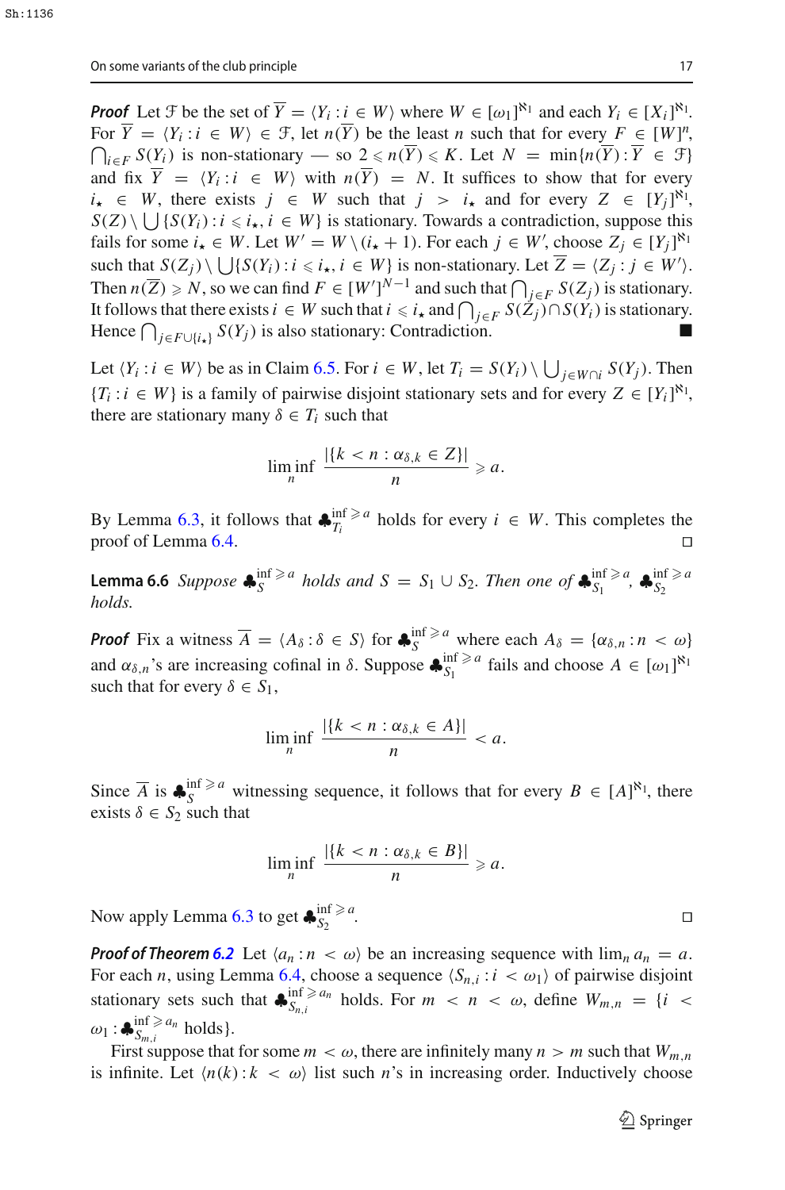***Proof*** Let $\mathcal{F}$ be the set of $\overline{Y} = \langle Y_i : i \in W\rangle$ where $W \in [\omega_1]^{\aleph_1}$ and each $Y_i \in [X_i]^{\aleph_1}$. For $\overline{Y} = \langle Y_i : i \in W\rangle \in \mathcal{F}$, let $n(\overline{Y})$ be the least $n$ such that for every $F \in [W]^n$, $\bigcap_{i\in F} S(Y_i)$ is non-stationary — so $2 \leqslant n(\overline{Y}) \leqslant K$. Let $N = \min\{n(\overline{Y}) : \overline{Y} \in \mathcal{F}\}$ and fix $\overline{Y} = \langle Y_i : i \in W\rangle$ with $n(\overline{Y}) = N$. It suffices to show that for every $i_\star \in W$, there exists $j \in W$ such that $j > i_\star$ and for every $Z \in [Y_j]^{\aleph_1}$, $S(Z)\setminus \bigcup\{S(Y_i) : i \leqslant i_\star, i \in W\}$ is stationary. Towards a contradiction, suppose this fails for some $i_\star \in W$. Let $W' = W \setminus (i_\star + 1)$. For each $j \in W'$, choose $Z_j \in [Y_j]^{\aleph_1}$ such that $S(Z_j)\setminus \bigcup\{S(Y_i) : i \leqslant i_\star, i \in W\}$ is non-stationary. Let $\overline{Z} = \langle Z_j : j \in W'\rangle$. Then $n(\overline{Z}) \geqslant N$, so we can find $F \in [W']^{N-1}$ and such that $\bigcap_{j\in F} S(Z_j)$ is stationary. It follows that there exists $i \in W$ such that $i \leqslant i_\star$ and $\bigcap_{j\in F} S(Z_j) \cap S(Y_i)$ is stationary. Hence $\bigcap_{j\in F\cup\{i_\star\}} S(Y_j)$ is also stationary: Contradiction. ■

Let $\langle Y_i : i \in W\rangle$ be as in Claim 6.5. For $i \in W$, let $T_i = S(Y_i) \setminus \bigcup_{j\in W\cap i} S(Y_j)$. Then $\{T_i : i \in W\}$ is a family of pairwise disjoint stationary sets and for every $Z \in [Y_i]^{\aleph_1}$, there are stationary many $\delta \in T_i$ such that

$$\liminf_n \frac{|\{k < n : \alpha_{\delta,k} \in Z\}|}{n} \geqslant a.$$

By Lemma 6.3, it follows that $\clubsuit^{\inf\geqslant a}_{T_i}$ holds for every $i \in W$. This completes the proof of Lemma 6.4. □

**Lemma 6.6** *Suppose $\clubsuit^{\inf\geqslant a}_S$ holds and $S = S_1 \cup S_2$. Then one of $\clubsuit^{\inf\geqslant a}_{S_1}$, $\clubsuit^{\inf\geqslant a}_{S_2}$ holds.*

***Proof*** Fix a witness $\overline{A} = \langle A_\delta : \delta \in S\rangle$ for $\clubsuit^{\inf\geqslant a}_S$ where each $A_\delta = \{\alpha_{\delta,n} : n < \omega\}$ and $\alpha_{\delta,n}$'s are increasing cofinal in $\delta$. Suppose $\clubsuit^{\inf\geqslant a}_{S_1}$ fails and choose $A \in [\omega_1]^{\aleph_1}$ such that for every $\delta \in S_1$,

$$\liminf_n \frac{|\{k < n : \alpha_{\delta,k} \in A\}|}{n} < a.$$

Since $\overline{A}$ is $\clubsuit^{\inf\geqslant a}_S$ witnessing sequence, it follows that for every $B \in [A]^{\aleph_1}$, there exists $\delta \in S_2$ such that

$$\liminf_n \frac{|\{k < n : \alpha_{\delta,k} \in B\}|}{n} \geqslant a.$$

Now apply Lemma 6.3 to get $\clubsuit^{\inf\geqslant a}_{S_2}$. □

***Proof of Theorem 6.2*** Let $\langle a_n : n < \omega\rangle$ be an increasing sequence with $\lim_n a_n = a$. For each $n$, using Lemma 6.4, choose a sequence $\langle S_{n,i} : i < \omega_1\rangle$ of pairwise disjoint stationary sets such that $\clubsuit^{\inf\geqslant a_n}_{S_{n,i}}$ holds. For $m < n < \omega$, define $W_{m,n} = \{i < \omega_1 : \clubsuit^{\inf\geqslant a_n}_{S_{m,i}}$ holds$\}$.

First suppose that for some $m < \omega$, there are infinitely many $n > m$ such that $W_{m,n}$ is infinite. Let $\langle n(k) : k < \omega\rangle$ list such $n$'s in increasing order. Inductively choose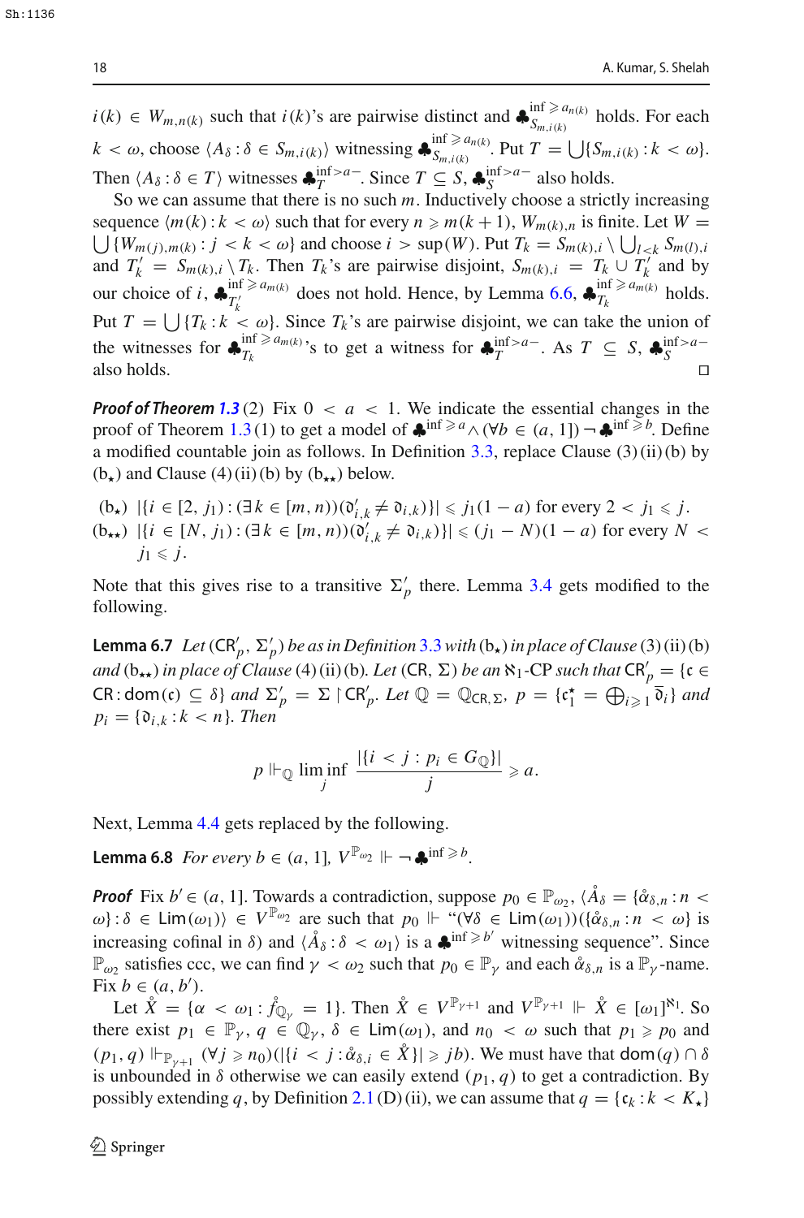$i(k) \in W_{m,n(k)}$ such that $i(k)$'s are pairwise distinct and $\clubsuit^{\inf \geqslant a_{n(k)}}_{S_{m,i(k)}}$ holds. For each $k < \omega$, choose $\langle A_\delta : \delta \in S_{m,i(k)} \rangle$ witnessing $\clubsuit^{\inf \geqslant a_{n(k)}}_{S_{m,i(k)}}$. Put $T = \bigcup\{S_{m,i(k)} : k < \omega\}$. Then $\langle A_\delta : \delta \in T \rangle$ witnesses $\clubsuit^{\inf > a-}_T$. Since $T \subseteq S$, $\clubsuit^{\inf > a-}_S$ also holds.

So we can assume that there is no such $m$. Inductively choose a strictly increasing sequence $\langle m(k) : k < \omega \rangle$ such that for every $n \geqslant m(k+1)$, $W_{m(k),n}$ is finite. Let $W = \bigcup\{W_{m(j),m(k)} : j < k < \omega\}$ and choose $i > \sup(W)$. Put $T_k = S_{m(k),i} \setminus \bigcup_{l<k} S_{m(l),i}$ and $T'_k = S_{m(k),i} \setminus T_k$. Then $T_k$'s are pairwise disjoint, $S_{m(k),i} = T_k \cup T'_k$ and by our choice of $i$, $\clubsuit^{\inf \geqslant a_{m(k)}}_{T'_k}$ does not hold. Hence, by Lemma 6.6, $\clubsuit^{\inf \geqslant a_{m(k)}}_{T_k}$ holds. Put $T = \bigcup\{T_k : k < \omega\}$. Since $T_k$'s are pairwise disjoint, we can take the union of the witnesses for $\clubsuit^{\inf \geqslant a_{m(k)}}_{T_k}$'s to get a witness for $\clubsuit^{\inf > a-}_T$. As $T \subseteq S$, $\clubsuit^{\inf > a-}_S$ also holds. $\square$

***Proof of Theorem 1.3*** (2) Fix $0 < a < 1$. We indicate the essential changes in the proof of Theorem 1.3(1) to get a model of $\clubsuit^{\inf \geqslant a} \wedge (\forall b \in (a, 1]) \neg \clubsuit^{\inf \geqslant b}$. Define a modified countable join as follows. In Definition 3.3, replace Clause (3)(ii)(b) by (b$_\star$) and Clause (4)(ii)(b) by (b$_{\star\star}$) below.

(b$_\star$) $|\{i \in [2, j_1) : (\exists k \in [m, n))(\mathfrak{d}'_{i,k} \neq \mathfrak{d}_{i,k})\}| \leqslant j_1(1-a)$ for every $2 < j_1 \leqslant j$.

(b$_{\star\star}$) $|\{i \in [N, j_1) : (\exists k \in [m, n))(\mathfrak{d}'_{i,k} \neq \mathfrak{d}_{i,k})\}| \leqslant (j_1 - N)(1-a)$ for every $N < j_1 \leqslant j$.

Note that this gives rise to a transitive $\Sigma'_p$ there. Lemma 3.4 gets modified to the following.

**Lemma 6.7** *Let $(\mathsf{CR}'_p, \Sigma'_p)$ be as in Definition 3.3 with (b$_\star$) in place of Clause (3)(ii)(b) and (b$_{\star\star}$) in place of Clause (4)(ii)(b). Let $(\mathsf{CR}, \Sigma)$ be an $\aleph_1$-CP such that $\mathsf{CR}'_p = \{\mathfrak{c} \in \mathsf{CR} : \mathsf{dom}(\mathfrak{c}) \subseteq \delta\}$ and $\Sigma'_p = \Sigma \restriction \mathsf{CR}'_p$. Let $\mathbb{Q} = \mathbb{Q}_{\mathsf{CR},\Sigma}$, $p = \{\mathfrak{c}^\star_1 = \bigoplus_{i \geqslant 1} \overline{\mathfrak{d}}_i\}$ and $p_i = \{\mathfrak{d}_{i,k} : k < n\}$. Then*

$$p \Vdash_{\mathbb{Q}} \liminf_j \frac{|\{i < j : p_i \in G_{\mathbb{Q}}\}|}{j} \geqslant a.$$

Next, Lemma 4.4 gets replaced by the following.

**Lemma 6.8** *For every $b \in (a, 1]$, $V^{\mathbb{P}_{\omega_2}} \Vdash \neg \clubsuit^{\inf \geqslant b}$.*

***Proof*** Fix $b' \in (a, 1]$. Towards a contradiction, suppose $p_0 \in \mathbb{P}_{\omega_2}$, $\langle \mathring{A}_\delta = \{\mathring{\alpha}_{\delta,n} : n < \omega\} : \delta \in \mathsf{Lim}(\omega_1) \rangle \in V^{\mathbb{P}_{\omega_2}}$ are such that $p_0 \Vdash$ "$(\forall \delta \in \mathsf{Lim}(\omega_1))(\{\mathring{\alpha}_{\delta,n} : n < \omega\}$ is increasing cofinal in $\delta)$ and $\langle \mathring{A}_\delta : \delta < \omega_1 \rangle$ is a $\clubsuit^{\inf \geqslant b'}$ witnessing sequence". Since $\mathbb{P}_{\omega_2}$ satisfies ccc, we can find $\gamma < \omega_2$ such that $p_0 \in \mathbb{P}_\gamma$ and each $\mathring{\alpha}_{\delta,n}$ is a $\mathbb{P}_\gamma$-name. Fix $b \in (a, b')$.

Let $\mathring{X} = \{\alpha < \omega_1 : \mathring{f}_{\mathbb{Q}_\gamma} = 1\}$. Then $\mathring{X} \in V^{\mathbb{P}_{\gamma+1}}$ and $V^{\mathbb{P}_{\gamma+1}} \Vdash \mathring{X} \in [\omega_1]^{\aleph_1}$. So there exist $p_1 \in \mathbb{P}_\gamma$, $q \in \mathbb{Q}_\gamma$, $\delta \in \mathsf{Lim}(\omega_1)$, and $n_0 < \omega$ such that $p_1 \geqslant p_0$ and $(p_1, q) \Vdash_{\mathbb{P}_{\gamma+1}} (\forall j \geqslant n_0)(|\{i < j : \mathring{\alpha}_{\delta,i} \in \mathring{X}\}| \geqslant jb)$. We must have that $\mathsf{dom}(q) \cap \delta$ is unbounded in $\delta$ otherwise we can easily extend $(p_1, q)$ to get a contradiction. By possibly extending $q$, by Definition 2.1(D)(ii), we can assume that $q = \{\mathfrak{c}_k : k < K_\star\}$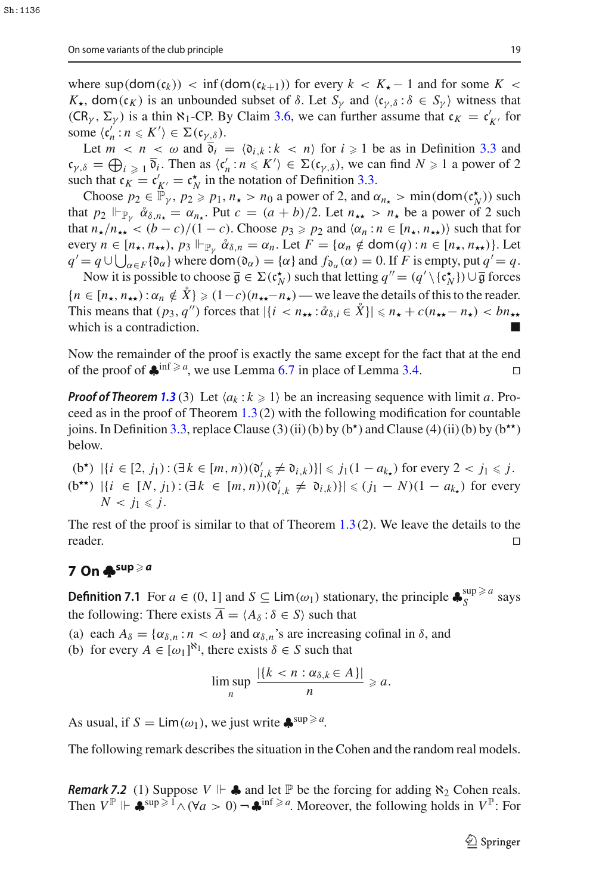where $\sup(\mathsf{dom}(\mathfrak{c}_k)) < \inf(\mathsf{dom}(\mathfrak{c}_{k+1}))$ for every $k < K_\star - 1$ and for some $K < K_\star$, $\mathsf{dom}(\mathfrak{c}_K)$ is an unbounded subset of $\delta$. Let $S_\gamma$ and $\langle \mathfrak{c}_{\gamma,\delta} : \delta \in S_\gamma\rangle$ witness that $(\mathsf{CR}_\gamma, \Sigma_\gamma)$ is a thin $\aleph_1$-CP. By Claim 3.6, we can further assume that $\mathfrak{c}_K = \mathfrak{c}'_{K'}$ for some $\langle \mathfrak{c}'_n : n \leqslant K'\rangle \in \Sigma(\mathfrak{c}_{\gamma,\delta})$.

Let $m < n < \omega$ and $\bar{\mathfrak{d}}_i = \langle \mathfrak{d}_{i,k} : k < n\rangle$ for $i \geqslant 1$ be as in Definition 3.3 and $\mathfrak{c}_{\gamma,\delta} = \bigoplus_{i \geqslant 1} \bar{\mathfrak{d}}_i$. Then as $\langle \mathfrak{c}'_n : n \leqslant K'\rangle \in \Sigma(\mathfrak{c}_{\gamma,\delta})$, we can find $N \geqslant 1$ a power of 2 such that $\mathfrak{c}_K = \mathfrak{c}'_{K'} = \mathfrak{c}^\star_N$ in the notation of Definition 3.3.

Choose $p_2 \in \mathbb{P}_\gamma$, $p_2 \geqslant p_1$, $n_\star > n_0$ a power of 2, and $\alpha_{n_\star} > \min(\mathsf{dom}(\mathfrak{c}^\star_N))$ such that $p_2 \Vdash_{\mathbb{P}_\gamma} \mathring{\alpha}_{\delta,n_\star} = \alpha_{n_\star}$. Put $c = (a+b)/2$. Let $n_{\star\star} > n_\star$ be a power of 2 such that $n_\star/n_{\star\star} < (b-c)/(1-c)$. Choose $p_3 \geqslant p_2$ and $\langle \alpha_n : n \in [n_\star, n_{\star\star})\rangle$ such that for every $n \in [n_\star, n_{\star\star})$, $p_3 \Vdash_{\mathbb{P}_\gamma} \mathring{\alpha}_{\delta,n} = \alpha_n$. Let $F = \{\alpha_n \notin \mathsf{dom}(q) : n \in [n_\star, n_{\star\star})\}$. Let $q' = q \cup \bigcup_{\alpha \in F}\{\mathfrak{d}_\alpha\}$ where $\mathsf{dom}(\mathfrak{d}_\alpha) = \{\alpha\}$ and $f_{\mathfrak{d}_\alpha}(\alpha) = 0$. If $F$ is empty, put $q' = q$.

Now it is possible to choose $\bar{\mathfrak{g}} \in \Sigma(\mathfrak{c}^\star_N)$ such that letting $q'' = (q' \setminus \{\mathfrak{c}^\star_N\}) \cup \bar{\mathfrak{g}}$ forces $\{n \in [n_\star, n_{\star\star}) : \alpha_n \notin \mathring{X}\} \geqslant (1-c)(n_{\star\star} - n_\star)$ — we leave the details of this to the reader. This means that $(p_3, q'')$ forces that $|\{i < n_{\star\star} : \mathring{\alpha}_{\delta,i} \in \mathring{X}\}| \leqslant n_\star + c(n_{\star\star} - n_\star) < bn_{\star\star}$ which is a contradiction. ■

Now the remainder of the proof is exactly the same except for the fact that at the end of the proof of $\clubsuit^{\inf \geqslant a}$, we use Lemma 6.7 in place of Lemma 3.4. □

***Proof of Theorem 1.3*** (3) Let $\langle a_k : k \geqslant 1\rangle$ be an increasing sequence with limit $a$. Proceed as in the proof of Theorem 1.3 (2) with the following modification for countable joins. In Definition 3.3, replace Clause (3) (ii) (b) by (b$^\star$) and Clause (4) (ii) (b) by (b$^{\star\star}$) below.

(b$^\star$) $|\{i \in [2, j_1) : (\exists k \in [m, n))(\mathfrak{d}'_{i,k} \neq \mathfrak{d}_{i,k})\}| \leqslant j_1(1 - a_{k_\star})$ for every $2 < j_1 \leqslant j$.

(b$^{\star\star}$) $|\{i \in [N, j_1) : (\exists k \in [m, n))(\mathfrak{d}'_{i,k} \neq \mathfrak{d}_{i,k})\}| \leqslant (j_1 - N)(1 - a_{k_\star})$ for every $N < j_1 \leqslant j$.

The rest of the proof is similar to that of Theorem 1.3 (2). We leave the details to the reader. □

## 7 On $\clubsuit^{\sup \geqslant a}$

**Definition 7.1** For $a \in (0, 1]$ and $S \subseteq \mathsf{Lim}(\omega_1)$ stationary, the principle $\clubsuit^{\sup \geqslant a}_S$ says the following: There exists $\bar{A} = \langle A_\delta : \delta \in S\rangle$ such that

(a) each $A_\delta = \{\alpha_{\delta,n} : n < \omega\}$ and $\alpha_{\delta,n}$'s are increasing cofinal in $\delta$, and
(b) for every $A \in [\omega_1]^{\aleph_1}$, there exists $\delta \in S$ such that

$$\limsup_n \frac{|\{k < n : \alpha_{\delta,k} \in A\}|}{n} \geqslant a.$$

As usual, if $S = \mathsf{Lim}(\omega_1)$, we just write $\clubsuit^{\sup \geqslant a}$.

The following remark describes the situation in the Cohen and the random real models.

***Remark 7.2*** (1) Suppose $V \Vdash \clubsuit$ and let $\mathbb{P}$ be the forcing for adding $\aleph_2$ Cohen reals. Then $V^{\mathbb{P}} \Vdash \clubsuit^{\sup \geqslant 1} \wedge (\forall a > 0) \neg \clubsuit^{\inf \geqslant a}$. Moreover, the following holds in $V^{\mathbb{P}}$: For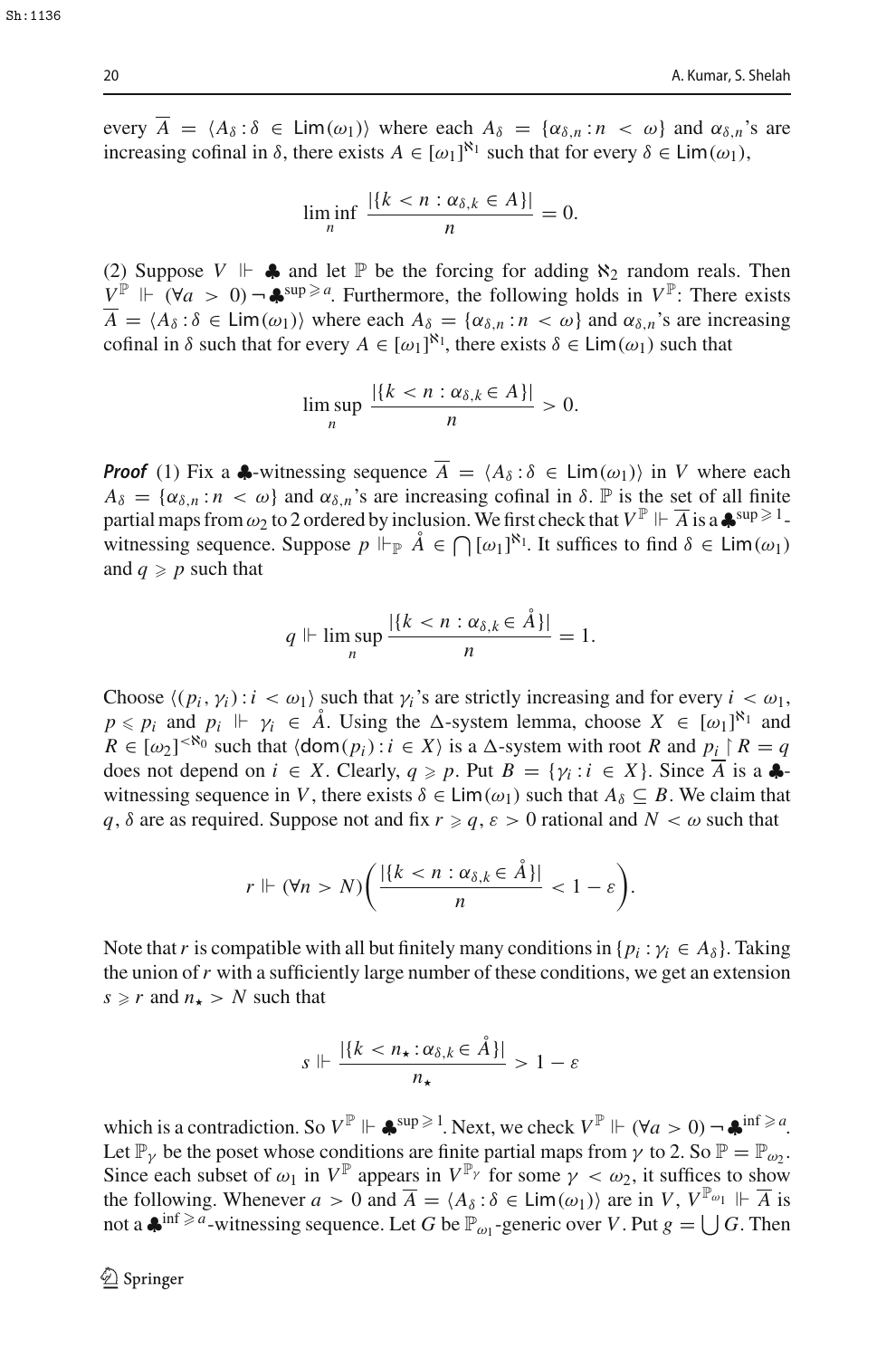every $\overline{A} = \langle A_\delta : \delta \in \mathsf{Lim}(\omega_1)\rangle$ where each $A_\delta = \{\alpha_{\delta,n} : n < \omega\}$ and $\alpha_{\delta,n}$'s are increasing cofinal in $\delta$, there exists $A \in [\omega_1]^{\aleph_1}$ such that for every $\delta \in \mathsf{Lim}(\omega_1)$,

$$\liminf_n \frac{|\{k < n : \alpha_{\delta,k} \in A\}|}{n} = 0.$$

(2) Suppose $V \Vdash \clubsuit$ and let $\mathbb{P}$ be the forcing for adding $\aleph_2$ random reals. Then $V^{\mathbb{P}} \Vdash (\forall a > 0) \neg \clubsuit^{\sup \geqslant a}$. Furthermore, the following holds in $V^{\mathbb{P}}$: There exists $\overline{A} = \langle A_\delta : \delta \in \mathsf{Lim}(\omega_1)\rangle$ where each $A_\delta = \{\alpha_{\delta,n} : n < \omega\}$ and $\alpha_{\delta,n}$'s are increasing cofinal in $\delta$ such that for every $A \in [\omega_1]^{\aleph_1}$, there exists $\delta \in \mathsf{Lim}(\omega_1)$ such that

$$\limsup_n \frac{|\{k < n : \alpha_{\delta,k} \in A\}|}{n} > 0.$$

***Proof*** (1) Fix a $\clubsuit$-witnessing sequence $\overline{A} = \langle A_\delta : \delta \in \mathsf{Lim}(\omega_1)\rangle$ in $V$ where each $A_\delta = \{\alpha_{\delta,n} : n < \omega\}$ and $\alpha_{\delta,n}$'s are increasing cofinal in $\delta$. $\mathbb{P}$ is the set of all finite partial maps from $\omega_2$ to 2 ordered by inclusion. We first check that $V^{\mathbb{P}} \Vdash \overline{A}$ is a $\clubsuit^{\sup \geqslant 1}$-witnessing sequence. Suppose $p \Vdash_{\mathbb{P}} \mathring{A} \in \bigcap [\omega_1]^{\aleph_1}$. It suffices to find $\delta \in \mathsf{Lim}(\omega_1)$ and $q \geqslant p$ such that

$$q \Vdash \limsup_n \frac{|\{k < n : \alpha_{\delta,k} \in \mathring{A}\}|}{n} = 1.$$

Choose $\langle (p_i, \gamma_i) : i < \omega_1\rangle$ such that $\gamma_i$'s are strictly increasing and for every $i < \omega_1$, $p \leqslant p_i$ and $p_i \Vdash \gamma_i \in \mathring{A}$. Using the $\Delta$-system lemma, choose $X \in [\omega_1]^{\aleph_1}$ and $R \in [\omega_2]^{<\aleph_0}$ such that $\langle \mathsf{dom}(p_i) : i \in X\rangle$ is a $\Delta$-system with root $R$ and $p_i \restriction R = q$ does not depend on $i \in X$. Clearly, $q \geqslant p$. Put $B = \{\gamma_i : i \in X\}$. Since $\overline{A}$ is a $\clubsuit$-witnessing sequence in $V$, there exists $\delta \in \mathsf{Lim}(\omega_1)$ such that $A_\delta \subseteq B$. We claim that $q, \delta$ are as required. Suppose not and fix $r \geqslant q$, $\varepsilon > 0$ rational and $N < \omega$ such that

$$r \Vdash (\forall n > N)\left(\frac{|\{k < n : \alpha_{\delta,k} \in \mathring{A}\}|}{n} < 1 - \varepsilon\right).$$

Note that $r$ is compatible with all but finitely many conditions in $\{p_i : \gamma_i \in A_\delta\}$. Taking the union of $r$ with a sufficiently large number of these conditions, we get an extension $s \geqslant r$ and $n_\star > N$ such that

$$s \Vdash \frac{|\{k < n_\star : \alpha_{\delta,k} \in \mathring{A}\}|}{n_\star} > 1 - \varepsilon$$

which is a contradiction. So $V^{\mathbb{P}} \Vdash \clubsuit^{\sup \geqslant 1}$. Next, we check $V^{\mathbb{P}} \Vdash (\forall a > 0) \neg \clubsuit^{\inf \geqslant a}$. Let $\mathbb{P}_\gamma$ be the poset whose conditions are finite partial maps from $\gamma$ to 2. So $\mathbb{P} = \mathbb{P}_{\omega_2}$. Since each subset of $\omega_1$ in $V^{\mathbb{P}}$ appears in $V^{\mathbb{P}_\gamma}$ for some $\gamma < \omega_2$, it suffices to show the following. Whenever $a > 0$ and $\overline{A} = \langle A_\delta : \delta \in \mathsf{Lim}(\omega_1)\rangle$ are in $V$, $V^{\mathbb{P}_{\omega_1}} \Vdash \overline{A}$ is not a $\clubsuit^{\inf \geqslant a}$-witnessing sequence. Let $G$ be $\mathbb{P}_{\omega_1}$-generic over $V$. Put $g = \bigcup G$. Then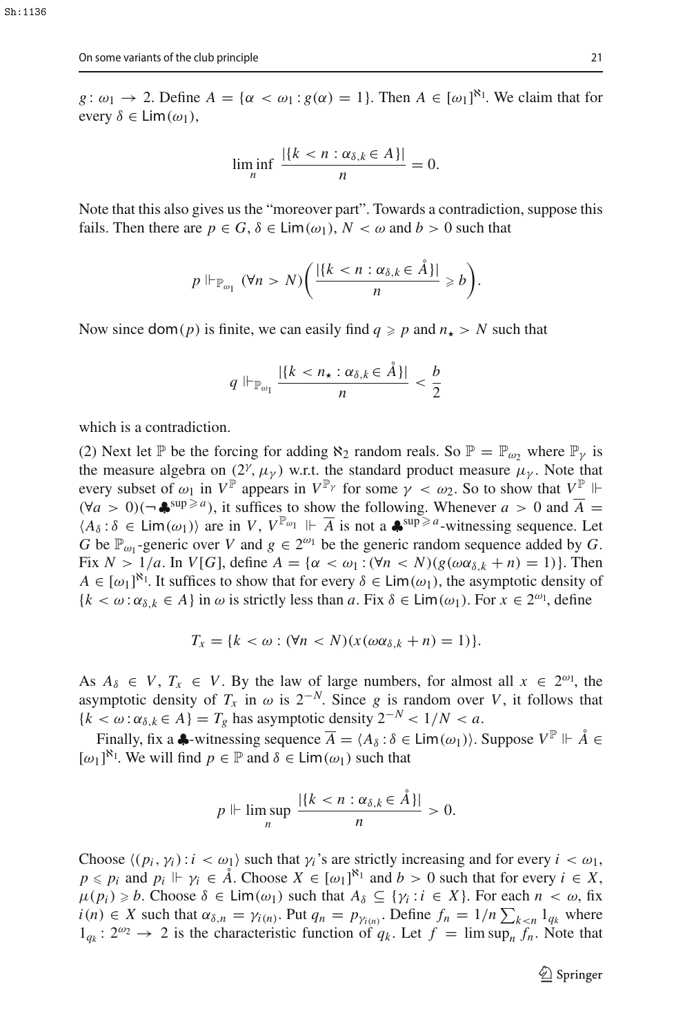$g\colon \omega_1 \to 2$. Define $A = \{\alpha < \omega_1 : g(\alpha) = 1\}$. Then $A \in [\omega_1]^{\aleph_1}$. We claim that for every $\delta \in \mathsf{Lim}(\omega_1)$,

$$\liminf_n \frac{|\{k < n : \alpha_{\delta,k} \in A\}|}{n} = 0.$$

Note that this also gives us the "moreover part". Towards a contradiction, suppose this fails. Then there are $p \in G$, $\delta \in \mathsf{Lim}(\omega_1)$, $N < \omega$ and $b > 0$ such that

$$p \Vdash_{\mathbb{P}_{\omega_1}} (\forall n > N)\left(\frac{|\{k < n : \alpha_{\delta,k} \in \mathring{A}\}|}{n} \geqslant b\right).$$

Now since $\mathsf{dom}(p)$ is finite, we can easily find $q \geqslant p$ and $n_\star > N$ such that

$$q \Vdash_{\mathbb{P}_{\omega_1}} \frac{|\{k < n_\star : \alpha_{\delta,k} \in \mathring{A}\}|}{n} < \frac{b}{2}$$

which is a contradiction.

(2) Next let $\mathbb{P}$ be the forcing for adding $\aleph_2$ random reals. So $\mathbb{P} = \mathbb{P}_{\omega_2}$ where $\mathbb{P}_\gamma$ is the measure algebra on $(2^\gamma, \mu_\gamma)$ w.r.t. the standard product measure $\mu_\gamma$. Note that every subset of $\omega_1$ in $V^{\mathbb{P}}$ appears in $V^{\mathbb{P}_\gamma}$ for some $\gamma < \omega_2$. So to show that $V^{\mathbb{P}} \Vdash (\forall a > 0)(\neg \clubsuit^{\sup \geqslant a})$, it suffices to show the following. Whenever $a > 0$ and $\overline{A} = \langle A_\delta : \delta \in \mathsf{Lim}(\omega_1)\rangle$ are in $V$, $V^{\mathbb{P}_{\omega_1}} \Vdash \overline{A}$ is not a $\clubsuit^{\sup \geqslant a}$-witnessing sequence. Let $G$ be $\mathbb{P}_{\omega_1}$-generic over $V$ and $g \in 2^{\omega_1}$ be the generic random sequence added by $G$. Fix $N > 1/a$. In $V[G]$, define $A = \{\alpha < \omega_1 : (\forall n < N)(g(\omega\alpha_{\delta,k} + n) = 1)\}$. Then $A \in [\omega_1]^{\aleph_1}$. It suffices to show that for every $\delta \in \mathsf{Lim}(\omega_1)$, the asymptotic density of $\{k < \omega : \alpha_{\delta,k} \in A\}$ in $\omega$ is strictly less than $a$. Fix $\delta \in \mathsf{Lim}(\omega_1)$. For $x \in 2^{\omega_1}$, define

$$T_x = \{k < \omega : (\forall n < N)(x(\omega\alpha_{\delta,k} + n) = 1)\}.$$

As $A_\delta \in V$, $T_x \in V$. By the law of large numbers, for almost all $x \in 2^{\omega_1}$, the asymptotic density of $T_x$ in $\omega$ is $2^{-N}$. Since $g$ is random over $V$, it follows that $\{k < \omega : \alpha_{\delta,k} \in A\} = T_g$ has asymptotic density $2^{-N} < 1/N < a$.

Finally, fix a $\clubsuit$-witnessing sequence $\overline{A} = \langle A_\delta : \delta \in \mathsf{Lim}(\omega_1)\rangle$. Suppose $V^{\mathbb{P}} \Vdash \mathring{A} \in [\omega_1]^{\aleph_1}$. We will find $p \in \mathbb{P}$ and $\delta \in \mathsf{Lim}(\omega_1)$ such that

$$p \Vdash \limsup_n \frac{|\{k < n : \alpha_{\delta,k} \in \mathring{A}\}|}{n} > 0.$$

Choose $\langle (p_i, \gamma_i) : i < \omega_1\rangle$ such that $\gamma_i$'s are strictly increasing and for every $i < \omega_1$, $p \leqslant p_i$ and $p_i \Vdash \gamma_i \in \mathring{A}$. Choose $X \in [\omega_1]^{\aleph_1}$ and $b > 0$ such that for every $i \in X$, $\mu(p_i) \geqslant b$. Choose $\delta \in \mathsf{Lim}(\omega_1)$ such that $A_\delta \subseteq \{\gamma_i : i \in X\}$. For each $n < \omega$, fix $i(n) \in X$ such that $\alpha_{\delta,n} = \gamma_{i(n)}$. Put $q_n = p_{\gamma_{i(n)}}$. Define $f_n = 1/n \sum_{k<n} 1_{q_k}$ where $1_{q_k}\colon 2^{\omega_2} \to 2$ is the characteristic function of $q_k$. Let $f = \limsup_n f_n$. Note that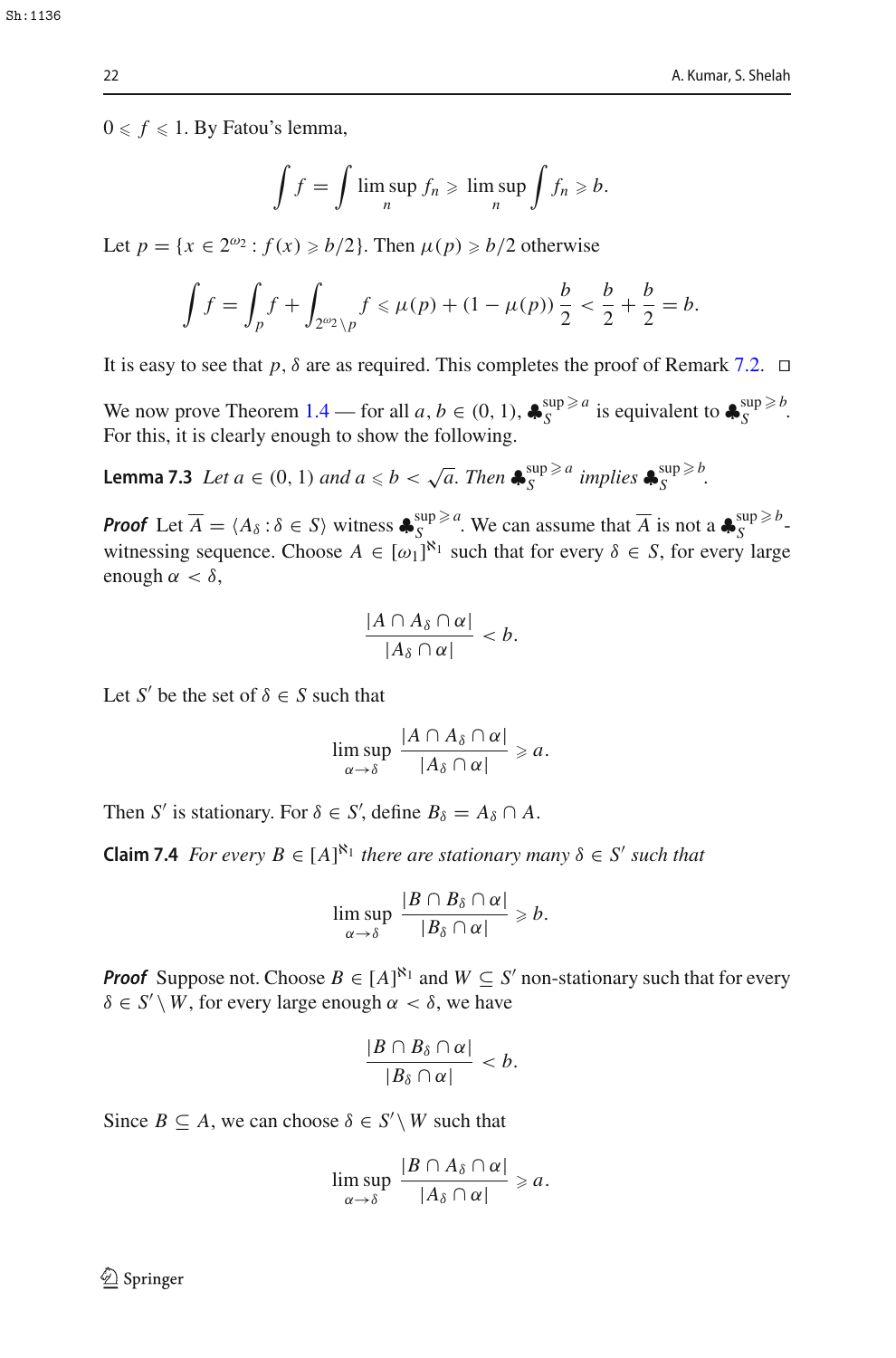$0 \leqslant f \leqslant 1$. By Fatou's lemma,

$$\int f = \int \limsup_n f_n \geqslant \limsup_n \int f_n \geqslant b.$$

Let $p = \{x \in 2^{\omega_2} : f(x) \geqslant b/2\}$. Then $\mu(p) \geqslant b/2$ otherwise

$$\int f = \int_p f + \int_{2^{\omega_2} \setminus p} f \leqslant \mu(p) + (1 - \mu(p)) \frac{b}{2} < \frac{b}{2} + \frac{b}{2} = b.$$

It is easy to see that $p, \delta$ are as required. This completes the proof of Remark 7.2. $\square$

We now prove Theorem 1.4 — for all $a, b \in (0, 1)$, $\clubsuit_S^{\sup \geqslant a}$ is equivalent to $\clubsuit_S^{\sup \geqslant b}$. For this, it is clearly enough to show the following.

**Lemma 7.3** *Let $a \in (0, 1)$ and $a \leqslant b < \sqrt{a}$. Then $\clubsuit_S^{\sup \geqslant a}$ implies $\clubsuit_S^{\sup \geqslant b}$.*

***Proof*** Let $\overline{A} = \langle A_\delta : \delta \in S \rangle$ witness $\clubsuit_S^{\sup \geqslant a}$. We can assume that $\overline{A}$ is not a $\clubsuit_S^{\sup \geqslant b}$-witnessing sequence. Choose $A \in [\omega_1]^{\aleph_1}$ such that for every $\delta \in S$, for every large enough $\alpha < \delta$,

$$\frac{|A \cap A_\delta \cap \alpha|}{|A_\delta \cap \alpha|} < b.$$

Let $S'$ be the set of $\delta \in S$ such that

$$\limsup_{\alpha \to \delta} \frac{|A \cap A_\delta \cap \alpha|}{|A_\delta \cap \alpha|} \geqslant a.$$

Then $S'$ is stationary. For $\delta \in S'$, define $B_\delta = A_\delta \cap A$.

**Claim 7.4** *For every $B \in [A]^{\aleph_1}$ there are stationary many $\delta \in S'$ such that*

$$\limsup_{\alpha \to \delta} \frac{|B \cap B_\delta \cap \alpha|}{|B_\delta \cap \alpha|} \geqslant b.$$

***Proof*** Suppose not. Choose $B \in [A]^{\aleph_1}$ and $W \subseteq S'$ non-stationary such that for every $\delta \in S' \setminus W$, for every large enough $\alpha < \delta$, we have

$$\frac{|B \cap B_\delta \cap \alpha|}{|B_\delta \cap \alpha|} < b.$$

Since $B \subseteq A$, we can choose $\delta \in S' \setminus W$ such that

$$\limsup_{\alpha \to \delta} \frac{|B \cap A_\delta \cap \alpha|}{|A_\delta \cap \alpha|} \geqslant a.$$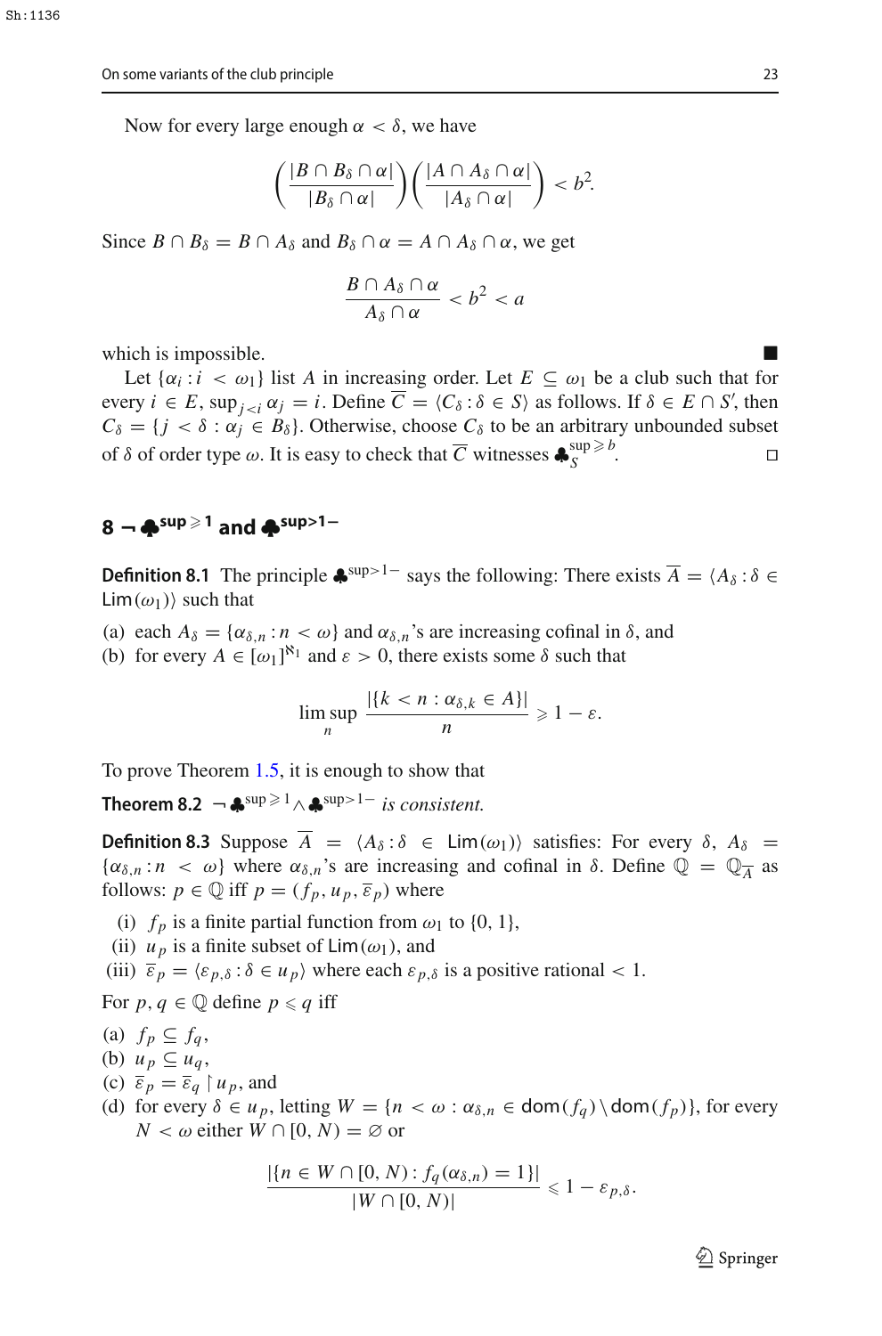Now for every large enough $\alpha < \delta$, we have

$$\left(\frac{|B \cap B_\delta \cap \alpha|}{|B_\delta \cap \alpha|}\right)\left(\frac{|A \cap A_\delta \cap \alpha|}{|A_\delta \cap \alpha|}\right) < b^2.$$

Since $B \cap B_\delta = B \cap A_\delta$ and $B_\delta \cap \alpha = A \cap A_\delta \cap \alpha$, we get

$$\frac{B \cap A_\delta \cap \alpha}{A_\delta \cap \alpha} < b^2 < a$$

which is impossible. ■

Let $\{\alpha_i : i < \omega_1\}$ list $A$ in increasing order. Let $E \subseteq \omega_1$ be a club such that for every $i \in E$, $\sup_{j<i} \alpha_j = i$. Define $\overline{C} = \langle C_\delta : \delta \in S\rangle$ as follows. If $\delta \in E \cap S'$, then $C_\delta = \{j < \delta : \alpha_j \in B_\delta\}$. Otherwise, choose $C_\delta$ to be an arbitrary unbounded subset of $\delta$ of order type $\omega$. It is easy to check that $\overline{C}$ witnesses $\clubsuit_S^{\sup \geqslant b}$. □

## 8 $\neg\clubsuit^{\sup \geqslant 1}$ and $\clubsuit^{\sup > 1-}$

**Definition 8.1** The principle $\clubsuit^{\sup>1-}$ says the following: There exists $\overline{A} = \langle A_\delta : \delta \in \mathsf{Lim}(\omega_1)\rangle$ such that

(a) each $A_\delta = \{\alpha_{\delta,n} : n < \omega\}$ and $\alpha_{\delta,n}$'s are increasing cofinal in $\delta$, and
(b) for every $A \in [\omega_1]^{\aleph_1}$ and $\varepsilon > 0$, there exists some $\delta$ such that

$$\limsup_n \frac{|\{k < n : \alpha_{\delta,k} \in A\}|}{n} \geqslant 1 - \varepsilon.$$

To prove Theorem 1.5, it is enough to show that

**Theorem 8.2** *$\neg\clubsuit^{\sup \geqslant 1} \wedge \clubsuit^{\sup>1-}$ is consistent.*

**Definition 8.3** Suppose $\overline{A} = \langle A_\delta : \delta \in \mathsf{Lim}(\omega_1)\rangle$ satisfies: For every $\delta$, $A_\delta = \{\alpha_{\delta,n} : n < \omega\}$ where $\alpha_{\delta,n}$'s are increasing and cofinal in $\delta$. Define $\mathbb{Q} = \mathbb{Q}_{\overline{A}}$ as follows: $p \in \mathbb{Q}$ iff $p = (f_p, u_p, \overline{\varepsilon}_p)$ where

(i) $f_p$ is a finite partial function from $\omega_1$ to $\{0, 1\}$,
(ii) $u_p$ is a finite subset of $\mathsf{Lim}(\omega_1)$, and
(iii) $\overline{\varepsilon}_p = \langle \varepsilon_{p,\delta} : \delta \in u_p\rangle$ where each $\varepsilon_{p,\delta}$ is a positive rational $< 1$.

For $p, q \in \mathbb{Q}$ define $p \leqslant q$ iff

(a) $f_p \subseteq f_q$,
(b) $u_p \subseteq u_q$,
(c) $\overline{\varepsilon}_p = \overline{\varepsilon}_q \restriction u_p$, and
(d) for every $\delta \in u_p$, letting $W = \{n < \omega : \alpha_{\delta,n} \in \mathsf{dom}(f_q) \setminus \mathsf{dom}(f_p)\}$, for every $N < \omega$ either $W \cap [0, N) = \varnothing$ or

$$\frac{|\{n \in W \cap [0, N) : f_q(\alpha_{\delta,n}) = 1\}|}{|W \cap [0, N)|} \leqslant 1 - \varepsilon_{p,\delta}.$$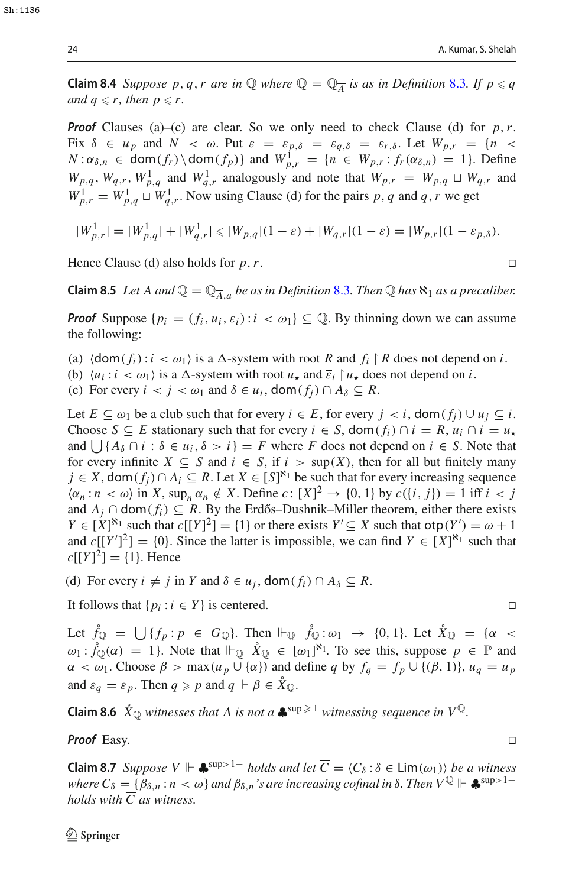**Claim 8.4** *Suppose $p, q, r$ are in $\mathbb{Q}$ where $\mathbb{Q} = \mathbb{Q}_{\overline{A}}$ is as in Definition 8.3. If $p \leqslant q$ and $q \leqslant r$, then $p \leqslant r$.*

***Proof*** Clauses (a)–(c) are clear. So we only need to check Clause (d) for $p, r$. Fix $\delta \in u_p$ and $N < \omega$. Put $\varepsilon = \varepsilon_{p,\delta} = \varepsilon_{q,\delta} = \varepsilon_{r,\delta}$. Let $W_{p,r} = \{n < N : \alpha_{\delta,n} \in \mathsf{dom}(f_r) \setminus \mathsf{dom}(f_p)\}$ and $W^1_{p,r} = \{n \in W_{p,r} : f_r(\alpha_{\delta,n}) = 1\}$. Define $W_{p,q}, W_{q,r}, W^1_{p,q}$ and $W^1_{q,r}$ analogously and note that $W_{p,r} = W_{p,q} \sqcup W_{q,r}$ and $W^1_{p,r} = W^1_{p,q} \sqcup W^1_{q,r}$. Now using Clause (d) for the pairs $p, q$ and $q, r$ we get

$$|W^1_{p,r}| = |W^1_{p,q}| + |W^1_{q,r}| \leqslant |W_{p,q}|(1-\varepsilon) + |W_{q,r}|(1-\varepsilon) = |W_{p,r}|(1-\varepsilon_{p,\delta}).$$

Hence Clause (d) also holds for $p, r$. $\square$

**Claim 8.5** *Let $\overline{A}$ and $\mathbb{Q} = \mathbb{Q}_{\overline{A},a}$ be as in Definition 8.3. Then $\mathbb{Q}$ has $\aleph_1$ as a precaliber.*

***Proof*** Suppose $\{p_i = (f_i, u_i, \overline{\varepsilon}_i) : i < \omega_1\} \subseteq \mathbb{Q}$. By thinning down we can assume the following:

(a) $\langle \mathsf{dom}(f_i) : i < \omega_1 \rangle$ is a $\Delta$-system with root $R$ and $f_i \restriction R$ does not depend on $i$.
(b) $\langle u_i : i < \omega_1 \rangle$ is a $\Delta$-system with root $u_\star$ and $\overline{\varepsilon}_i \restriction u_\star$ does not depend on $i$.
(c) For every $i < j < \omega_1$ and $\delta \in u_i$, $\mathsf{dom}(f_j) \cap A_\delta \subseteq R$.

Let $E \subseteq \omega_1$ be a club such that for every $i \in E$, for every $j < i$, $\mathsf{dom}(f_j) \cup u_j \subseteq i$. Choose $S \subseteq E$ stationary such that for every $i \in S$, $\mathsf{dom}(f_i) \cap i = R$, $u_i \cap i = u_\star$ and $\bigcup\{A_\delta \cap i : \delta \in u_i, \delta > i\} = F$ where $F$ does not depend on $i \in S$. Note that for every infinite $X \subseteq S$ and $i \in S$, if $i > \sup(X)$, then for all but finitely many $j \in X$, $\mathsf{dom}(f_j) \cap A_i \subseteq R$. Let $X \in [S]^{\aleph_1}$ be such that for every increasing sequence $\langle \alpha_n : n < \omega \rangle$ in $X$, $\sup_n \alpha_n \notin X$. Define $c : [X]^2 \to \{0, 1\}$ by $c(\{i, j\}) = 1$ iff $i < j$ and $A_j \cap \mathsf{dom}(f_i) \subseteq R$. By the Erdős–Dushnik–Miller theorem, either there exists $Y \in [X]^{\aleph_1}$ such that $c[[Y]^2] = \{1\}$ or there exists $Y' \subseteq X$ such that $\mathsf{otp}(Y') = \omega + 1$ and $c[[Y']^2] = \{0\}$. Since the latter is impossible, we can find $Y \in [X]^{\aleph_1}$ such that $c[[Y]^2] = \{1\}$. Hence

(d) For every $i \neq j$ in $Y$ and $\delta \in u_j$, $\mathsf{dom}(f_i) \cap A_\delta \subseteq R$.

It follows that $\{p_i : i \in Y\}$ is centered. $\square$

Let $\mathring{f}_{\mathbb{Q}} = \bigcup\{f_p : p \in G_{\mathbb{Q}}\}$. Then $\Vdash_{\mathbb{Q}} \mathring{f}_{\mathbb{Q}} : \omega_1 \to \{0, 1\}$. Let $\mathring{X}_{\mathbb{Q}} = \{\alpha < \omega_1 : \mathring{f}_{\mathbb{Q}}(\alpha) = 1\}$. Note that $\Vdash_{\mathbb{Q}} \mathring{X}_{\mathbb{Q}} \in [\omega_1]^{\aleph_1}$. To see this, suppose $p \in \mathbb{P}$ and $\alpha < \omega_1$. Choose $\beta > \max(u_p \cup \{\alpha\})$ and define $q$ by $f_q = f_p \cup \{(\beta, 1)\}$, $u_q = u_p$ and $\overline{\varepsilon}_q = \overline{\varepsilon}_p$. Then $q \geqslant p$ and $q \Vdash \beta \in \mathring{X}_{\mathbb{Q}}$.

**Claim 8.6** *$\mathring{X}_{\mathbb{Q}}$ witnesses that $\overline{A}$ is not a $\clubsuit^{\sup \geqslant 1}$ witnessing sequence in $V^{\mathbb{Q}}$.*

***Proof*** Easy. $\square$

**Claim 8.7** *Suppose $V \Vdash \clubsuit^{\sup > 1-}$ holds and let $\overline{C} = \langle C_\delta : \delta \in \mathsf{Lim}(\omega_1) \rangle$ be a witness where $C_\delta = \{\beta_{\delta,n} : n < \omega\}$ and $\beta_{\delta,n}$'s are increasing cofinal in $\delta$. Then $V^{\mathbb{Q}} \Vdash \clubsuit^{\sup > 1-}$ holds with $\overline{C}$ as witness.*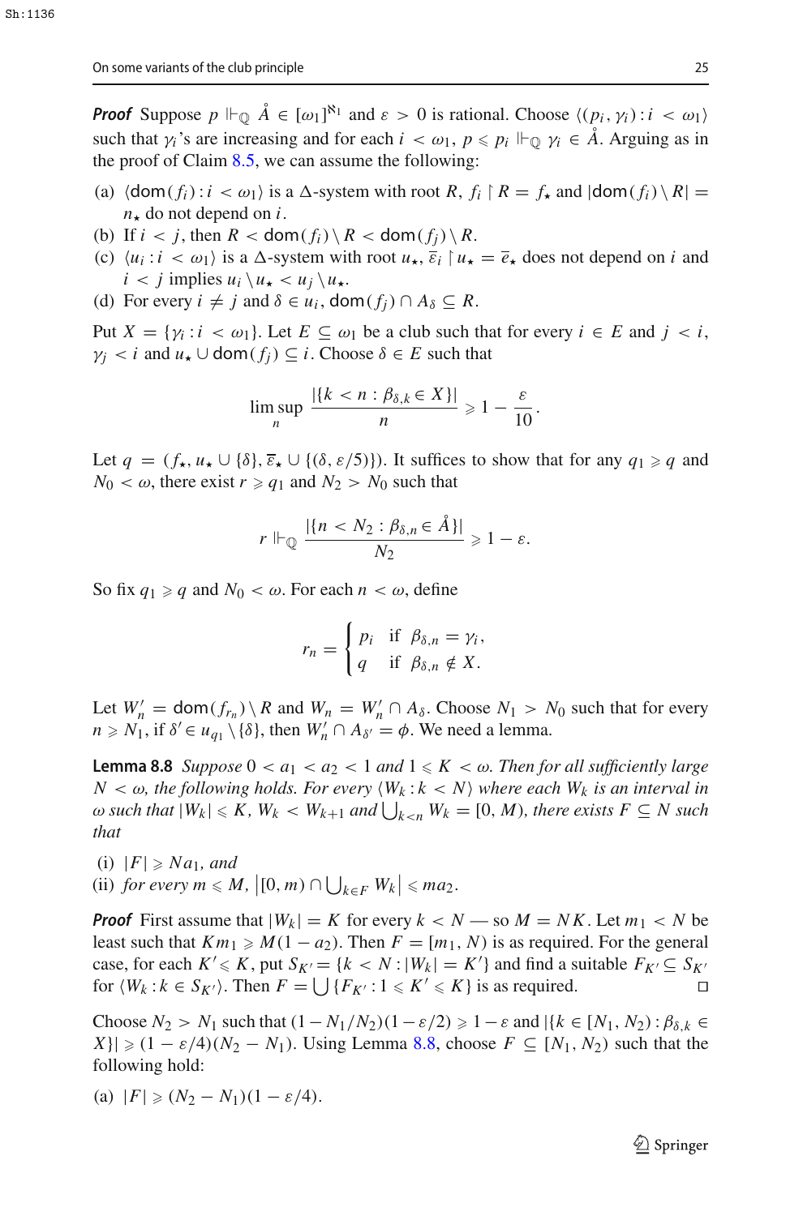***Proof*** Suppose $p \Vdash_{\mathbb{Q}} \mathring{A} \in [\omega_1]^{\aleph_1}$ and $\varepsilon > 0$ is rational. Choose $\langle (p_i, \gamma_i) : i < \omega_1 \rangle$ such that $\gamma_i$'s are increasing and for each $i < \omega_1$, $p \leqslant p_i \Vdash_{\mathbb{Q}} \gamma_i \in \mathring{A}$. Arguing as in the proof of Claim 8.5, we can assume the following:

(a) $\langle \mathrm{dom}(f_i) : i < \omega_1 \rangle$ is a $\Delta$-system with root $R$, $f_i \restriction R = f_\star$ and $|\mathrm{dom}(f_i) \setminus R| = n_\star$ do not depend on $i$.
(b) If $i < j$, then $R < \mathrm{dom}(f_i) \setminus R < \mathrm{dom}(f_j) \setminus R$.
(c) $\langle u_i : i < \omega_1 \rangle$ is a $\Delta$-system with root $u_\star$, $\overline{\varepsilon}_i \restriction u_\star = \overline{e}_\star$ does not depend on $i$ and $i < j$ implies $u_i \setminus u_\star < u_j \setminus u_\star$.
(d) For every $i \neq j$ and $\delta \in u_i$, $\mathrm{dom}(f_j) \cap A_\delta \subseteq R$.

Put $X = \{\gamma_i : i < \omega_1\}$. Let $E \subseteq \omega_1$ be a club such that for every $i \in E$ and $j < i$, $\gamma_j < i$ and $u_\star \cup \mathrm{dom}(f_j) \subseteq i$. Choose $\delta \in E$ such that

$$\limsup_n \frac{|\{k < n : \beta_{\delta,k} \in X\}|}{n} \geqslant 1 - \frac{\varepsilon}{10}.$$

Let $q = (f_\star, u_\star \cup \{\delta\}, \overline{\varepsilon}_\star \cup \{(\delta, \varepsilon/5)\})$. It suffices to show that for any $q_1 \geqslant q$ and $N_0 < \omega$, there exist $r \geqslant q_1$ and $N_2 > N_0$ such that

$$r \Vdash_{\mathbb{Q}} \frac{|\{n < N_2 : \beta_{\delta,n} \in \mathring{A}\}|}{N_2} \geqslant 1 - \varepsilon.$$

So fix $q_1 \geqslant q$ and $N_0 < \omega$. For each $n < \omega$, define

$$r_n = \begin{cases} p_i & \text{if } \beta_{\delta,n} = \gamma_i, \\ q & \text{if } \beta_{\delta,n} \notin X. \end{cases}$$

Let $W'_n = \mathrm{dom}(f_{r_n}) \setminus R$ and $W_n = W'_n \cap A_\delta$. Choose $N_1 > N_0$ such that for every $n \geqslant N_1$, if $\delta' \in u_{q_1} \setminus \{\delta\}$, then $W'_n \cap A_{\delta'} = \phi$. We need a lemma.

**Lemma 8.8** *Suppose $0 < a_1 < a_2 < 1$ and $1 \leqslant K < \omega$. Then for all sufficiently large $N < \omega$, the following holds. For every $\langle W_k : k < N \rangle$ where each $W_k$ is an interval in $\omega$ such that $|W_k| \leqslant K$, $W_k < W_{k+1}$ and $\bigcup_{k<n} W_k = [0, M)$, there exists $F \subseteq N$ such that*

(i) *$|F| \geqslant N a_1$, and*
(ii) *for every $m \leqslant M$, $\left|[0, m) \cap \bigcup_{k \in F} W_k\right| \leqslant m a_2$.*

***Proof*** First assume that $|W_k| = K$ for every $k < N$ — so $M = NK$. Let $m_1 < N$ be least such that $K m_1 \geqslant M(1 - a_2)$. Then $F = [m_1, N)$ is as required. For the general case, for each $K' \leqslant K$, put $S_{K'} = \{k < N : |W_k| = K'\}$ and find a suitable $F_{K'} \subseteq S_{K'}$ for $\langle W_k : k \in S_{K'} \rangle$. Then $F = \bigcup \{F_{K'} : 1 \leqslant K' \leqslant K\}$ is as required. $\square$

Choose $N_2 > N_1$ such that $(1 - N_1/N_2)(1 - \varepsilon/2) \geqslant 1 - \varepsilon$ and $|\{k \in [N_1, N_2) : \beta_{\delta,k} \in X\}| \geqslant (1 - \varepsilon/4)(N_2 - N_1)$. Using Lemma 8.8, choose $F \subseteq [N_1, N_2)$ such that the following hold:

(a) $|F| \geqslant (N_2 - N_1)(1 - \varepsilon/4)$.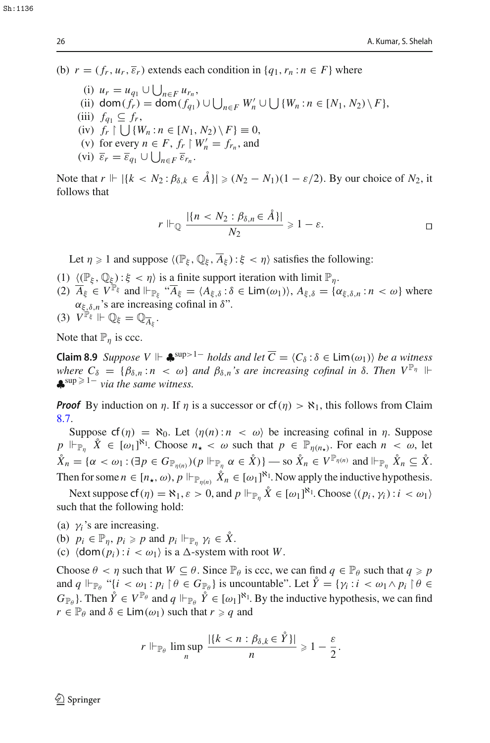(b) $r = (f_r, u_r, \bar{\varepsilon}_r)$ extends each condition in $\{q_1, r_n : n \in F\}$ where

(i) $u_r = u_{q_1} \cup \bigcup_{n \in F} u_{r_n}$,

(ii) $\mathsf{dom}(f_r) = \mathsf{dom}(f_{q_1}) \cup \bigcup_{n \in F} W'_n \cup \bigcup \{W_n : n \in [N_1, N_2) \setminus F\}$,

(iii) $f_{q_1} \subseteq f_r$,

(iv) $f_r \restriction \bigcup \{W_n : n \in [N_1, N_2) \setminus F\} \equiv 0$,

(v) for every $n \in F$, $f_r \restriction W'_n = f_{r_n}$, and

(vi) $\bar{\varepsilon}_r = \bar{\varepsilon}_{q_1} \cup \bigcup_{n \in F} \bar{\varepsilon}_{r_n}$.

Note that $r \Vdash |\{k < N_2 : \beta_{\delta,k} \in \mathring{A}\}| \geqslant (N_2 - N_1)(1 - \varepsilon/2)$. By our choice of $N_2$, it follows that

$$r \Vdash_{\mathbb{Q}} \frac{|\{n < N_2 : \beta_{\delta,n} \in \mathring{A}\}|}{N_2} \geqslant 1 - \varepsilon. \qquad \square$$

Let $\eta \geqslant 1$ and suppose $\langle (\mathbb{P}_\xi, \mathbb{Q}_\xi, \overline{A}_\xi) : \xi < \eta \rangle$ satisfies the following:

(1) $\langle (\mathbb{P}_\xi, \mathbb{Q}_\xi) : \xi < \eta \rangle$ is a finite support iteration with limit $\mathbb{P}_\eta$.

(2) $\overline{A}_\xi \in V^{\mathbb{P}_\xi}$ and $\Vdash_{\mathbb{P}_\xi}$ "$\overline{A}_\xi = \langle A_{\xi,\delta} : \delta \in \mathsf{Lim}(\omega_1) \rangle$, $A_{\xi,\delta} = \{\alpha_{\xi,\delta,n} : n < \omega\}$ where $\alpha_{\xi,\delta,n}$'s are increasing cofinal in $\delta$".

(3) $V^{\mathbb{P}_\xi} \Vdash \mathbb{Q}_\xi = \mathbb{Q}_{\overline{A}_\xi}$.

Note that $\mathbb{P}_\eta$ is ccc.

**Claim 8.9** *Suppose $V \Vdash \clubsuit^{\sup > 1-}$ holds and let $\overline{C} = \langle C_\delta : \delta \in \mathsf{Lim}(\omega_1) \rangle$ be a witness where $C_\delta = \{\beta_{\delta,n} : n < \omega\}$ and $\beta_{\delta,n}$'s are increasing cofinal in $\delta$. Then $V^{\mathbb{P}_\eta} \Vdash \clubsuit^{\sup \geqslant 1-}$ via the same witness.*

***Proof*** By induction on $\eta$. If $\eta$ is a successor or $\mathsf{cf}(\eta) > \aleph_1$, this follows from Claim 8.7.

Suppose $\mathsf{cf}(\eta) = \aleph_0$. Let $\langle \eta(n) : n < \omega \rangle$ be increasing cofinal in $\eta$. Suppose $p \Vdash_{\mathbb{P}_\eta} \mathring{X} \in [\omega_1]^{\aleph_1}$. Choose $n_\star < \omega$ such that $p \in \mathbb{P}_{\eta(n_\star)}$. For each $n < \omega$, let $\mathring{X}_n = \{\alpha < \omega_1 : (\exists p \in G_{\mathbb{P}_{\eta(n)}})(p \Vdash_{\mathbb{P}_\eta} \alpha \in \mathring{X})\}$ — so $\mathring{X}_n \in V^{\mathbb{P}_{\eta(n)}}$ and $\Vdash_{\mathbb{P}_\eta} \mathring{X}_n \subseteq \mathring{X}$. Then for some $n \in [n_\star, \omega)$, $p \Vdash_{\mathbb{P}_{\eta(n)}} \mathring{X}_n \in [\omega_1]^{\aleph_1}$. Now apply the inductive hypothesis.

Next suppose $\mathsf{cf}(\eta) = \aleph_1$, $\varepsilon > 0$, and $p \Vdash_{\mathbb{P}_\eta} \mathring{X} \in [\omega_1]^{\aleph_1}$. Choose $\langle (p_i, \gamma_i) : i < \omega_1 \rangle$ such that the following hold:

(a) $\gamma_i$'s are increasing.

(b) $p_i \in \mathbb{P}_\eta$, $p_i \geqslant p$ and $p_i \Vdash_{\mathbb{P}_\eta} \gamma_i \in \mathring{X}$.

(c) $\langle \mathsf{dom}(p_i) : i < \omega_1 \rangle$ is a $\Delta$-system with root $W$.

Choose $\theta < \eta$ such that $W \subseteq \theta$. Since $\mathbb{P}_\theta$ is ccc, we can find $q \in \mathbb{P}_\theta$ such that $q \geqslant p$ and $q \Vdash_{\mathbb{P}_\theta}$ "$\{i < \omega_1 : p_i \restriction \theta \in G_{\mathbb{P}_\theta}\}$ is uncountable". Let $\mathring{Y} = \{\gamma_i : i < \omega_1 \wedge p_i \restriction \theta \in G_{\mathbb{P}_\theta}\}$. Then $\mathring{Y} \in V^{\mathbb{P}_\theta}$ and $q \Vdash_{\mathbb{P}_\theta} \mathring{Y} \in [\omega_1]^{\aleph_1}$. By the inductive hypothesis, we can find $r \in \mathbb{P}_\theta$ and $\delta \in \mathsf{Lim}(\omega_1)$ such that $r \geqslant q$ and

$$r \Vdash_{\mathbb{P}_\theta} \limsup_n \frac{|\{k < n : \beta_{\delta,k} \in \mathring{Y}\}|}{n} \geqslant 1 - \frac{\varepsilon}{2}.$$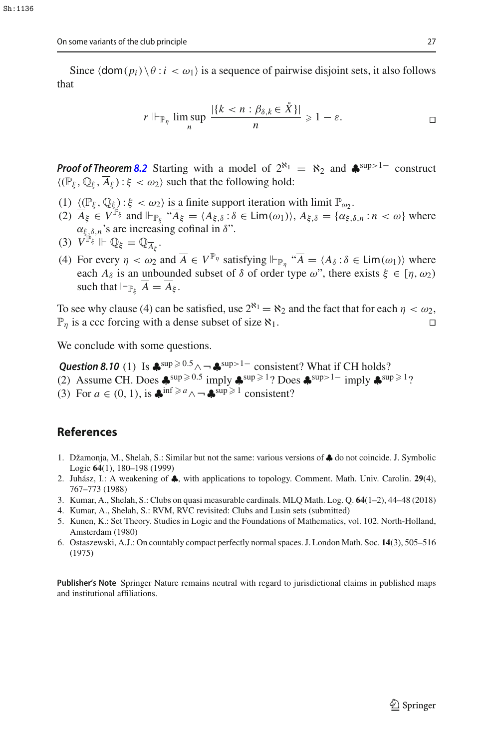Since $\langle \mathrm{dom}(p_i) \setminus \theta : i < \omega_1 \rangle$ is a sequence of pairwise disjoint sets, it also follows that

$$r \Vdash_{\mathbb{P}_\eta} \limsup_n \frac{|\{k < n : \beta_{\delta,k} \in \mathring{X}\}|}{n} \geqslant 1 - \varepsilon. \qquad \square$$

***Proof of Theorem 8.2*** Starting with a model of $2^{\aleph_1} = \aleph_2$ and $\clubsuit^{\sup > 1-}$ construct $\langle (\mathbb{P}_\xi, \mathbb{Q}_\xi, \overline{A}_\xi) : \xi < \omega_2 \rangle$ such that the following hold:

(1) $\langle (\mathbb{P}_\xi, \mathbb{Q}_\xi) : \xi < \omega_2 \rangle$ is a finite support iteration with limit $\mathbb{P}_{\omega_2}$.
(2) $\overline{A}_\xi \in V^{\mathbb{P}_\xi}$ and $\Vdash_{\mathbb{P}_\xi}$ "$\overline{A}_\xi = \langle A_{\xi,\delta} : \delta \in \mathrm{Lim}(\omega_1) \rangle$, $A_{\xi,\delta} = \{\alpha_{\xi,\delta,n} : n < \omega\}$ where $\alpha_{\xi,\delta,n}$'s are increasing cofinal in $\delta$".
(3) $V^{\mathbb{P}_\xi} \Vdash \mathbb{Q}_\xi = \mathbb{Q}_{\overline{A}_\xi}$.
(4) For every $\eta < \omega_2$ and $\overline{A} \in V^{\mathbb{P}_\eta}$ satisfying $\Vdash_{\mathbb{P}_\eta}$ "$\overline{A} = \langle A_\delta : \delta \in \mathrm{Lim}(\omega_1) \rangle$ where each $A_\delta$ is an unbounded subset of $\delta$ of order type $\omega$", there exists $\xi \in [\eta, \omega_2)$ such that $\Vdash_{\mathbb{P}_\xi} \overline{A} = \overline{A}_\xi$.

To see why clause (4) can be satisfied, use $2^{\aleph_1} = \aleph_2$ and the fact that for each $\eta < \omega_2$, $\mathbb{P}_\eta$ is a ccc forcing with a dense subset of size $\aleph_1$. $\square$

We conclude with some questions.

***Question 8.10*** (1) Is $\clubsuit^{\sup \geqslant 0.5} \wedge \neg \clubsuit^{\sup > 1-}$ consistent? What if CH holds?
(2) Assume CH. Does $\clubsuit^{\sup \geqslant 0.5}$ imply $\clubsuit^{\sup \geqslant 1}$? Does $\clubsuit^{\sup > 1-}$ imply $\clubsuit^{\sup \geqslant 1}$?
(3) For $a \in (0, 1)$, is $\clubsuit^{\inf \geqslant a} \wedge \neg \clubsuit^{\sup \geqslant 1}$ consistent?

## References

1. Džamonja, M., Shelah, S.: Similar but not the same: various versions of ♣ do not coincide. J. Symbolic Logic **64**(1), 180–198 (1999)
2. Juhász, I.: A weakening of ♣, with applications to topology. Comment. Math. Univ. Carolin. **29**(4), 767–773 (1988)
3. Kumar, A., Shelah, S.: Clubs on quasi measurable cardinals. MLQ Math. Log. Q. **64**(1–2), 44–48 (2018)
4. Kumar, A., Shelah, S.: RVM, RVC revisited: Clubs and Lusin sets (submitted)
5. Kunen, K.: Set Theory. Studies in Logic and the Foundations of Mathematics, vol. 102. North-Holland, Amsterdam (1980)
6. Ostaszewski, A.J.: On countably compact perfectly normal spaces. J. London Math. Soc. **14**(3), 505–516 (1975)

**Publisher's Note** Springer Nature remains neutral with regard to jurisdictional claims in published maps and institutional affiliations.